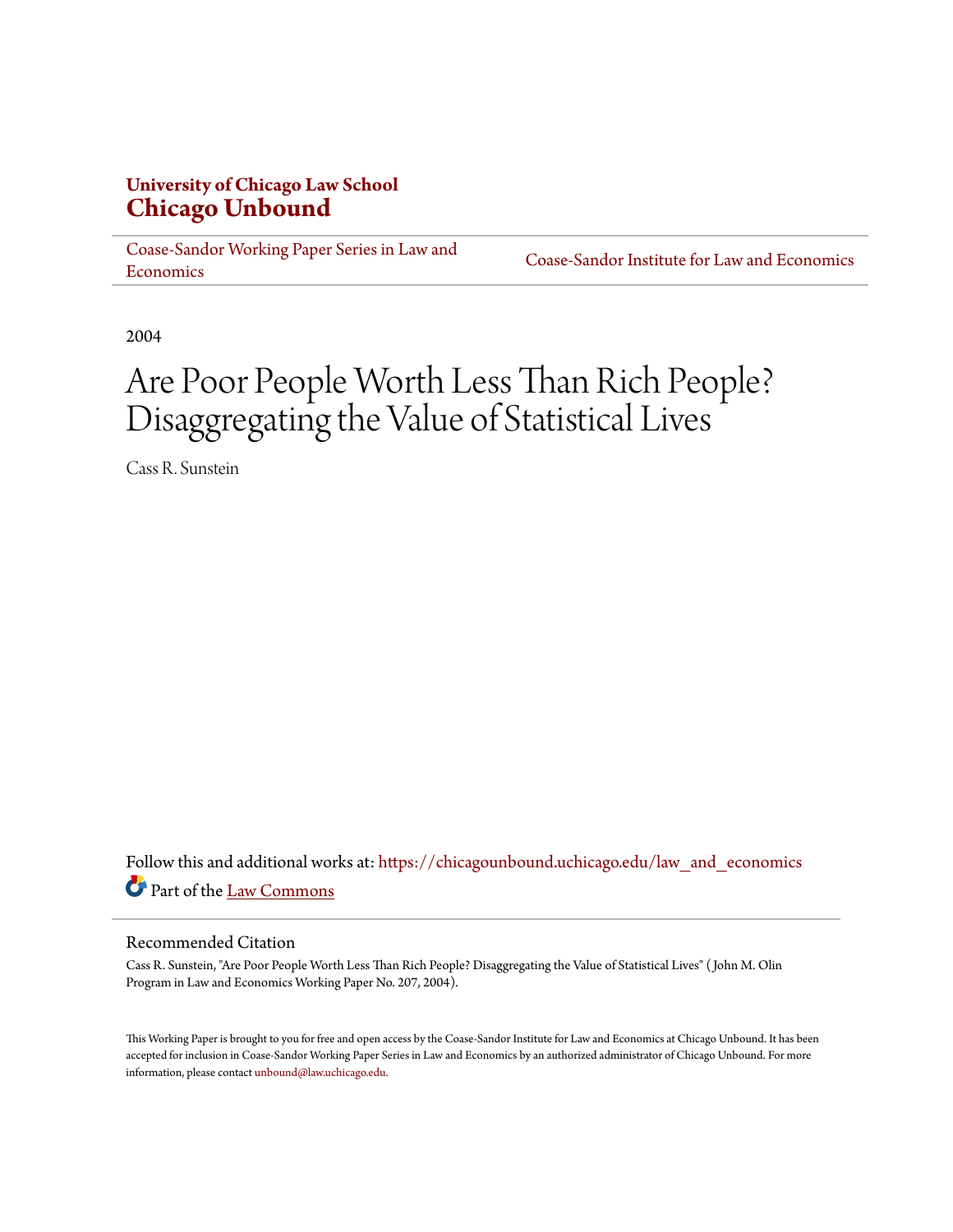**University of Chicago Law School**
**Chicago Unbound**

Coase-Sandor Working Paper Series in Law and Economics | Coase-Sandor Institute for Law and Economics

2004

# Are Poor People Worth Less Than Rich People? Disaggregating the Value of Statistical Lives

Cass R. Sunstein

Follow this and additional works at: https://chicagounbound.uchicago.edu/law_and_economics

Part of the Law Commons

## Recommended Citation

Cass R. Sunstein, "Are Poor People Worth Less Than Rich People? Disaggregating the Value of Statistical Lives" ( John M. Olin Program in Law and Economics Working Paper No. 207, 2004).

This Working Paper is brought to you for free and open access by the Coase-Sandor Institute for Law and Economics at Chicago Unbound. It has been accepted for inclusion in Coase-Sandor Working Paper Series in Law and Economics by an authorized administrator of Chicago Unbound. For more information, please contact unbound@law.uchicago.edu.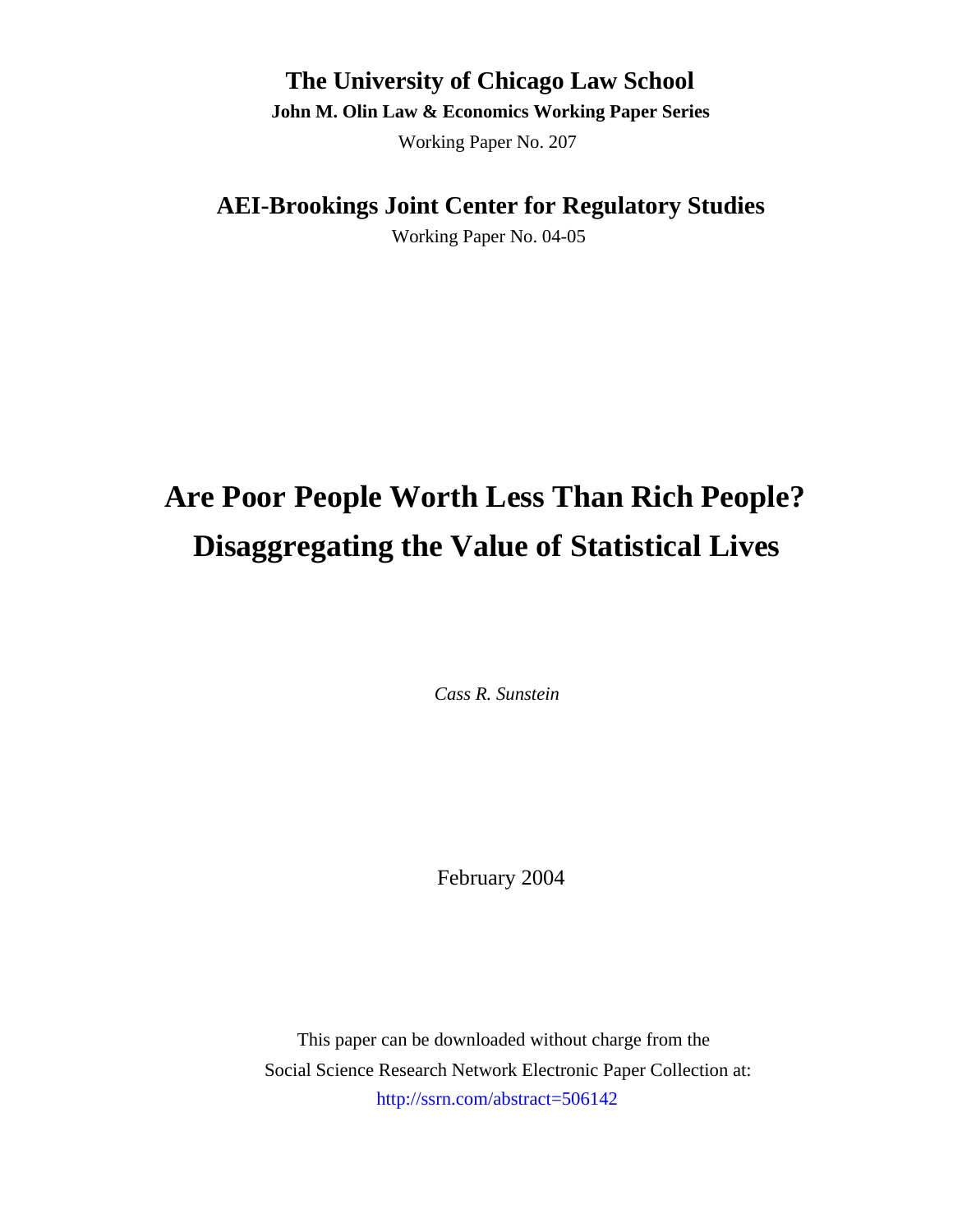**The University of Chicago Law School**

**John M. Olin Law & Economics Working Paper Series**

Working Paper No. 207

**AEI-Brookings Joint Center for Regulatory Studies**

Working Paper No. 04-05

# Are Poor People Worth Less Than Rich People? Disaggregating the Value of Statistical Lives

*Cass R. Sunstein*

February 2004

This paper can be downloaded without charge from the Social Science Research Network Electronic Paper Collection at: http://ssrn.com/abstract=506142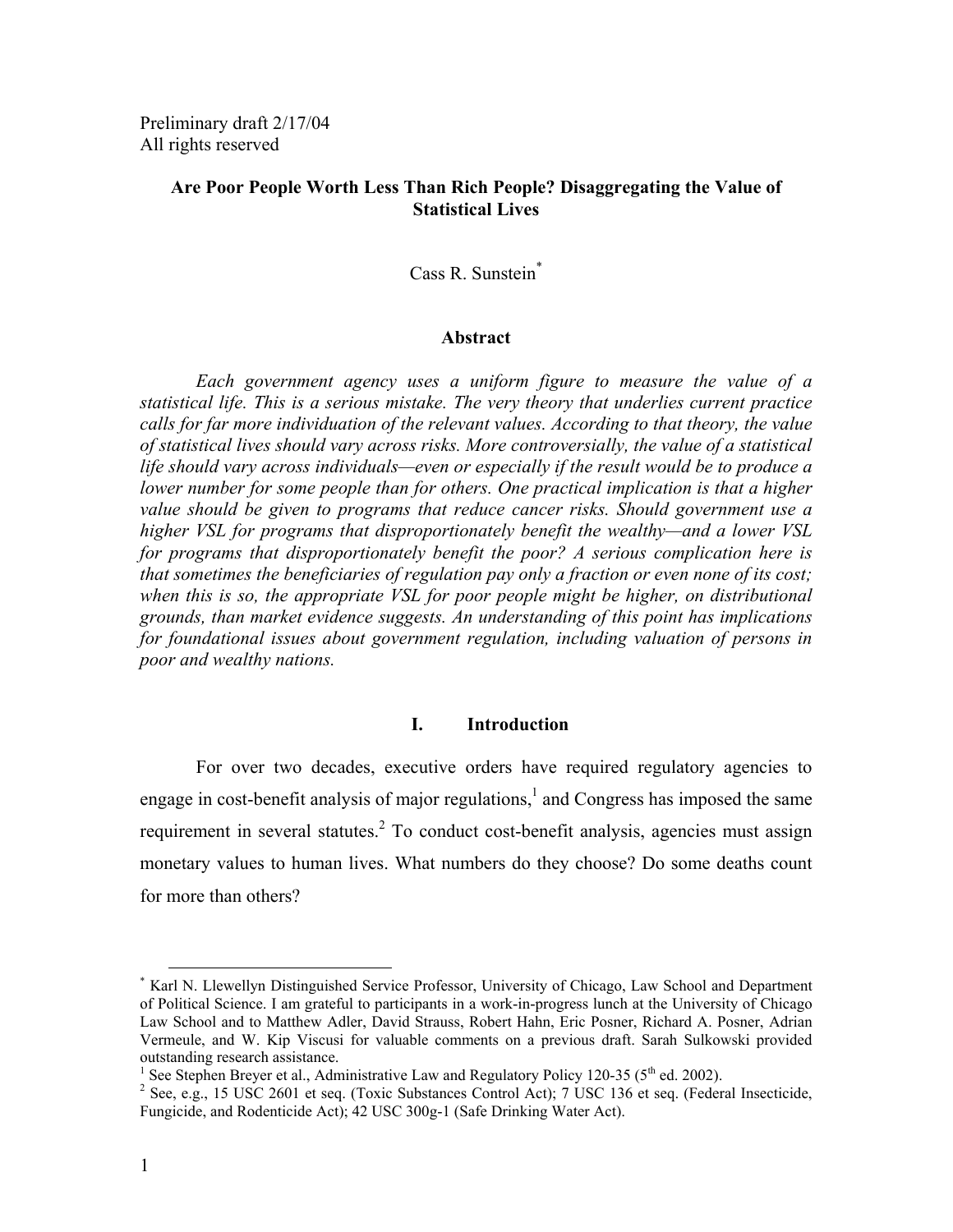Preliminary draft 2/17/04
All rights reserved

# Are Poor People Worth Less Than Rich People? Disaggregating the Value of Statistical Lives

Cass R. Sunstein*

## Abstract

*Each government agency uses a uniform figure to measure the value of a statistical life. This is a serious mistake. The very theory that underlies current practice calls for far more individuation of the relevant values. According to that theory, the value of statistical lives should vary across risks. More controversially, the value of a statistical life should vary across individuals—even or especially if the result would be to produce a lower number for some people than for others. One practical implication is that a higher value should be given to programs that reduce cancer risks. Should government use a higher VSL for programs that disproportionately benefit the wealthy—and a lower VSL for programs that disproportionately benefit the poor? A serious complication here is that sometimes the beneficiaries of regulation pay only a fraction or even none of its cost; when this is so, the appropriate VSL for poor people might be higher, on distributional grounds, than market evidence suggests. An understanding of this point has implications for foundational issues about government regulation, including valuation of persons in poor and wealthy nations.*

## I. Introduction

For over two decades, executive orders have required regulatory agencies to engage in cost-benefit analysis of major regulations,[1] and Congress has imposed the same requirement in several statutes.[2] To conduct cost-benefit analysis, agencies must assign monetary values to human lives. What numbers do they choose? Do some deaths count for more than others?

---

* Karl N. Llewellyn Distinguished Service Professor, University of Chicago, Law School and Department of Political Science. I am grateful to participants in a work-in-progress lunch at the University of Chicago Law School and to Matthew Adler, David Strauss, Robert Hahn, Eric Posner, Richard A. Posner, Adrian Vermeule, and W. Kip Viscusi for valuable comments on a previous draft. Sarah Sulkowski provided outstanding research assistance.

[1] See Stephen Breyer et al., Administrative Law and Regulatory Policy 120-35 (5th ed. 2002).

[2] See, e.g., 15 USC 2601 et seq. (Toxic Substances Control Act); 7 USC 136 et seq. (Federal Insecticide, Fungicide, and Rodenticide Act); 42 USC 300g-1 (Safe Drinking Water Act).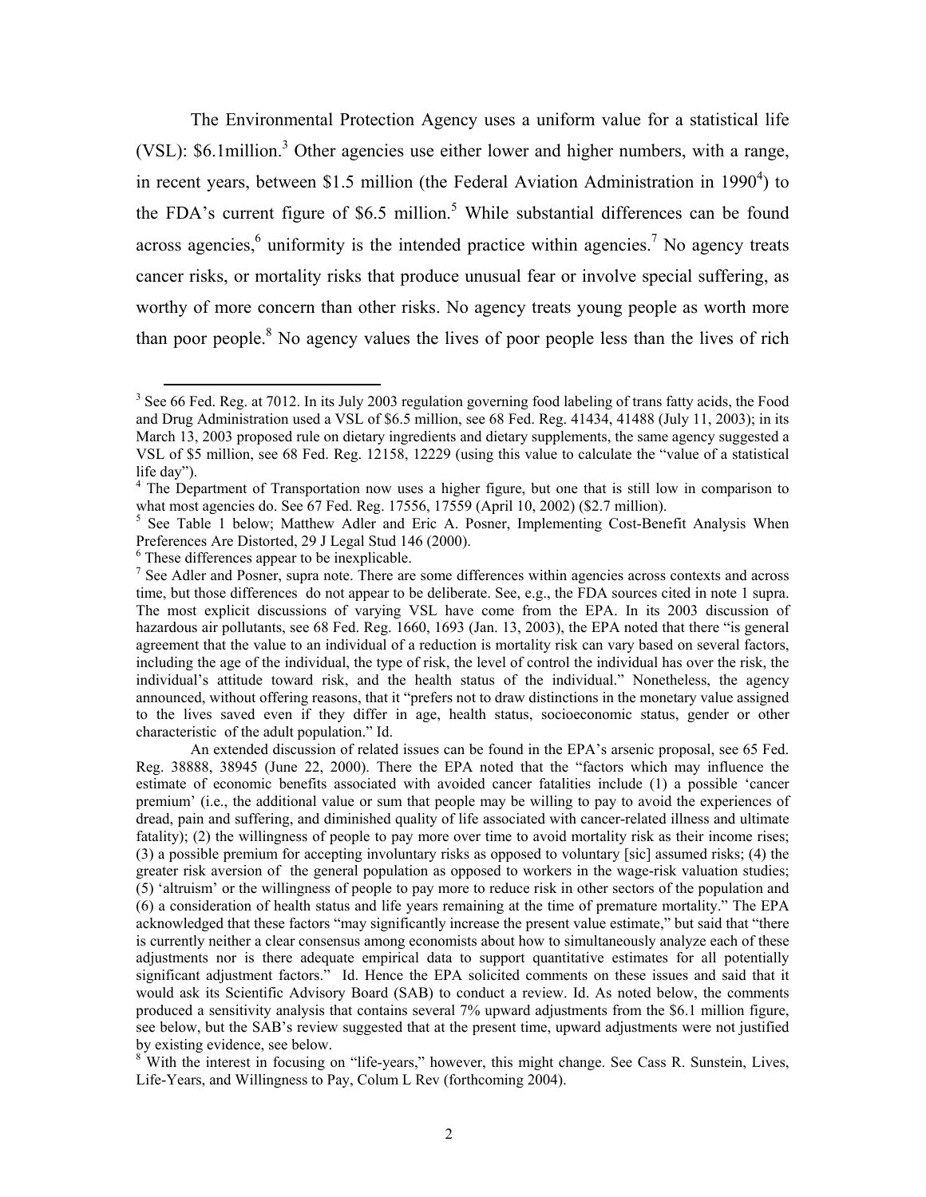The Environmental Protection Agency uses a uniform value for a statistical life (VSL): $6.1million.[3] Other agencies use either lower and higher numbers, with a range, in recent years, between $1.5 million (the Federal Aviation Administration in 1990[4]) to the FDA's current figure of $6.5 million.[5] While substantial differences can be found across agencies,[6] uniformity is the intended practice within agencies.[7] No agency treats cancer risks, or mortality risks that produce unusual fear or involve special suffering, as worthy of more concern than other risks. No agency treats young people as worth more than poor people.[8] No agency values the lives of poor people less than the lives of rich

---

[3] See 66 Fed. Reg. at 7012. In its July 2003 regulation governing food labeling of trans fatty acids, the Food and Drug Administration used a VSL of $6.5 million, see 68 Fed. Reg. 41434, 41488 (July 11, 2003); in its March 13, 2003 proposed rule on dietary ingredients and dietary supplements, the same agency suggested a VSL of $5 million, see 68 Fed. Reg. 12158, 12229 (using this value to calculate the "value of a statistical life day").

[4] The Department of Transportation now uses a higher figure, but one that is still low in comparison to what most agencies do. See 67 Fed. Reg. 17556, 17559 (April 10, 2002) ($2.7 million).

[5] See Table 1 below; Matthew Adler and Eric A. Posner, Implementing Cost-Benefit Analysis When Preferences Are Distorted, 29 J Legal Stud 146 (2000).

[6] These differences appear to be inexplicable.

[7] See Adler and Posner, supra note. There are some differences within agencies across contexts and across time, but those differences do not appear to be deliberate. See, e.g., the FDA sources cited in note 1 supra. The most explicit discussions of varying VSL have come from the EPA. In its 2003 discussion of hazardous air pollutants, see 68 Fed. Reg. 1660, 1693 (Jan. 13, 2003), the EPA noted that there "is general agreement that the value to an individual of a reduction is mortality risk can vary based on several factors, including the age of the individual, the type of risk, the level of control the individual has over the risk, the individual's attitude toward risk, and the health status of the individual." Nonetheless, the agency announced, without offering reasons, that it "prefers not to draw distinctions in the monetary value assigned to the lives saved even if they differ in age, health status, socioeconomic status, gender or other characteristic of the adult population." Id.

An extended discussion of related issues can be found in the EPA's arsenic proposal, see 65 Fed. Reg. 38888, 38945 (June 22, 2000). There the EPA noted that the "factors which may influence the estimate of economic benefits associated with avoided cancer fatalities include (1) a possible 'cancer premium' (i.e., the additional value or sum that people may be willing to pay to avoid the experiences of dread, pain and suffering, and diminished quality of life associated with cancer-related illness and ultimate fatality); (2) the willingness of people to pay more over time to avoid mortality risk as their income rises; (3) a possible premium for accepting involuntary risks as opposed to voluntary [sic] assumed risks; (4) the greater risk aversion of the general population as opposed to workers in the wage-risk valuation studies; (5) 'altruism' or the willingness of people to pay more to reduce risk in other sectors of the population and (6) a consideration of health status and life years remaining at the time of premature mortality." The EPA acknowledged that these factors "may significantly increase the present value estimate," but said that "there is currently neither a clear consensus among economists about how to simultaneously analyze each of these adjustments nor is there adequate empirical data to support quantitative estimates for all potentially significant adjustment factors." Id. Hence the EPA solicited comments on these issues and said that it would ask its Scientific Advisory Board (SAB) to conduct a review. Id. As noted below, the comments produced a sensitivity analysis that contains several 7% upward adjustments from the $6.1 million figure, see below, but the SAB's review suggested that at the present time, upward adjustments were not justified by existing evidence, see below.

[8] With the interest in focusing on "life-years," however, this might change. See Cass R. Sunstein, Lives, Life-Years, and Willingness to Pay, Colum L Rev (forthcoming 2004).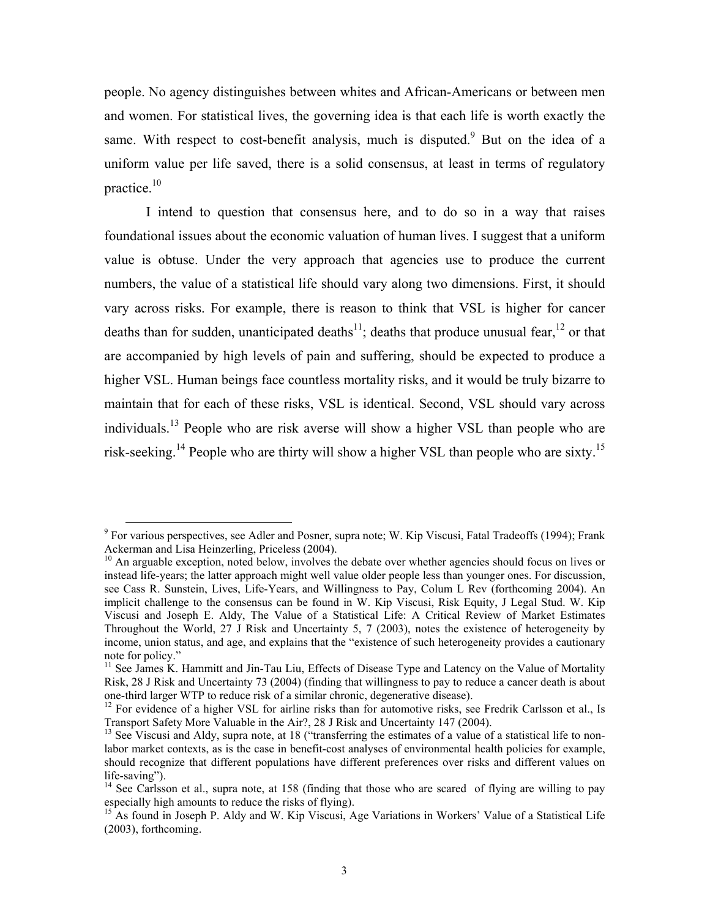people. No agency distinguishes between whites and African-Americans or between men and women. For statistical lives, the governing idea is that each life is worth exactly the same. With respect to cost-benefit analysis, much is disputed.[9] But on the idea of a uniform value per life saved, there is a solid consensus, at least in terms of regulatory practice.[10]

I intend to question that consensus here, and to do so in a way that raises foundational issues about the economic valuation of human lives. I suggest that a uniform value is obtuse. Under the very approach that agencies use to produce the current numbers, the value of a statistical life should vary along two dimensions. First, it should vary across risks. For example, there is reason to think that VSL is higher for cancer deaths than for sudden, unanticipated deaths[11]; deaths that produce unusual fear,[12] or that are accompanied by high levels of pain and suffering, should be expected to produce a higher VSL. Human beings face countless mortality risks, and it would be truly bizarre to maintain that for each of these risks, VSL is identical. Second, VSL should vary across individuals.[13] People who are risk averse will show a higher VSL than people who are risk-seeking.[14] People who are thirty will show a higher VSL than people who are sixty.[15]

---

[9] For various perspectives, see Adler and Posner, supra note; W. Kip Viscusi, Fatal Tradeoffs (1994); Frank Ackerman and Lisa Heinzerling, Priceless (2004).

[10] An arguable exception, noted below, involves the debate over whether agencies should focus on lives or instead life-years; the latter approach might well value older people less than younger ones. For discussion, see Cass R. Sunstein, Lives, Life-Years, and Willingness to Pay, Colum L Rev (forthcoming 2004). An implicit challenge to the consensus can be found in W. Kip Viscusi, Risk Equity, J Legal Stud. W. Kip Viscusi and Joseph E. Aldy, The Value of a Statistical Life: A Critical Review of Market Estimates Throughout the World, 27 J Risk and Uncertainty 5, 7 (2003), notes the existence of heterogeneity by income, union status, and age, and explains that the "existence of such heterogeneity provides a cautionary note for policy."

[11] See James K. Hammitt and Jin-Tau Liu, Effects of Disease Type and Latency on the Value of Mortality Risk, 28 J Risk and Uncertainty 73 (2004) (finding that willingness to pay to reduce a cancer death is about one-third larger WTP to reduce risk of a similar chronic, degenerative disease).

[12] For evidence of a higher VSL for airline risks than for automotive risks, see Fredrik Carlsson et al., Is Transport Safety More Valuable in the Air?, 28 J Risk and Uncertainty 147 (2004).

[13] See Viscusi and Aldy, supra note, at 18 ("transferring the estimates of a value of a statistical life to non-labor market contexts, as is the case in benefit-cost analyses of environmental health policies for example, should recognize that different populations have different preferences over risks and different values on life-saving").

[14] See Carlsson et al., supra note, at 158 (finding that those who are scared of flying are willing to pay especially high amounts to reduce the risks of flying).

[15] As found in Joseph P. Aldy and W. Kip Viscusi, Age Variations in Workers' Value of a Statistical Life (2003), forthcoming.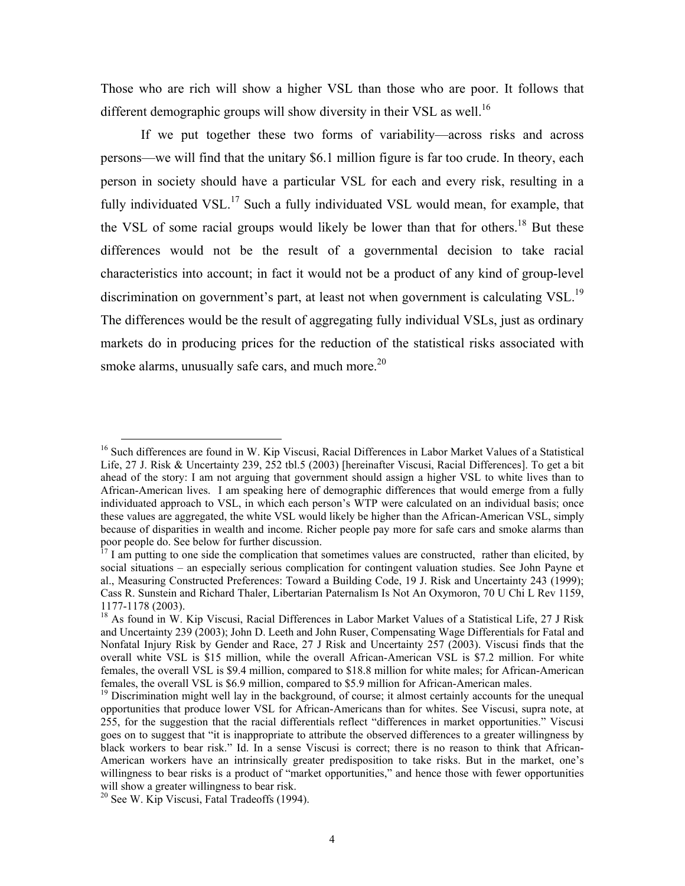Those who are rich will show a higher VSL than those who are poor. It follows that different demographic groups will show diversity in their VSL as well.[16]

If we put together these two forms of variability—across risks and across persons—we will find that the unitary $6.1 million figure is far too crude. In theory, each person in society should have a particular VSL for each and every risk, resulting in a fully individuated VSL.[17] Such a fully individuated VSL would mean, for example, that the VSL of some racial groups would likely be lower than that for others.[18] But these differences would not be the result of a governmental decision to take racial characteristics into account; in fact it would not be a product of any kind of group-level discrimination on government's part, at least not when government is calculating VSL.[19] The differences would be the result of aggregating fully individual VSLs, just as ordinary markets do in producing prices for the reduction of the statistical risks associated with smoke alarms, unusually safe cars, and much more.[20]

---

[16] Such differences are found in W. Kip Viscusi, Racial Differences in Labor Market Values of a Statistical Life, 27 J. Risk & Uncertainty 239, 252 tbl.5 (2003) [hereinafter Viscusi, Racial Differences]. To get a bit ahead of the story: I am not arguing that government should assign a higher VSL to white lives than to African-American lives. I am speaking here of demographic differences that would emerge from a fully individuated approach to VSL, in which each person's WTP were calculated on an individual basis; once these values are aggregated, the white VSL would likely be higher than the African-American VSL, simply because of disparities in wealth and income. Richer people pay more for safe cars and smoke alarms than poor people do. See below for further discussion.

[17] I am putting to one side the complication that sometimes values are constructed, rather than elicited, by social situations – an especially serious complication for contingent valuation studies. See John Payne et al., Measuring Constructed Preferences: Toward a Building Code, 19 J. Risk and Uncertainty 243 (1999); Cass R. Sunstein and Richard Thaler, Libertarian Paternalism Is Not An Oxymoron, 70 U Chi L Rev 1159, 1177-1178 (2003).

[18] As found in W. Kip Viscusi, Racial Differences in Labor Market Values of a Statistical Life, 27 J Risk and Uncertainty 239 (2003); John D. Leeth and John Ruser, Compensating Wage Differentials for Fatal and Nonfatal Injury Risk by Gender and Race, 27 J Risk and Uncertainty 257 (2003). Viscusi finds that the overall white VSL is $15 million, while the overall African-American VSL is $7.2 million. For white females, the overall VSL is $9.4 million, compared to $18.8 million for white males; for African-American females, the overall VSL is $6.9 million, compared to $5.9 million for African-American males.

[19] Discrimination might well lay in the background, of course; it almost certainly accounts for the unequal opportunities that produce lower VSL for African-Americans than for whites. See Viscusi, supra note, at 255, for the suggestion that the racial differentials reflect "differences in market opportunities." Viscusi goes on to suggest that "it is inappropriate to attribute the observed differences to a greater willingness by black workers to bear risk." Id. In a sense Viscusi is correct; there is no reason to think that African-American workers have an intrinsically greater predisposition to take risks. But in the market, one's willingness to bear risks is a product of "market opportunities," and hence those with fewer opportunities will show a greater willingness to bear risk.

[20] See W. Kip Viscusi, Fatal Tradeoffs (1994).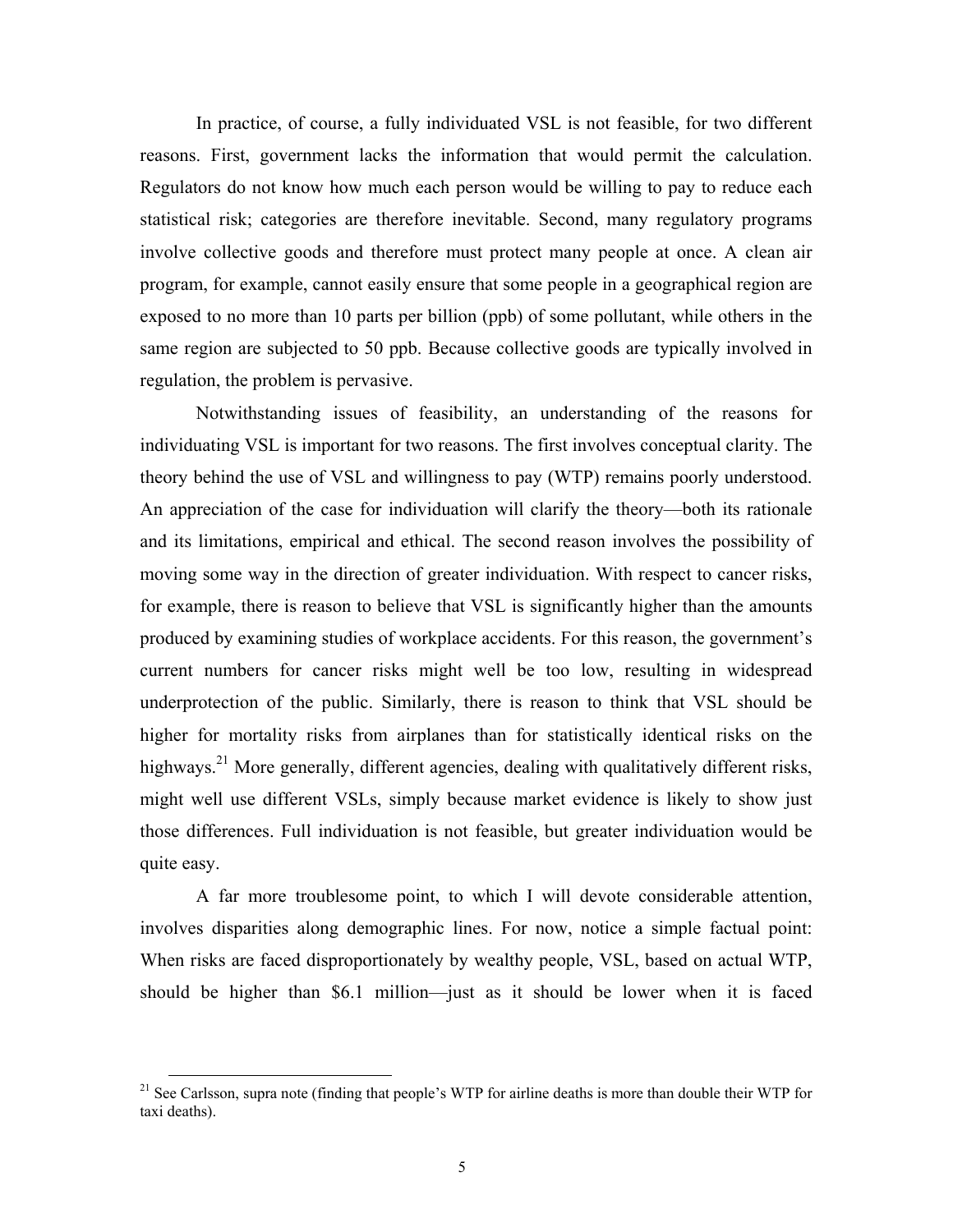In practice, of course, a fully individuated VSL is not feasible, for two different reasons. First, government lacks the information that would permit the calculation. Regulators do not know how much each person would be willing to pay to reduce each statistical risk; categories are therefore inevitable. Second, many regulatory programs involve collective goods and therefore must protect many people at once. A clean air program, for example, cannot easily ensure that some people in a geographical region are exposed to no more than 10 parts per billion (ppb) of some pollutant, while others in the same region are subjected to 50 ppb. Because collective goods are typically involved in regulation, the problem is pervasive.

Notwithstanding issues of feasibility, an understanding of the reasons for individuating VSL is important for two reasons. The first involves conceptual clarity. The theory behind the use of VSL and willingness to pay (WTP) remains poorly understood. An appreciation of the case for individuation will clarify the theory—both its rationale and its limitations, empirical and ethical. The second reason involves the possibility of moving some way in the direction of greater individuation. With respect to cancer risks, for example, there is reason to believe that VSL is significantly higher than the amounts produced by examining studies of workplace accidents. For this reason, the government's current numbers for cancer risks might well be too low, resulting in widespread underprotection of the public. Similarly, there is reason to think that VSL should be higher for mortality risks from airplanes than for statistically identical risks on the highways.[21] More generally, different agencies, dealing with qualitatively different risks, might well use different VSLs, simply because market evidence is likely to show just those differences. Full individuation is not feasible, but greater individuation would be quite easy.

A far more troublesome point, to which I will devote considerable attention, involves disparities along demographic lines. For now, notice a simple factual point: When risks are faced disproportionately by wealthy people, VSL, based on actual WTP, should be higher than \$6.1 million—just as it should be lower when it is faced

[21] See Carlsson, supra note (finding that people's WTP for airline deaths is more than double their WTP for taxi deaths).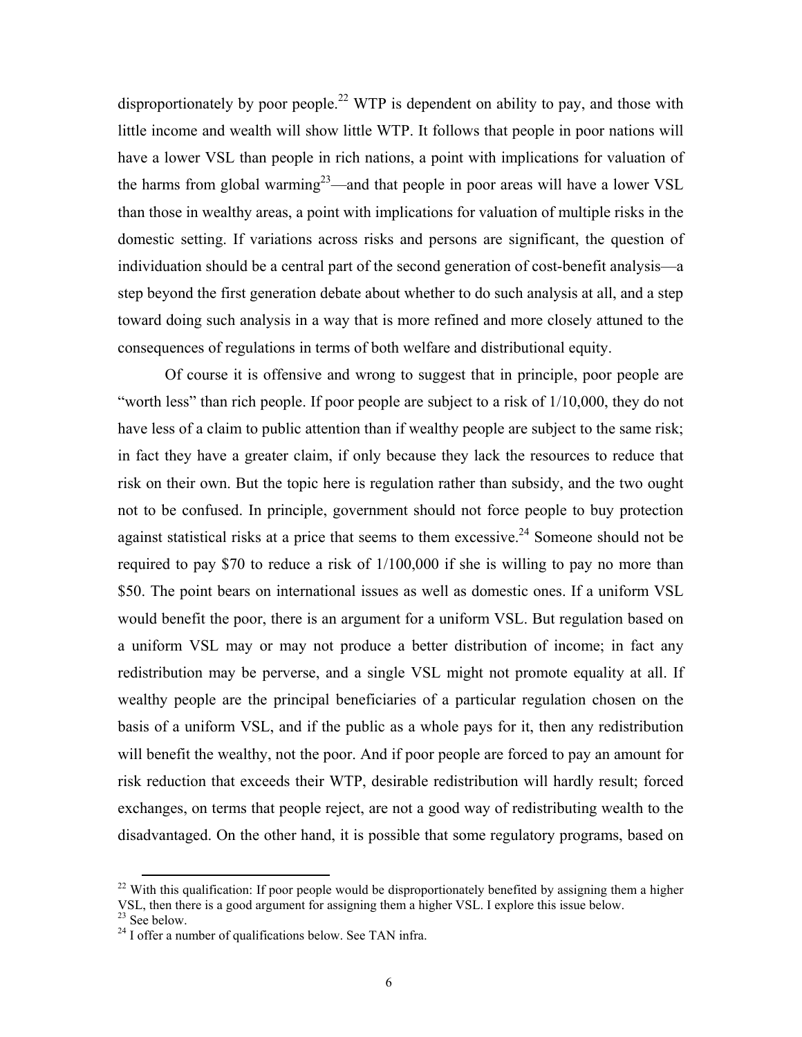disproportionately by poor people.[22] WTP is dependent on ability to pay, and those with little income and wealth will show little WTP. It follows that people in poor nations will have a lower VSL than people in rich nations, a point with implications for valuation of the harms from global warming[23]—and that people in poor areas will have a lower VSL than those in wealthy areas, a point with implications for valuation of multiple risks in the domestic setting. If variations across risks and persons are significant, the question of individuation should be a central part of the second generation of cost-benefit analysis—a step beyond the first generation debate about whether to do such analysis at all, and a step toward doing such analysis in a way that is more refined and more closely attuned to the consequences of regulations in terms of both welfare and distributional equity.

Of course it is offensive and wrong to suggest that in principle, poor people are "worth less" than rich people. If poor people are subject to a risk of 1/10,000, they do not have less of a claim to public attention than if wealthy people are subject to the same risk; in fact they have a greater claim, if only because they lack the resources to reduce that risk on their own. But the topic here is regulation rather than subsidy, and the two ought not to be confused. In principle, government should not force people to buy protection against statistical risks at a price that seems to them excessive.[24] Someone should not be required to pay $70 to reduce a risk of 1/100,000 if she is willing to pay no more than $50. The point bears on international issues as well as domestic ones. If a uniform VSL would benefit the poor, there is an argument for a uniform VSL. But regulation based on a uniform VSL may or may not produce a better distribution of income; in fact any redistribution may be perverse, and a single VSL might not promote equality at all. If wealthy people are the principal beneficiaries of a particular regulation chosen on the basis of a uniform VSL, and if the public as a whole pays for it, then any redistribution will benefit the wealthy, not the poor. And if poor people are forced to pay an amount for risk reduction that exceeds their WTP, desirable redistribution will hardly result; forced exchanges, on terms that people reject, are not a good way of redistributing wealth to the disadvantaged. On the other hand, it is possible that some regulatory programs, based on

[22] With this qualification: If poor people would be disproportionately benefited by assigning them a higher VSL, then there is a good argument for assigning them a higher VSL. I explore this issue below.

[23] See below.

[24] I offer a number of qualifications below. See TAN infra.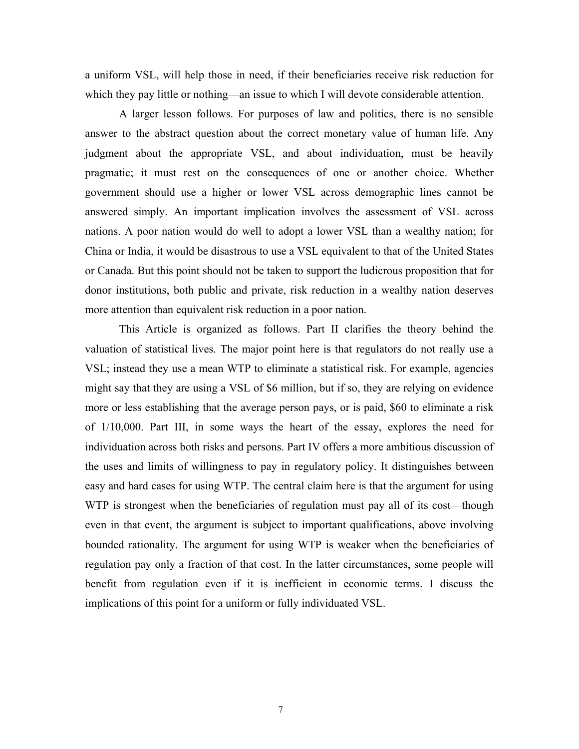a uniform VSL, will help those in need, if their beneficiaries receive risk reduction for which they pay little or nothing—an issue to which I will devote considerable attention.

A larger lesson follows. For purposes of law and politics, there is no sensible answer to the abstract question about the correct monetary value of human life. Any judgment about the appropriate VSL, and about individuation, must be heavily pragmatic; it must rest on the consequences of one or another choice. Whether government should use a higher or lower VSL across demographic lines cannot be answered simply. An important implication involves the assessment of VSL across nations. A poor nation would do well to adopt a lower VSL than a wealthy nation; for China or India, it would be disastrous to use a VSL equivalent to that of the United States or Canada. But this point should not be taken to support the ludicrous proposition that for donor institutions, both public and private, risk reduction in a wealthy nation deserves more attention than equivalent risk reduction in a poor nation.

This Article is organized as follows. Part II clarifies the theory behind the valuation of statistical lives. The major point here is that regulators do not really use a VSL; instead they use a mean WTP to eliminate a statistical risk. For example, agencies might say that they are using a VSL of $6 million, but if so, they are relying on evidence more or less establishing that the average person pays, or is paid, $60 to eliminate a risk of 1/10,000. Part III, in some ways the heart of the essay, explores the need for individuation across both risks and persons. Part IV offers a more ambitious discussion of the uses and limits of willingness to pay in regulatory policy. It distinguishes between easy and hard cases for using WTP. The central claim here is that the argument for using WTP is strongest when the beneficiaries of regulation must pay all of its cost—though even in that event, the argument is subject to important qualifications, above involving bounded rationality. The argument for using WTP is weaker when the beneficiaries of regulation pay only a fraction of that cost. In the latter circumstances, some people will benefit from regulation even if it is inefficient in economic terms. I discuss the implications of this point for a uniform or fully individuated VSL.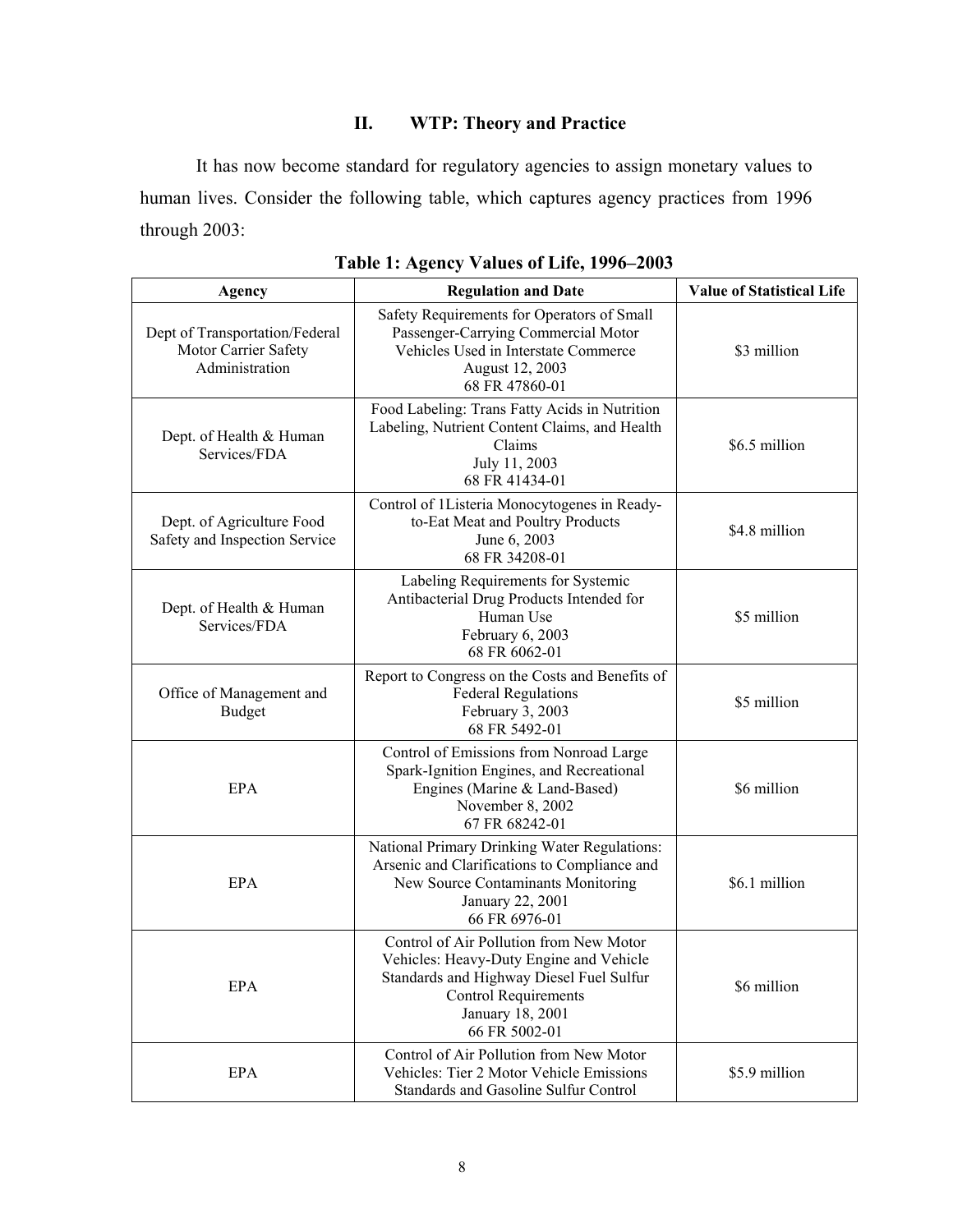## II. WTP: Theory and Practice

It has now become standard for regulatory agencies to assign monetary values to human lives. Consider the following table, which captures agency practices from 1996 through 2003:

**Table 1: Agency Values of Life, 1996–2003**

| Agency | Regulation and Date | Value of Statistical Life |
|---|---|---|
| Dept of Transportation/Federal Motor Carrier Safety Administration | Safety Requirements for Operators of Small Passenger-Carrying Commercial Motor Vehicles Used in Interstate Commerce August 12, 2003 68 FR 47860-01 | $3 million |
| Dept. of Health & Human Services/FDA | Food Labeling: Trans Fatty Acids in Nutrition Labeling, Nutrient Content Claims, and Health Claims July 11, 2003 68 FR 41434-01 | $6.5 million |
| Dept. of Agriculture Food Safety and Inspection Service | Control of 1Listeria Monocytogenes in Ready-to-Eat Meat and Poultry Products June 6, 2003 68 FR 34208-01 | $4.8 million |
| Dept. of Health & Human Services/FDA | Labeling Requirements for Systemic Antibacterial Drug Products Intended for Human Use February 6, 2003 68 FR 6062-01 | $5 million |
| Office of Management and Budget | Report to Congress on the Costs and Benefits of Federal Regulations February 3, 2003 68 FR 5492-01 | $5 million |
| EPA | Control of Emissions from Nonroad Large Spark-Ignition Engines, and Recreational Engines (Marine & Land-Based) November 8, 2002 67 FR 68242-01 | $6 million |
| EPA | National Primary Drinking Water Regulations: Arsenic and Clarifications to Compliance and New Source Contaminants Monitoring January 22, 2001 66 FR 6976-01 | $6.1 million |
| EPA | Control of Air Pollution from New Motor Vehicles: Heavy-Duty Engine and Vehicle Standards and Highway Diesel Fuel Sulfur Control Requirements January 18, 2001 66 FR 5002-01 | $6 million |
| EPA | Control of Air Pollution from New Motor Vehicles: Tier 2 Motor Vehicle Emissions Standards and Gasoline Sulfur Control | $5.9 million |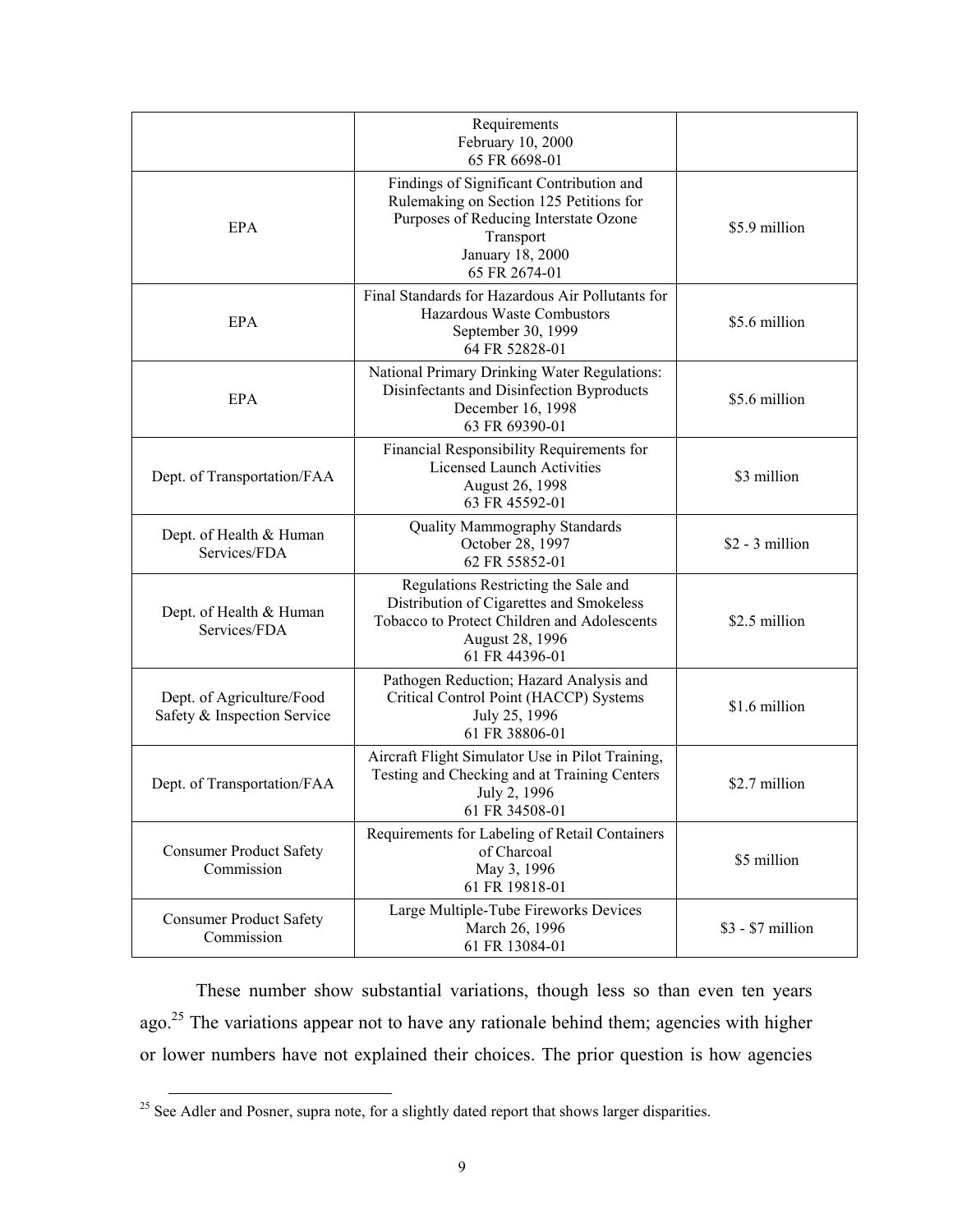| | | |
|---|---|---|
| | Requirements<br>February 10, 2000<br>65 FR 6698-01 | |
| EPA | Findings of Significant Contribution and Rulemaking on Section 125 Petitions for Purposes of Reducing Interstate Ozone Transport<br>January 18, 2000<br>65 FR 2674-01 | \$5.9 million |
| EPA | Final Standards for Hazardous Air Pollutants for Hazardous Waste Combustors<br>September 30, 1999<br>64 FR 52828-01 | \$5.6 million |
| EPA | National Primary Drinking Water Regulations: Disinfectants and Disinfection Byproducts<br>December 16, 1998<br>63 FR 69390-01 | \$5.6 million |
| Dept. of Transportation/FAA | Financial Responsibility Requirements for Licensed Launch Activities<br>August 26, 1998<br>63 FR 45592-01 | \$3 million |
| Dept. of Health & Human Services/FDA | Quality Mammography Standards<br>October 28, 1997<br>62 FR 55852-01 | \$2 - 3 million |
| Dept. of Health & Human Services/FDA | Regulations Restricting the Sale and Distribution of Cigarettes and Smokeless Tobacco to Protect Children and Adolescents<br>August 28, 1996<br>61 FR 44396-01 | \$2.5 million |
| Dept. of Agriculture/Food Safety & Inspection Service | Pathogen Reduction; Hazard Analysis and Critical Control Point (HACCP) Systems<br>July 25, 1996<br>61 FR 38806-01 | \$1.6 million |
| Dept. of Transportation/FAA | Aircraft Flight Simulator Use in Pilot Training, Testing and Checking and at Training Centers<br>July 2, 1996<br>61 FR 34508-01 | \$2.7 million |
| Consumer Product Safety Commission | Requirements for Labeling of Retail Containers of Charcoal<br>May 3, 1996<br>61 FR 19818-01 | \$5 million |
| Consumer Product Safety Commission | Large Multiple-Tube Fireworks Devices<br>March 26, 1996<br>61 FR 13084-01 | \$3 - \$7 million |

These number show substantial variations, though less so than even ten years ago.[25] The variations appear not to have any rationale behind them; agencies with higher or lower numbers have not explained their choices. The prior question is how agencies

[25] See Adler and Posner, supra note, for a slightly dated report that shows larger disparities.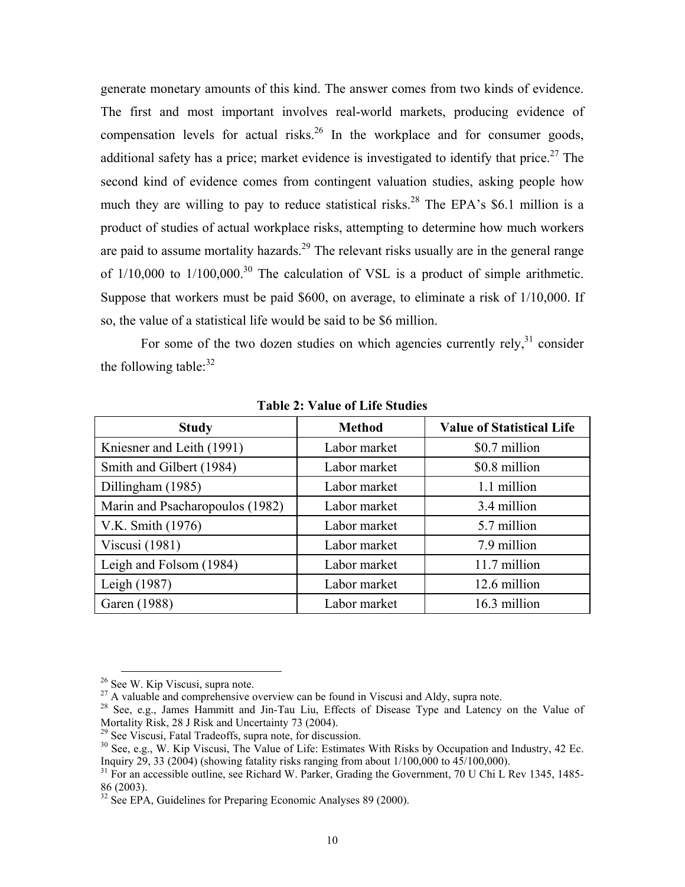generate monetary amounts of this kind. The answer comes from two kinds of evidence. The first and most important involves real-world markets, producing evidence of compensation levels for actual risks.[26] In the workplace and for consumer goods, additional safety has a price; market evidence is investigated to identify that price.[27] The second kind of evidence comes from contingent valuation studies, asking people how much they are willing to pay to reduce statistical risks.[28] The EPA's $6.1 million is a product of studies of actual workplace risks, attempting to determine how much workers are paid to assume mortality hazards.[29] The relevant risks usually are in the general range of 1/10,000 to 1/100,000.[30] The calculation of VSL is a product of simple arithmetic. Suppose that workers must be paid $600, on average, to eliminate a risk of 1/10,000. If so, the value of a statistical life would be said to be $6 million.

For some of the two dozen studies on which agencies currently rely,[31] consider the following table:[32]

**Table 2: Value of Life Studies**

| Study | Method | Value of Statistical Life |
|---|---|---|
| Kniesner and Leith (1991) | Labor market | $0.7 million |
| Smith and Gilbert (1984) | Labor market | $0.8 million |
| Dillingham (1985) | Labor market | 1.1 million |
| Marin and Psacharopoulos (1982) | Labor market | 3.4 million |
| V.K. Smith (1976) | Labor market | 5.7 million |
| Viscusi (1981) | Labor market | 7.9 million |
| Leigh and Folsom (1984) | Labor market | 11.7 million |
| Leigh (1987) | Labor market | 12.6 million |
| Garen (1988) | Labor market | 16.3 million |

---

[26] See W. Kip Viscusi, supra note.

[27] A valuable and comprehensive overview can be found in Viscusi and Aldy, supra note.

[28] See, e.g., James Hammitt and Jin-Tau Liu, Effects of Disease Type and Latency on the Value of Mortality Risk, 28 J Risk and Uncertainty 73 (2004).

[29] See Viscusi, Fatal Tradeoffs, supra note, for discussion.

[30] See, e.g., W. Kip Viscusi, The Value of Life: Estimates With Risks by Occupation and Industry, 42 Ec. Inquiry 29, 33 (2004) (showing fatality risks ranging from about 1/100,000 to 45/100,000).

[31] For an accessible outline, see Richard W. Parker, Grading the Government, 70 U Chi L Rev 1345, 1485-86 (2003).

[32] See EPA, Guidelines for Preparing Economic Analyses 89 (2000).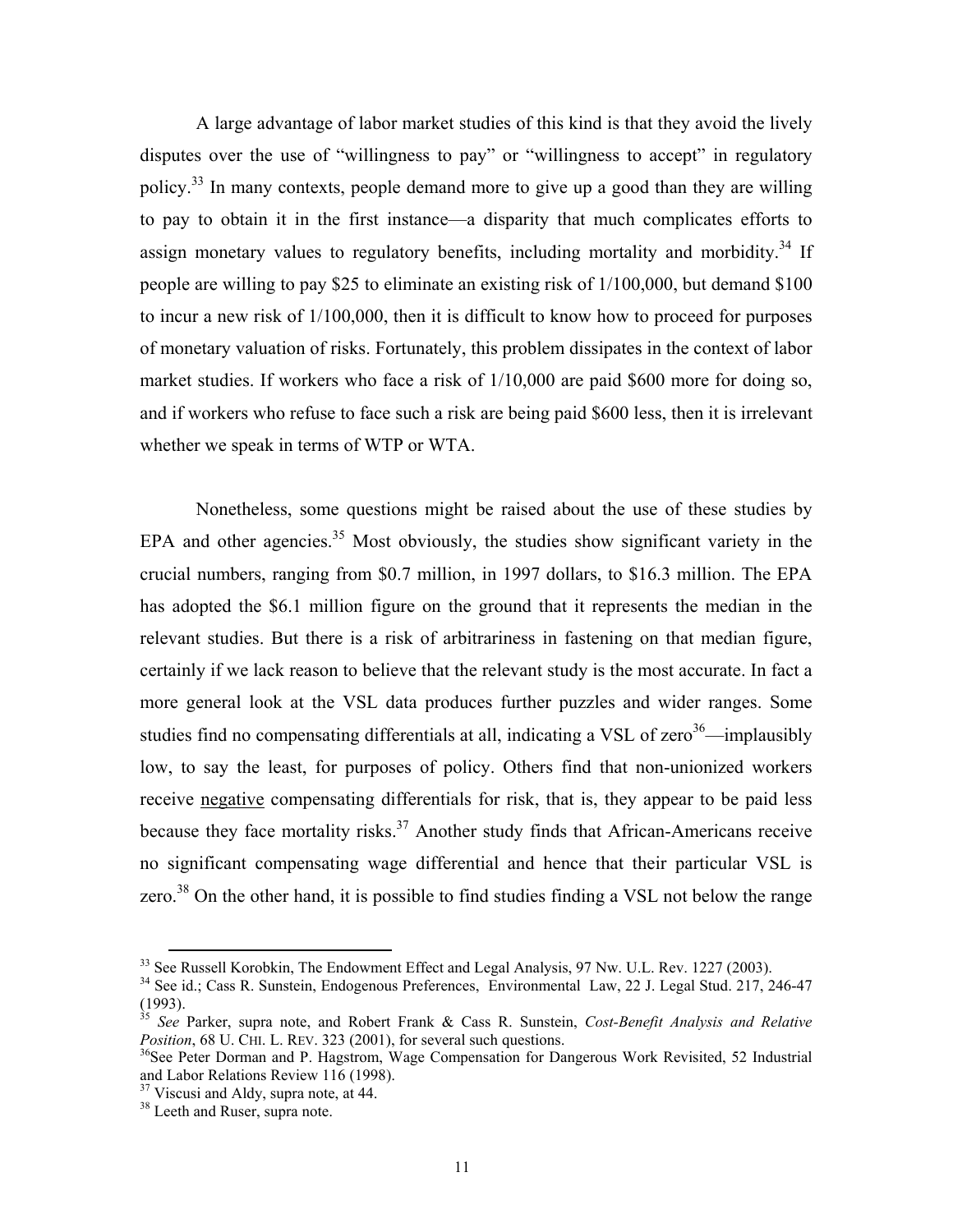A large advantage of labor market studies of this kind is that they avoid the lively disputes over the use of "willingness to pay" or "willingness to accept" in regulatory policy.[33] In many contexts, people demand more to give up a good than they are willing to pay to obtain it in the first instance—a disparity that much complicates efforts to assign monetary values to regulatory benefits, including mortality and morbidity.[34] If people are willing to pay $25 to eliminate an existing risk of 1/100,000, but demand $100 to incur a new risk of 1/100,000, then it is difficult to know how to proceed for purposes of monetary valuation of risks. Fortunately, this problem dissipates in the context of labor market studies. If workers who face a risk of 1/10,000 are paid $600 more for doing so, and if workers who refuse to face such a risk are being paid $600 less, then it is irrelevant whether we speak in terms of WTP or WTA.

Nonetheless, some questions might be raised about the use of these studies by EPA and other agencies.[35] Most obviously, the studies show significant variety in the crucial numbers, ranging from $0.7 million, in 1997 dollars, to $16.3 million. The EPA has adopted the $6.1 million figure on the ground that it represents the median in the relevant studies. But there is a risk of arbitrariness in fastening on that median figure, certainly if we lack reason to believe that the relevant study is the most accurate. In fact a more general look at the VSL data produces further puzzles and wider ranges. Some studies find no compensating differentials at all, indicating a VSL of zero[36]—implausibly low, to say the least, for purposes of policy. Others find that non-unionized workers receive <u>negative</u> compensating differentials for risk, that is, they appear to be paid less because they face mortality risks.[37] Another study finds that African-Americans receive no significant compensating wage differential and hence that their particular VSL is zero.[38] On the other hand, it is possible to find studies finding a VSL not below the range

---

[33] See Russell Korobkin, The Endowment Effect and Legal Analysis, 97 Nw. U.L. Rev. 1227 (2003).

[34] See id.; Cass R. Sunstein, Endogenous Preferences, Environmental Law, 22 J. Legal Stud. 217, 246-47 (1993).

[35] *See* Parker, supra note, and Robert Frank & Cass R. Sunstein, *Cost-Benefit Analysis and Relative Position*, 68 U. CHI. L. REV. 323 (2001), for several such questions.

[36] See Peter Dorman and P. Hagstrom, Wage Compensation for Dangerous Work Revisited, 52 Industrial and Labor Relations Review 116 (1998).

[37] Viscusi and Aldy, supra note, at 44.

[38] Leeth and Ruser, supra note.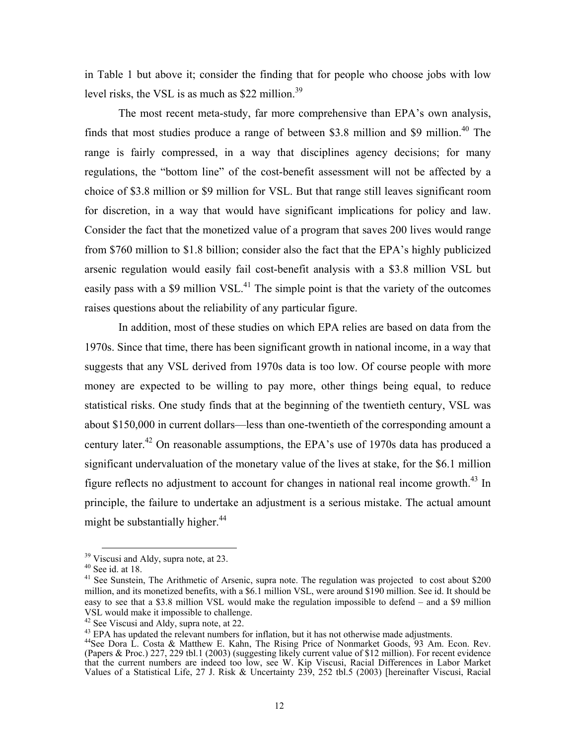in Table 1 but above it; consider the finding that for people who choose jobs with low level risks, the VSL is as much as $22 million.[39]

The most recent meta-study, far more comprehensive than EPA's own analysis, finds that most studies produce a range of between $3.8 million and $9 million.[40] The range is fairly compressed, in a way that disciplines agency decisions; for many regulations, the "bottom line" of the cost-benefit assessment will not be affected by a choice of $3.8 million or $9 million for VSL. But that range still leaves significant room for discretion, in a way that would have significant implications for policy and law. Consider the fact that the monetized value of a program that saves 200 lives would range from $760 million to $1.8 billion; consider also the fact that the EPA's highly publicized arsenic regulation would easily fail cost-benefit analysis with a $3.8 million VSL but easily pass with a $9 million VSL.[41] The simple point is that the variety of the outcomes raises questions about the reliability of any particular figure.

In addition, most of these studies on which EPA relies are based on data from the 1970s. Since that time, there has been significant growth in national income, in a way that suggests that any VSL derived from 1970s data is too low. Of course people with more money are expected to be willing to pay more, other things being equal, to reduce statistical risks. One study finds that at the beginning of the twentieth century, VSL was about $150,000 in current dollars—less than one-twentieth of the corresponding amount a century later.[42] On reasonable assumptions, the EPA's use of 1970s data has produced a significant undervaluation of the monetary value of the lives at stake, for the $6.1 million figure reflects no adjustment to account for changes in national real income growth.[43] In principle, the failure to undertake an adjustment is a serious mistake. The actual amount might be substantially higher.[44]

---

[39] Viscusi and Aldy, supra note, at 23.

[40] See id. at 18.

[41] See Sunstein, The Arithmetic of Arsenic, supra note. The regulation was projected to cost about $200 million, and its monetized benefits, with a $6.1 million VSL, were around $190 million. See id. It should be easy to see that a $3.8 million VSL would make the regulation impossible to defend – and a $9 million VSL would make it impossible to challenge.

[42] See Viscusi and Aldy, supra note, at 22.

[43] EPA has updated the relevant numbers for inflation, but it has not otherwise made adjustments.

[44] See Dora L. Costa & Matthew E. Kahn, The Rising Price of Nonmarket Goods, 93 Am. Econ. Rev. (Papers & Proc.) 227, 229 tbl.1 (2003) (suggesting likely current value of $12 million). For recent evidence that the current numbers are indeed too low, see W. Kip Viscusi, Racial Differences in Labor Market Values of a Statistical Life, 27 J. Risk & Uncertainty 239, 252 tbl.5 (2003) [hereinafter Viscusi, Racial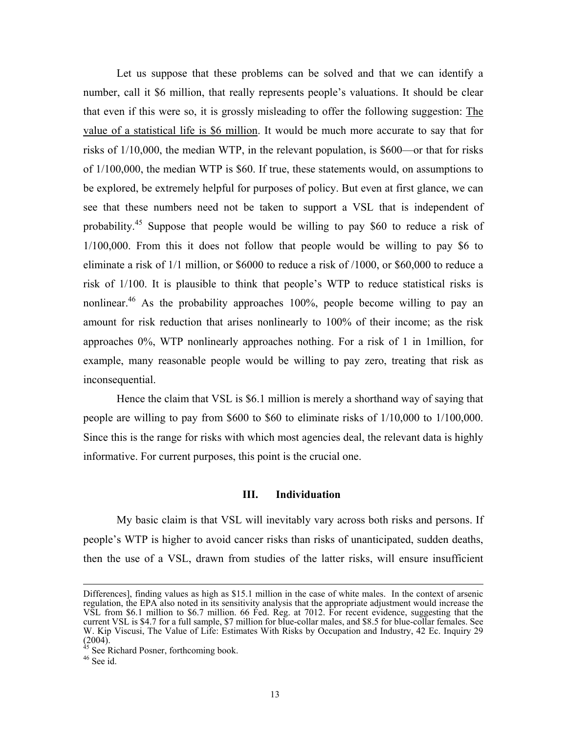Let us suppose that these problems can be solved and that we can identify a number, call it $6 million, that really represents people's valuations. It should be clear that even if this were so, it is grossly misleading to offer the following suggestion: <u>The value of a statistical life is $6 million</u>. It would be much more accurate to say that for risks of 1/10,000, the median WTP, in the relevant population, is $600—or that for risks of 1/100,000, the median WTP is $60. If true, these statements would, on assumptions to be explored, be extremely helpful for purposes of policy. But even at first glance, we can see that these numbers need not be taken to support a VSL that is independent of probability.[45] Suppose that people would be willing to pay $60 to reduce a risk of 1/100,000. From this it does not follow that people would be willing to pay $6 to eliminate a risk of 1/1 million, or $6000 to reduce a risk of /1000, or $60,000 to reduce a risk of 1/100. It is plausible to think that people's WTP to reduce statistical risks is nonlinear.[46] As the probability approaches 100%, people become willing to pay an amount for risk reduction that arises nonlinearly to 100% of their income; as the risk approaches 0%, WTP nonlinearly approaches nothing. For a risk of 1 in 1million, for example, many reasonable people would be willing to pay zero, treating that risk as inconsequential.

Hence the claim that VSL is $6.1 million is merely a shorthand way of saying that people are willing to pay from $600 to $60 to eliminate risks of 1/10,000 to 1/100,000. Since this is the range for risks with which most agencies deal, the relevant data is highly informative. For current purposes, this point is the crucial one.

## III. Individuation

My basic claim is that VSL will inevitably vary across both risks and persons. If people's WTP is higher to avoid cancer risks than risks of unanticipated, sudden deaths, then the use of a VSL, drawn from studies of the latter risks, will ensure insufficient

---

Differences], finding values as high as $15.1 million in the case of white males. In the context of arsenic regulation, the EPA also noted in its sensitivity analysis that the appropriate adjustment would increase the VSL from $6.1 million to $6.7 million. 66 Fed. Reg. at 7012. For recent evidence, suggesting that the current VSL is $4.7 for a full sample, $7 million for blue-collar males, and $8.5 for blue-collar females. See W. Kip Viscusi, The Value of Life: Estimates With Risks by Occupation and Industry, 42 Ec. Inquiry 29 (2004).

[45] See Richard Posner, forthcoming book.

[46] See id.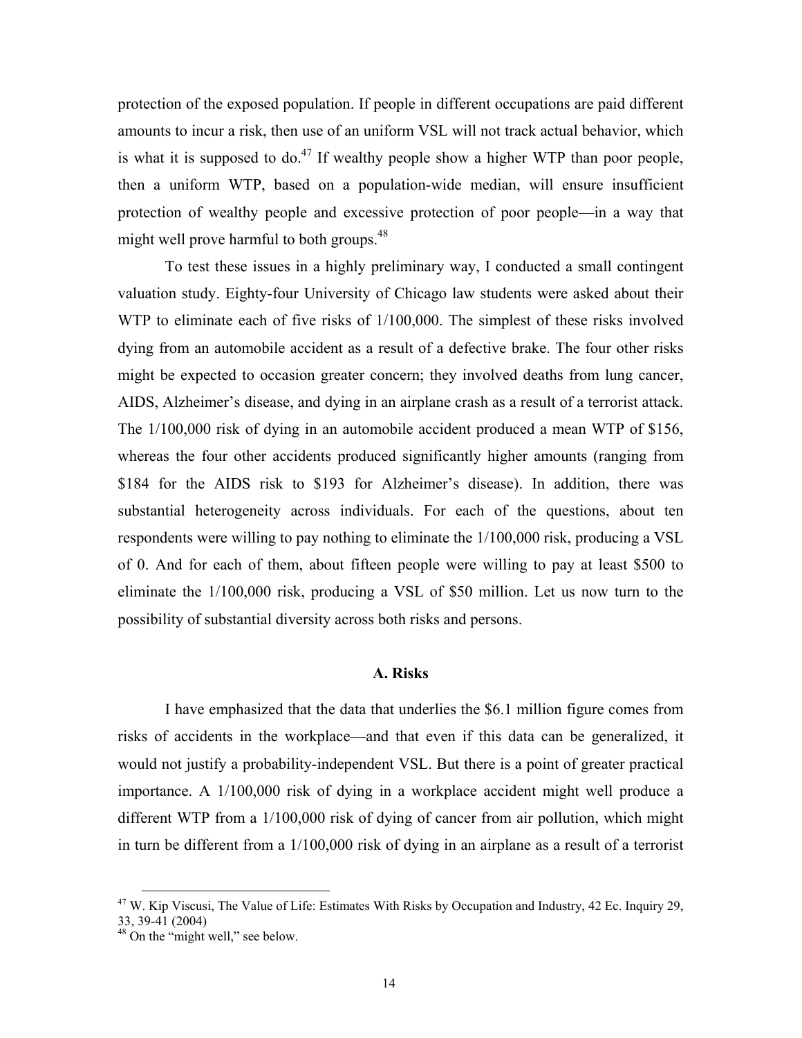protection of the exposed population. If people in different occupations are paid different amounts to incur a risk, then use of an uniform VSL will not track actual behavior, which is what it is supposed to do.[47] If wealthy people show a higher WTP than poor people, then a uniform WTP, based on a population-wide median, will ensure insufficient protection of wealthy people and excessive protection of poor people—in a way that might well prove harmful to both groups.[48]

To test these issues in a highly preliminary way, I conducted a small contingent valuation study. Eighty-four University of Chicago law students were asked about their WTP to eliminate each of five risks of 1/100,000. The simplest of these risks involved dying from an automobile accident as a result of a defective brake. The four other risks might be expected to occasion greater concern; they involved deaths from lung cancer, AIDS, Alzheimer's disease, and dying in an airplane crash as a result of a terrorist attack. The 1/100,000 risk of dying in an automobile accident produced a mean WTP of $156, whereas the four other accidents produced significantly higher amounts (ranging from $184 for the AIDS risk to $193 for Alzheimer's disease). In addition, there was substantial heterogeneity across individuals. For each of the questions, about ten respondents were willing to pay nothing to eliminate the 1/100,000 risk, producing a VSL of 0. And for each of them, about fifteen people were willing to pay at least $500 to eliminate the 1/100,000 risk, producing a VSL of $50 million. Let us now turn to the possibility of substantial diversity across both risks and persons.

### A. Risks

I have emphasized that the data that underlies the $6.1 million figure comes from risks of accidents in the workplace—and that even if this data can be generalized, it would not justify a probability-independent VSL. But there is a point of greater practical importance. A 1/100,000 risk of dying in a workplace accident might well produce a different WTP from a 1/100,000 risk of dying of cancer from air pollution, which might in turn be different from a 1/100,000 risk of dying in an airplane as a result of a terrorist

---

[47] W. Kip Viscusi, The Value of Life: Estimates With Risks by Occupation and Industry, 42 Ec. Inquiry 29, 33, 39-41 (2004)

[48] On the "might well," see below.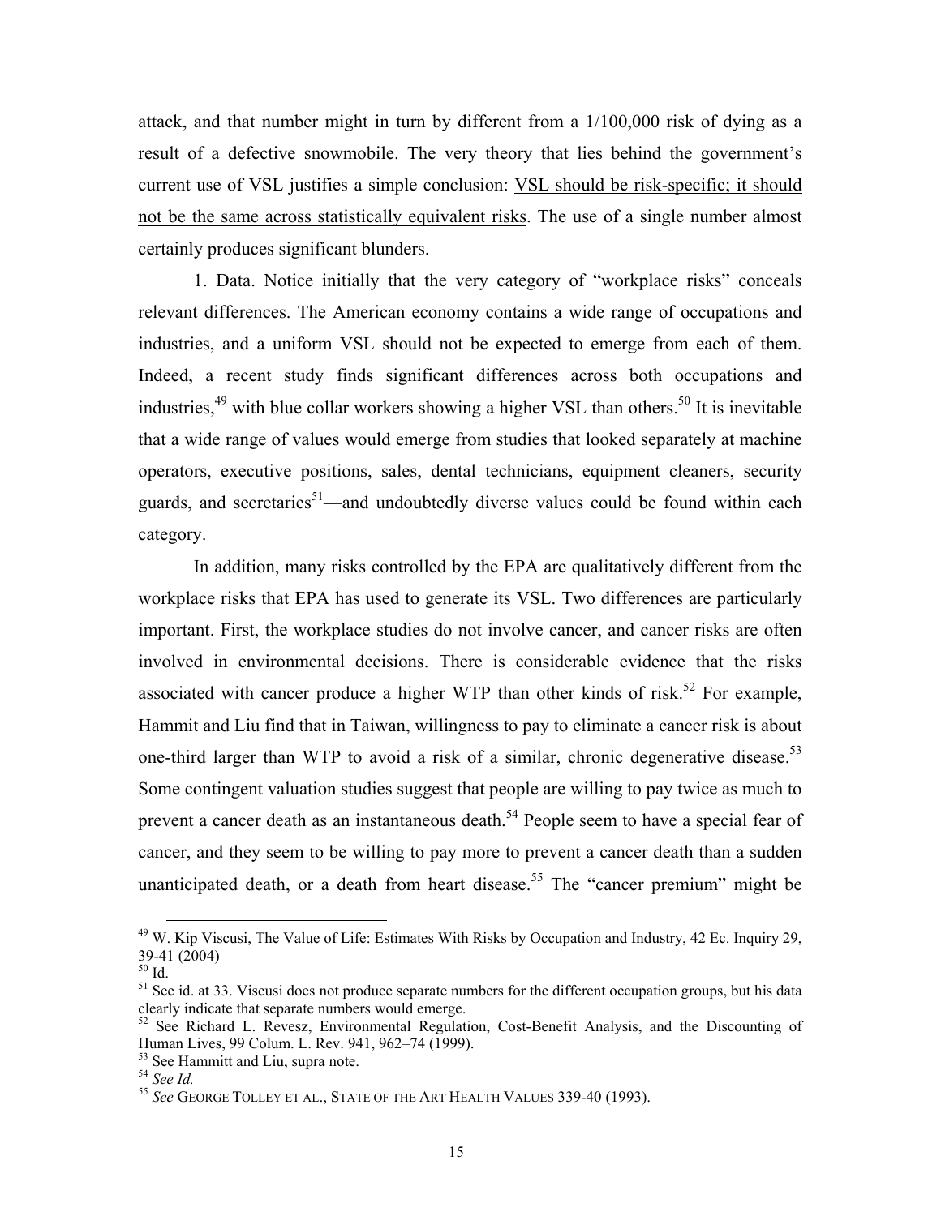attack, and that number might in turn by different from a 1/100,000 risk of dying as a result of a defective snowmobile. The very theory that lies behind the government's current use of VSL justifies a simple conclusion: <u>VSL should be risk-specific; it should not be the same across statistically equivalent risks</u>. The use of a single number almost certainly produces significant blunders.

1. <u>Data</u>. Notice initially that the very category of "workplace risks" conceals relevant differences. The American economy contains a wide range of occupations and industries, and a uniform VSL should not be expected to emerge from each of them. Indeed, a recent study finds significant differences across both occupations and industries,[49] with blue collar workers showing a higher VSL than others.[50] It is inevitable that a wide range of values would emerge from studies that looked separately at machine operators, executive positions, sales, dental technicians, equipment cleaners, security guards, and secretaries[51]—and undoubtedly diverse values could be found within each category.

In addition, many risks controlled by the EPA are qualitatively different from the workplace risks that EPA has used to generate its VSL. Two differences are particularly important. First, the workplace studies do not involve cancer, and cancer risks are often involved in environmental decisions. There is considerable evidence that the risks associated with cancer produce a higher WTP than other kinds of risk.[52] For example, Hammit and Liu find that in Taiwan, willingness to pay to eliminate a cancer risk is about one-third larger than WTP to avoid a risk of a similar, chronic degenerative disease.[53] Some contingent valuation studies suggest that people are willing to pay twice as much to prevent a cancer death as an instantaneous death.[54] People seem to have a special fear of cancer, and they seem to be willing to pay more to prevent a cancer death than a sudden unanticipated death, or a death from heart disease.[55] The "cancer premium" might be

---

[49] W. Kip Viscusi, The Value of Life: Estimates With Risks by Occupation and Industry, 42 Ec. Inquiry 29, 39-41 (2004)

[50] Id.

[51] See id. at 33. Viscusi does not produce separate numbers for the different occupation groups, but his data clearly indicate that separate numbers would emerge.

[52] See Richard L. Revesz, Environmental Regulation, Cost-Benefit Analysis, and the Discounting of Human Lives, 99 Colum. L. Rev. 941, 962–74 (1999).

[53] See Hammitt and Liu, supra note.

[54] *See Id.*

[55] *See* GEORGE TOLLEY ET AL., STATE OF THE ART HEALTH VALUES 339-40 (1993).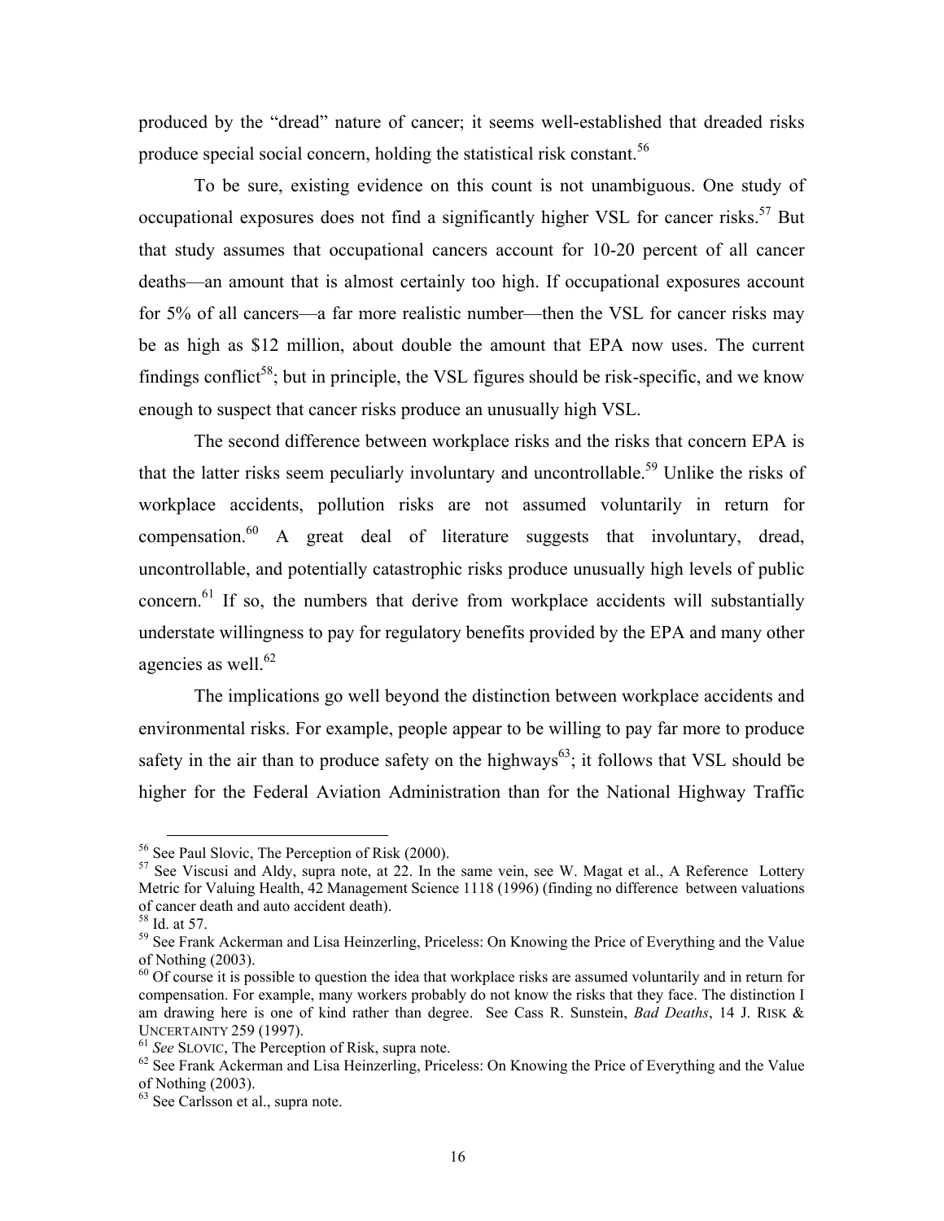produced by the "dread" nature of cancer; it seems well-established that dreaded risks produce special social concern, holding the statistical risk constant.[56]

To be sure, existing evidence on this count is not unambiguous. One study of occupational exposures does not find a significantly higher VSL for cancer risks.[57] But that study assumes that occupational cancers account for 10-20 percent of all cancer deaths—an amount that is almost certainly too high. If occupational exposures account for 5% of all cancers—a far more realistic number—then the VSL for cancer risks may be as high as $12 million, about double the amount that EPA now uses. The current findings conflict[58]; but in principle, the VSL figures should be risk-specific, and we know enough to suspect that cancer risks produce an unusually high VSL.

The second difference between workplace risks and the risks that concern EPA is that the latter risks seem peculiarly involuntary and uncontrollable.[59] Unlike the risks of workplace accidents, pollution risks are not assumed voluntarily in return for compensation.[60] A great deal of literature suggests that involuntary, dread, uncontrollable, and potentially catastrophic risks produce unusually high levels of public concern.[61] If so, the numbers that derive from workplace accidents will substantially understate willingness to pay for regulatory benefits provided by the EPA and many other agencies as well.[62]

The implications go well beyond the distinction between workplace accidents and environmental risks. For example, people appear to be willing to pay far more to produce safety in the air than to produce safety on the highways[63]; it follows that VSL should be higher for the Federal Aviation Administration than for the National Highway Traffic

---

[56] See Paul Slovic, The Perception of Risk (2000).

[57] See Viscusi and Aldy, supra note, at 22. In the same vein, see W. Magat et al., A Reference Lottery Metric for Valuing Health, 42 Management Science 1118 (1996) (finding no difference between valuations of cancer death and auto accident death).

[58] Id. at 57.

[59] See Frank Ackerman and Lisa Heinzerling, Priceless: On Knowing the Price of Everything and the Value of Nothing (2003).

[60] Of course it is possible to question the idea that workplace risks are assumed voluntarily and in return for compensation. For example, many workers probably do not know the risks that they face. The distinction I am drawing here is one of kind rather than degree. See Cass R. Sunstein, *Bad Deaths*, 14 J. RISK & UNCERTAINTY 259 (1997).

[61] *See* SLOVIC, The Perception of Risk, supra note.

[62] See Frank Ackerman and Lisa Heinzerling, Priceless: On Knowing the Price of Everything and the Value of Nothing (2003).

[63] See Carlsson et al., supra note.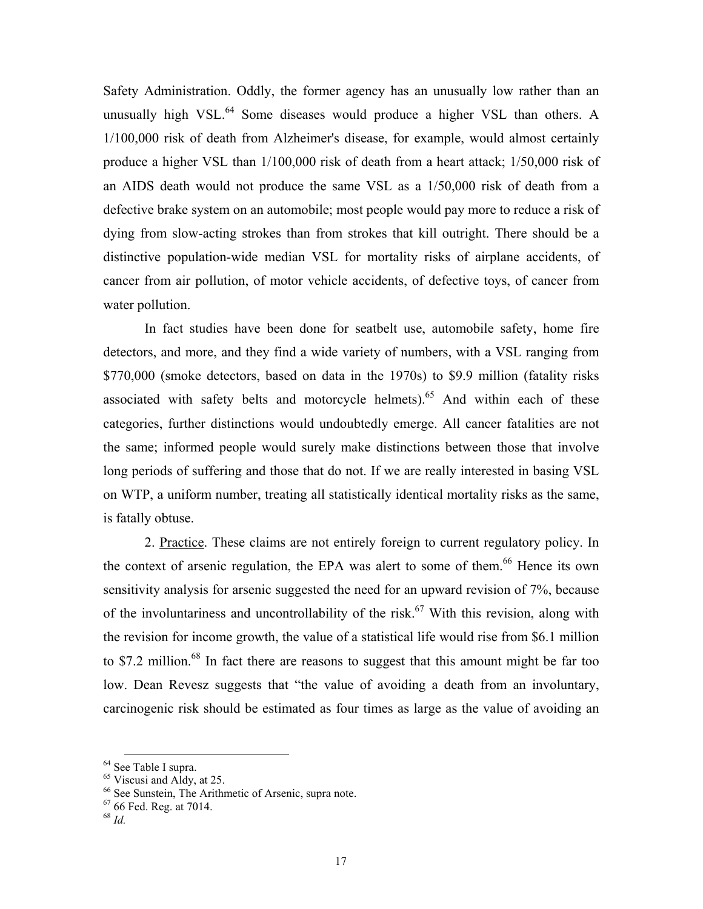Safety Administration. Oddly, the former agency has an unusually low rather than an unusually high VSL.[64] Some diseases would produce a higher VSL than others. A 1/100,000 risk of death from Alzheimer's disease, for example, would almost certainly produce a higher VSL than 1/100,000 risk of death from a heart attack; 1/50,000 risk of an AIDS death would not produce the same VSL as a 1/50,000 risk of death from a defective brake system on an automobile; most people would pay more to reduce a risk of dying from slow-acting strokes than from strokes that kill outright. There should be a distinctive population-wide median VSL for mortality risks of airplane accidents, of cancer from air pollution, of motor vehicle accidents, of defective toys, of cancer from water pollution.

In fact studies have been done for seatbelt use, automobile safety, home fire detectors, and more, and they find a wide variety of numbers, with a VSL ranging from $770,000 (smoke detectors, based on data in the 1970s) to $9.9 million (fatality risks associated with safety belts and motorcycle helmets).[65] And within each of these categories, further distinctions would undoubtedly emerge. All cancer fatalities are not the same; informed people would surely make distinctions between those that involve long periods of suffering and those that do not. If we are really interested in basing VSL on WTP, a uniform number, treating all statistically identical mortality risks as the same, is fatally obtuse.

2. <u>Practice</u>. These claims are not entirely foreign to current regulatory policy. In the context of arsenic regulation, the EPA was alert to some of them.[66] Hence its own sensitivity analysis for arsenic suggested the need for an upward revision of 7%, because of the involuntariness and uncontrollability of the risk.[67] With this revision, along with the revision for income growth, the value of a statistical life would rise from $6.1 million to $7.2 million.[68] In fact there are reasons to suggest that this amount might be far too low. Dean Revesz suggests that "the value of avoiding a death from an involuntary, carcinogenic risk should be estimated as four times as large as the value of avoiding an

---

[64] See Table I supra.

[65] Viscusi and Aldy, at 25.

[66] See Sunstein, The Arithmetic of Arsenic, supra note.

[67] 66 Fed. Reg. at 7014.

[68] *Id.*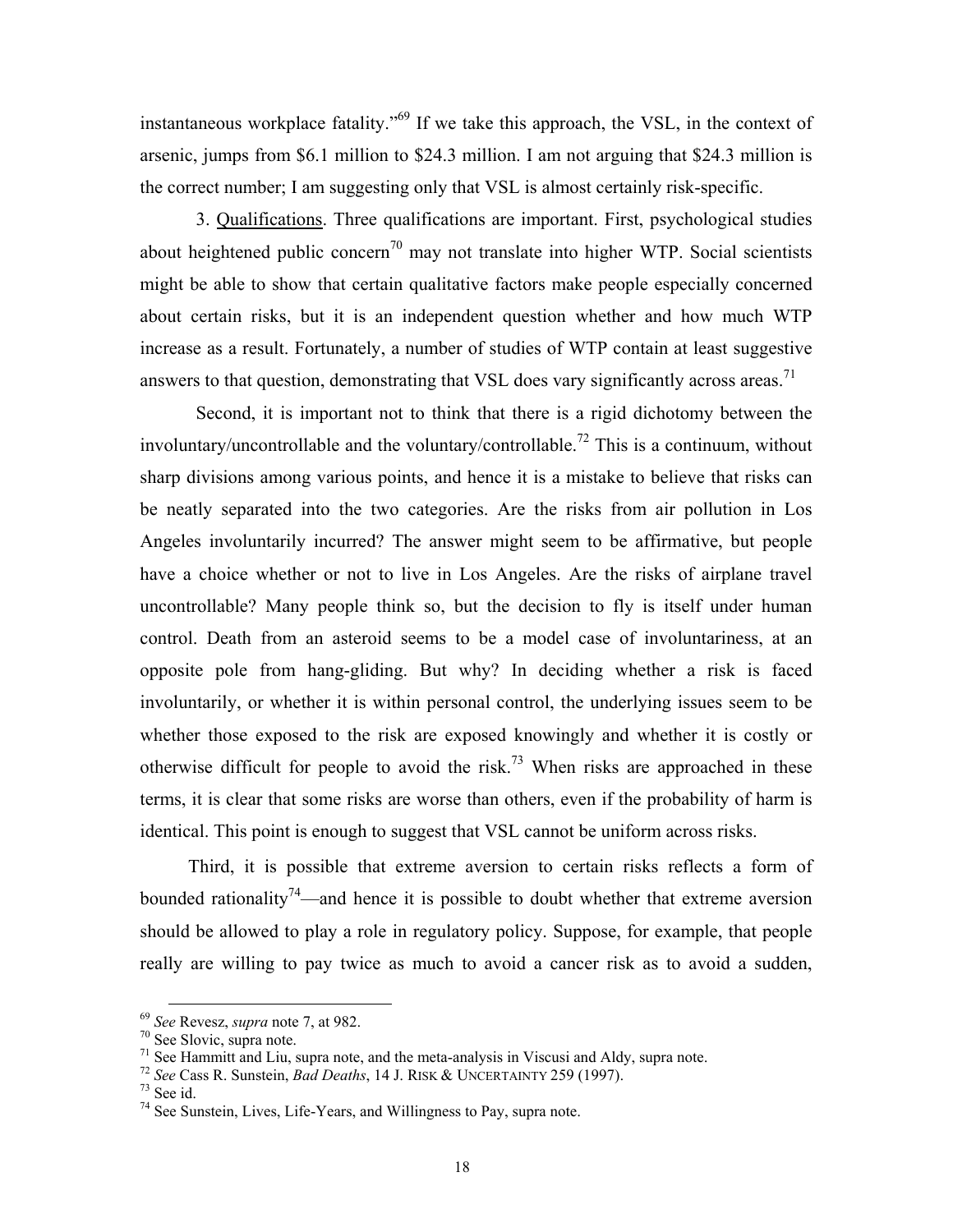instantaneous workplace fatality."[69] If we take this approach, the VSL, in the context of arsenic, jumps from $6.1 million to $24.3 million. I am not arguing that $24.3 million is the correct number; I am suggesting only that VSL is almost certainly risk-specific.

3. Qualifications. Three qualifications are important. First, psychological studies about heightened public concern[70] may not translate into higher WTP. Social scientists might be able to show that certain qualitative factors make people especially concerned about certain risks, but it is an independent question whether and how much WTP increase as a result. Fortunately, a number of studies of WTP contain at least suggestive answers to that question, demonstrating that VSL does vary significantly across areas.[71]

Second, it is important not to think that there is a rigid dichotomy between the involuntary/uncontrollable and the voluntary/controllable.[72] This is a continuum, without sharp divisions among various points, and hence it is a mistake to believe that risks can be neatly separated into the two categories. Are the risks from air pollution in Los Angeles involuntarily incurred? The answer might seem to be affirmative, but people have a choice whether or not to live in Los Angeles. Are the risks of airplane travel uncontrollable? Many people think so, but the decision to fly is itself under human control. Death from an asteroid seems to be a model case of involuntariness, at an opposite pole from hang-gliding. But why? In deciding whether a risk is faced involuntarily, or whether it is within personal control, the underlying issues seem to be whether those exposed to the risk are exposed knowingly and whether it is costly or otherwise difficult for people to avoid the risk.[73] When risks are approached in these terms, it is clear that some risks are worse than others, even if the probability of harm is identical. This point is enough to suggest that VSL cannot be uniform across risks.

Third, it is possible that extreme aversion to certain risks reflects a form of bounded rationality[74]—and hence it is possible to doubt whether that extreme aversion should be allowed to play a role in regulatory policy. Suppose, for example, that people really are willing to pay twice as much to avoid a cancer risk as to avoid a sudden,

---

[69] *See* Revesz, *supra* note 7, at 982.

[70] See Slovic, supra note.

[71] See Hammitt and Liu, supra note, and the meta-analysis in Viscusi and Aldy, supra note.

[72] *See* Cass R. Sunstein, *Bad Deaths*, 14 J. RISK & UNCERTAINTY 259 (1997).

[73] See id.

[74] See Sunstein, Lives, Life-Years, and Willingness to Pay, supra note.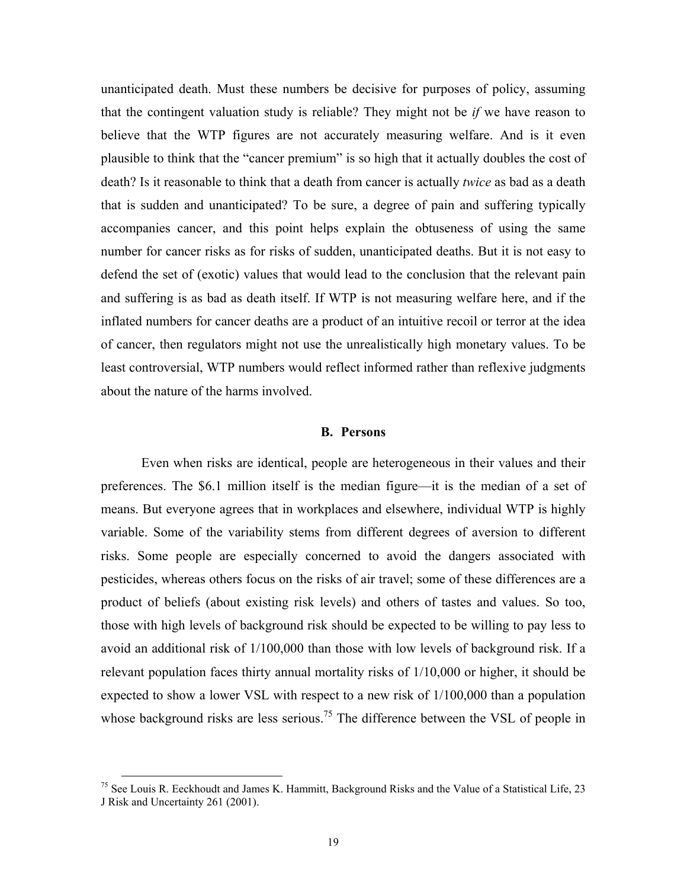unanticipated death. Must these numbers be decisive for purposes of policy, assuming that the contingent valuation study is reliable? They might not be *if* we have reason to believe that the WTP figures are not accurately measuring welfare. And is it even plausible to think that the "cancer premium" is so high that it actually doubles the cost of death? Is it reasonable to think that a death from cancer is actually *twice* as bad as a death that is sudden and unanticipated? To be sure, a degree of pain and suffering typically accompanies cancer, and this point helps explain the obtuseness of using the same number for cancer risks as for risks of sudden, unanticipated deaths. But it is not easy to defend the set of (exotic) values that would lead to the conclusion that the relevant pain and suffering is as bad as death itself. If WTP is not measuring welfare here, and if the inflated numbers for cancer deaths are a product of an intuitive recoil or terror at the idea of cancer, then regulators might not use the unrealistically high monetary values. To be least controversial, WTP numbers would reflect informed rather than reflexive judgments about the nature of the harms involved.

### B. Persons

Even when risks are identical, people are heterogeneous in their values and their preferences. The $6.1 million itself is the median figure—it is the median of a set of means. But everyone agrees that in workplaces and elsewhere, individual WTP is highly variable. Some of the variability stems from different degrees of aversion to different risks. Some people are especially concerned to avoid the dangers associated with pesticides, whereas others focus on the risks of air travel; some of these differences are a product of beliefs (about existing risk levels) and others of tastes and values. So too, those with high levels of background risk should be expected to be willing to pay less to avoid an additional risk of 1/100,000 than those with low levels of background risk. If a relevant population faces thirty annual mortality risks of 1/10,000 or higher, it should be expected to show a lower VSL with respect to a new risk of 1/100,000 than a population whose background risks are less serious.[75] The difference between the VSL of people in

[75] See Louis R. Eeckhoudt and James K. Hammitt, Background Risks and the Value of a Statistical Life, 23 J Risk and Uncertainty 261 (2001).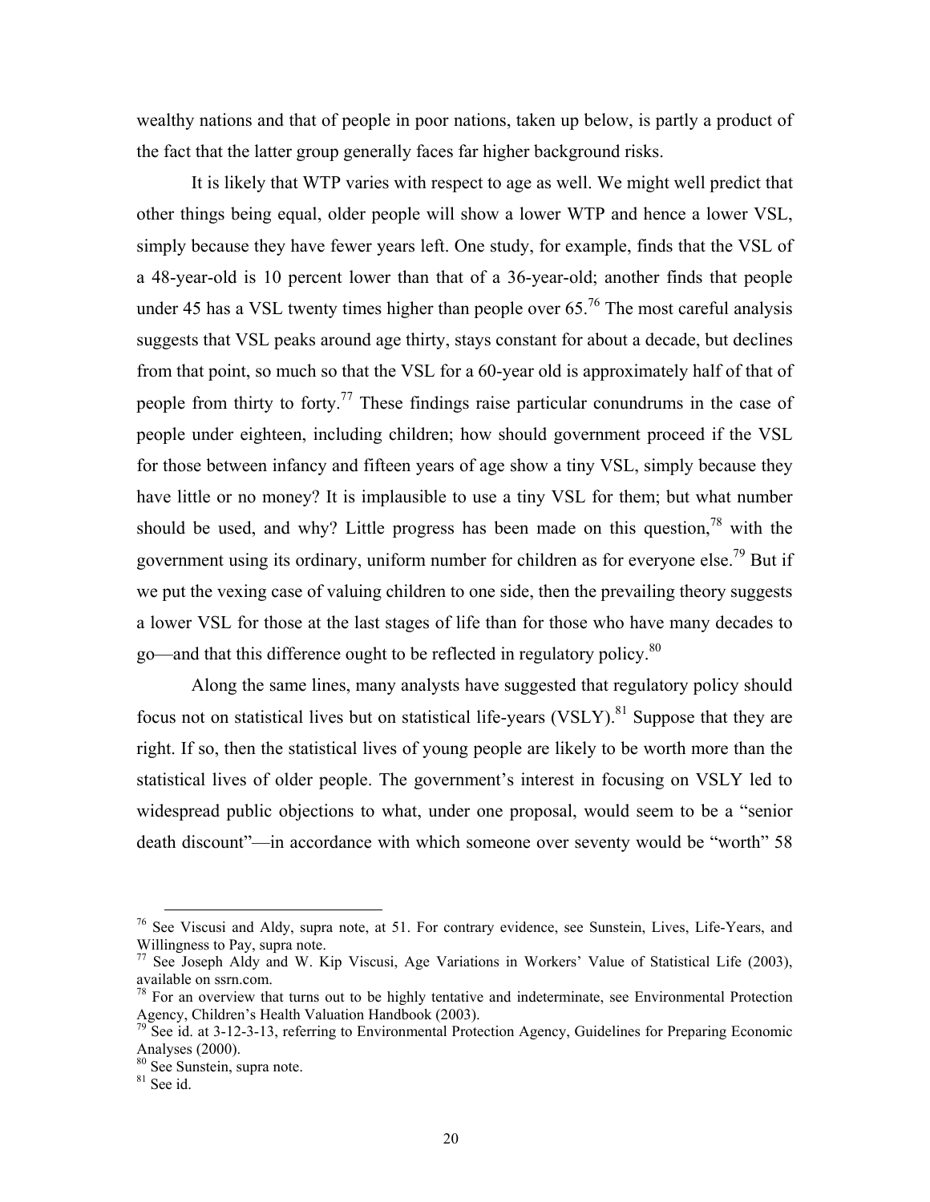wealthy nations and that of people in poor nations, taken up below, is partly a product of the fact that the latter group generally faces far higher background risks.

It is likely that WTP varies with respect to age as well. We might well predict that other things being equal, older people will show a lower WTP and hence a lower VSL, simply because they have fewer years left. One study, for example, finds that the VSL of a 48-year-old is 10 percent lower than that of a 36-year-old; another finds that people under 45 has a VSL twenty times higher than people over 65.[76] The most careful analysis suggests that VSL peaks around age thirty, stays constant for about a decade, but declines from that point, so much so that the VSL for a 60-year old is approximately half of that of people from thirty to forty.[77] These findings raise particular conundrums in the case of people under eighteen, including children; how should government proceed if the VSL for those between infancy and fifteen years of age show a tiny VSL, simply because they have little or no money? It is implausible to use a tiny VSL for them; but what number should be used, and why? Little progress has been made on this question,[78] with the government using its ordinary, uniform number for children as for everyone else.[79] But if we put the vexing case of valuing children to one side, then the prevailing theory suggests a lower VSL for those at the last stages of life than for those who have many decades to go—and that this difference ought to be reflected in regulatory policy.[80]

Along the same lines, many analysts have suggested that regulatory policy should focus not on statistical lives but on statistical life-years (VSLY).[81] Suppose that they are right. If so, then the statistical lives of young people are likely to be worth more than the statistical lives of older people. The government's interest in focusing on VSLY led to widespread public objections to what, under one proposal, would seem to be a "senior death discount"—in accordance with which someone over seventy would be "worth" 58

---

[76] See Viscusi and Aldy, supra note, at 51. For contrary evidence, see Sunstein, Lives, Life-Years, and Willingness to Pay, supra note.

[77] See Joseph Aldy and W. Kip Viscusi, Age Variations in Workers' Value of Statistical Life (2003), available on ssrn.com.

[78] For an overview that turns out to be highly tentative and indeterminate, see Environmental Protection Agency, Children's Health Valuation Handbook (2003).

[79] See id. at 3-12-3-13, referring to Environmental Protection Agency, Guidelines for Preparing Economic Analyses (2000).

[80] See Sunstein, supra note.

[81] See id.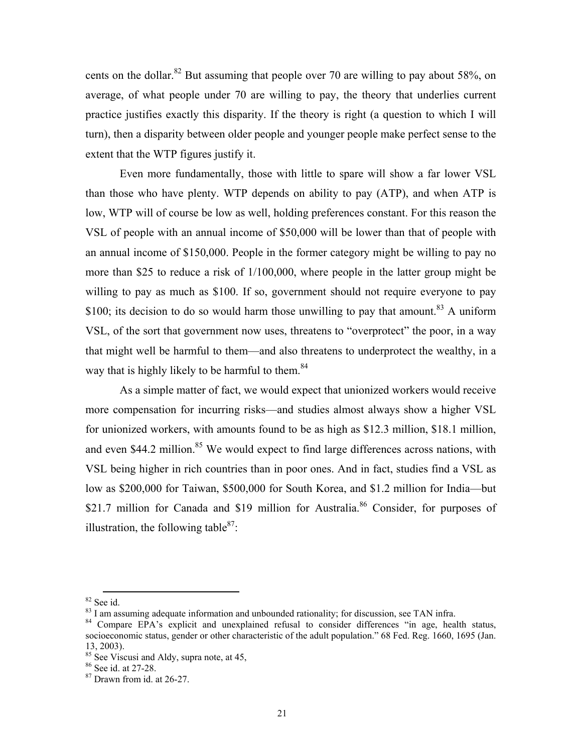cents on the dollar.[82] But assuming that people over 70 are willing to pay about 58%, on average, of what people under 70 are willing to pay, the theory that underlies current practice justifies exactly this disparity. If the theory is right (a question to which I will turn), then a disparity between older people and younger people make perfect sense to the extent that the WTP figures justify it.

Even more fundamentally, those with little to spare will show a far lower VSL than those who have plenty. WTP depends on ability to pay (ATP), and when ATP is low, WTP will of course be low as well, holding preferences constant. For this reason the VSL of people with an annual income of $50,000 will be lower than that of people with an annual income of $150,000. People in the former category might be willing to pay no more than $25 to reduce a risk of 1/100,000, where people in the latter group might be willing to pay as much as $100. If so, government should not require everyone to pay $100; its decision to do so would harm those unwilling to pay that amount.[83] A uniform VSL, of the sort that government now uses, threatens to "overprotect" the poor, in a way that might well be harmful to them—and also threatens to underprotect the wealthy, in a way that is highly likely to be harmful to them.[84]

As a simple matter of fact, we would expect that unionized workers would receive more compensation for incurring risks—and studies almost always show a higher VSL for unionized workers, with amounts found to be as high as $12.3 million, $18.1 million, and even $44.2 million.[85] We would expect to find large differences across nations, with VSL being higher in rich countries than in poor ones. And in fact, studies find a VSL as low as $200,000 for Taiwan, $500,000 for South Korea, and $1.2 million for India—but $21.7 million for Canada and $19 million for Australia.[86] Consider, for purposes of illustration, the following table[87]:

---

[82] See id.

[83] I am assuming adequate information and unbounded rationality; for discussion, see TAN infra.

[84] Compare EPA's explicit and unexplained refusal to consider differences "in age, health status, socioeconomic status, gender or other characteristic of the adult population." 68 Fed. Reg. 1660, 1695 (Jan. 13, 2003).

[85] See Viscusi and Aldy, supra note, at 45,

[86] See id. at 27-28.

[87] Drawn from id. at 26-27.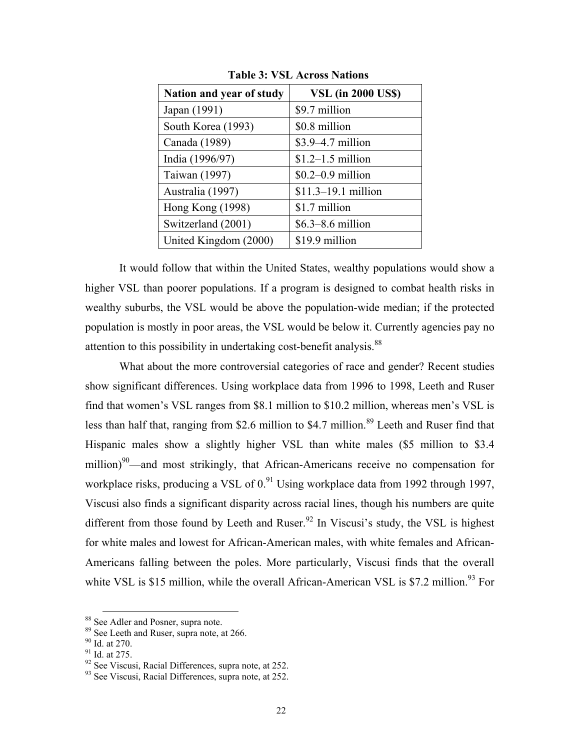**Table 3: VSL Across Nations**

| Nation and year of study | VSL (in 2000 US$) |
|---|---|
| Japan (1991) | $9.7 million |
| South Korea (1993) | $0.8 million |
| Canada (1989) | $3.9–4.7 million |
| India (1996/97) | $1.2–1.5 million |
| Taiwan (1997) | $0.2–0.9 million |
| Australia (1997) | $11.3–19.1 million |
| Hong Kong (1998) | $1.7 million |
| Switzerland (2001) | $6.3–8.6 million |
| United Kingdom (2000) | $19.9 million |

It would follow that within the United States, wealthy populations would show a higher VSL than poorer populations. If a program is designed to combat health risks in wealthy suburbs, the VSL would be above the population-wide median; if the protected population is mostly in poor areas, the VSL would be below it. Currently agencies pay no attention to this possibility in undertaking cost-benefit analysis.[88]

What about the more controversial categories of race and gender? Recent studies show significant differences. Using workplace data from 1996 to 1998, Leeth and Ruser find that women's VSL ranges from $8.1 million to $10.2 million, whereas men's VSL is less than half that, ranging from $2.6 million to $4.7 million.[89] Leeth and Ruser find that Hispanic males show a slightly higher VSL than white males ($5 million to $3.4 million)[90]—and most strikingly, that African-Americans receive no compensation for workplace risks, producing a VSL of 0.[91] Using workplace data from 1992 through 1997, Viscusi also finds a significant disparity across racial lines, though his numbers are quite different from those found by Leeth and Ruser.[92] In Viscusi's study, the VSL is highest for white males and lowest for African-American males, with white females and African-Americans falling between the poles. More particularly, Viscusi finds that the overall white VSL is $15 million, while the overall African-American VSL is $7.2 million.[93] For

[88] See Adler and Posner, supra note.

[89] See Leeth and Ruser, supra note, at 266.

[90] Id. at 270.

[91] Id. at 275.

[92] See Viscusi, Racial Differences, supra note, at 252.

[93] See Viscusi, Racial Differences, supra note, at 252.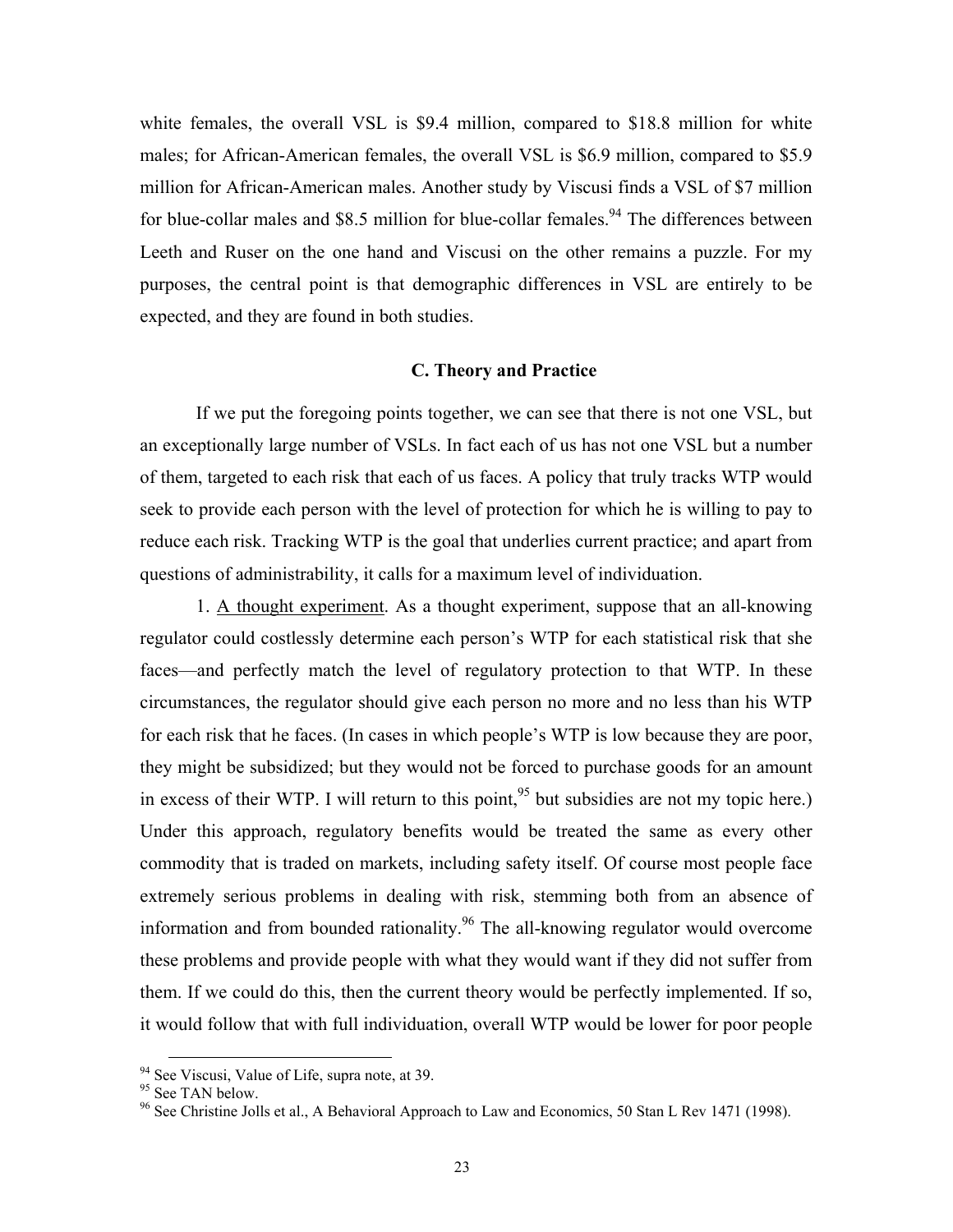white females, the overall VSL is $9.4 million, compared to $18.8 million for white males; for African-American females, the overall VSL is $6.9 million, compared to $5.9 million for African-American males. Another study by Viscusi finds a VSL of $7 million for blue-collar males and $8.5 million for blue-collar females.[94] The differences between Leeth and Ruser on the one hand and Viscusi on the other remains a puzzle. For my purposes, the central point is that demographic differences in VSL are entirely to be expected, and they are found in both studies.

### C. Theory and Practice

If we put the foregoing points together, we can see that there is not one VSL, but an exceptionally large number of VSLs. In fact each of us has not one VSL but a number of them, targeted to each risk that each of us faces. A policy that truly tracks WTP would seek to provide each person with the level of protection for which he is willing to pay to reduce each risk. Tracking WTP is the goal that underlies current practice; and apart from questions of administrability, it calls for a maximum level of individuation.

1. A thought experiment. As a thought experiment, suppose that an all-knowing regulator could costlessly determine each person's WTP for each statistical risk that she faces—and perfectly match the level of regulatory protection to that WTP. In these circumstances, the regulator should give each person no more and no less than his WTP for each risk that he faces. (In cases in which people's WTP is low because they are poor, they might be subsidized; but they would not be forced to purchase goods for an amount in excess of their WTP. I will return to this point,[95] but subsidies are not my topic here.) Under this approach, regulatory benefits would be treated the same as every other commodity that is traded on markets, including safety itself. Of course most people face extremely serious problems in dealing with risk, stemming both from an absence of information and from bounded rationality.[96] The all-knowing regulator would overcome these problems and provide people with what they would want if they did not suffer from them. If we could do this, then the current theory would be perfectly implemented. If so, it would follow that with full individuation, overall WTP would be lower for poor people

---

[94] See Viscusi, Value of Life, supra note, at 39.

[95] See TAN below.

[96] See Christine Jolls et al., A Behavioral Approach to Law and Economics, 50 Stan L Rev 1471 (1998).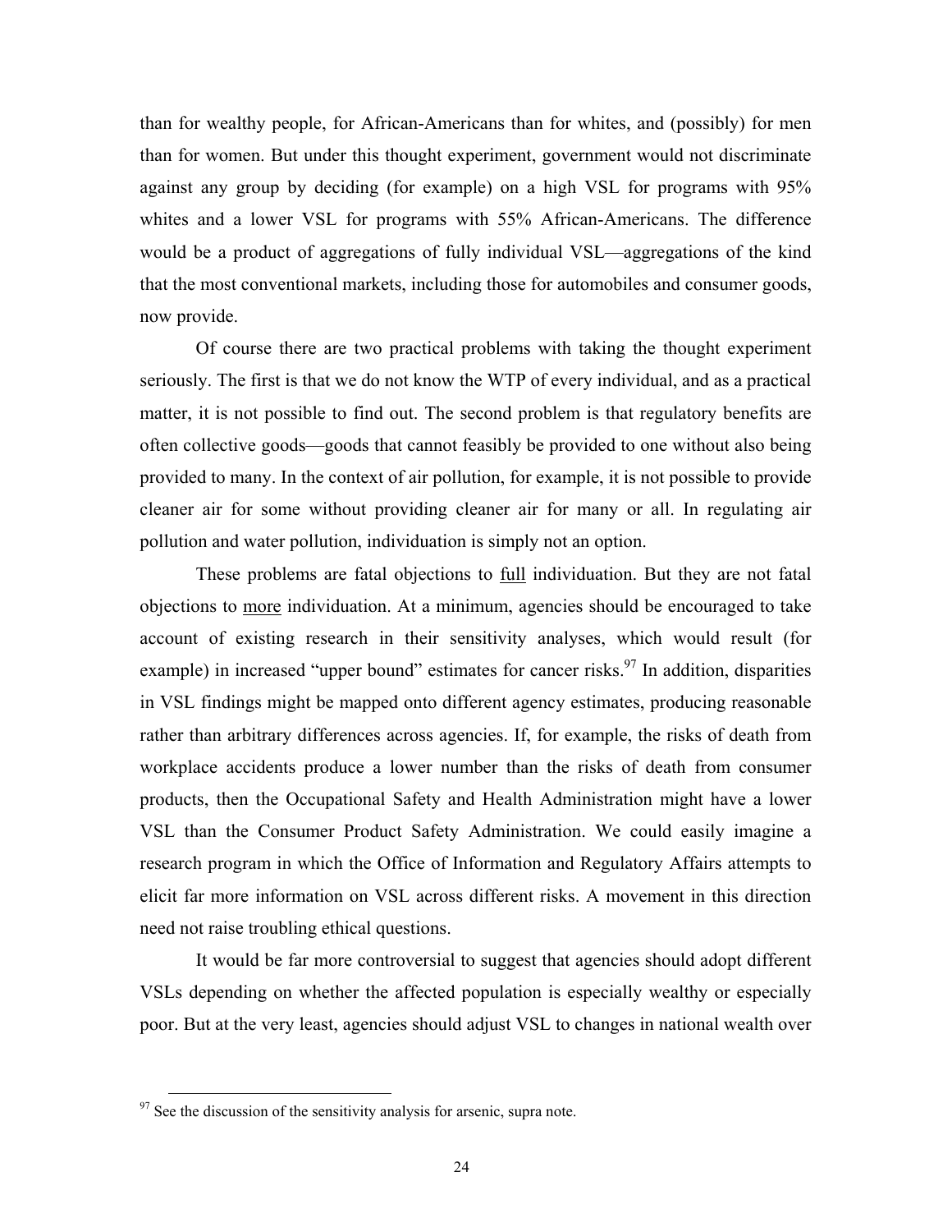than for wealthy people, for African-Americans than for whites, and (possibly) for men than for women. But under this thought experiment, government would not discriminate against any group by deciding (for example) on a high VSL for programs with 95% whites and a lower VSL for programs with 55% African-Americans. The difference would be a product of aggregations of fully individual VSL—aggregations of the kind that the most conventional markets, including those for automobiles and consumer goods, now provide.

Of course there are two practical problems with taking the thought experiment seriously. The first is that we do not know the WTP of every individual, and as a practical matter, it is not possible to find out. The second problem is that regulatory benefits are often collective goods—goods that cannot feasibly be provided to one without also being provided to many. In the context of air pollution, for example, it is not possible to provide cleaner air for some without providing cleaner air for many or all. In regulating air pollution and water pollution, individuation is simply not an option.

These problems are fatal objections to <u>full</u> individuation. But they are not fatal objections to <u>more</u> individuation. At a minimum, agencies should be encouraged to take account of existing research in their sensitivity analyses, which would result (for example) in increased "upper bound" estimates for cancer risks.[97] In addition, disparities in VSL findings might be mapped onto different agency estimates, producing reasonable rather than arbitrary differences across agencies. If, for example, the risks of death from workplace accidents produce a lower number than the risks of death from consumer products, then the Occupational Safety and Health Administration might have a lower VSL than the Consumer Product Safety Administration. We could easily imagine a research program in which the Office of Information and Regulatory Affairs attempts to elicit far more information on VSL across different risks. A movement in this direction need not raise troubling ethical questions.

It would be far more controversial to suggest that agencies should adopt different VSLs depending on whether the affected population is especially wealthy or especially poor. But at the very least, agencies should adjust VSL to changes in national wealth over

---

[97] See the discussion of the sensitivity analysis for arsenic, supra note.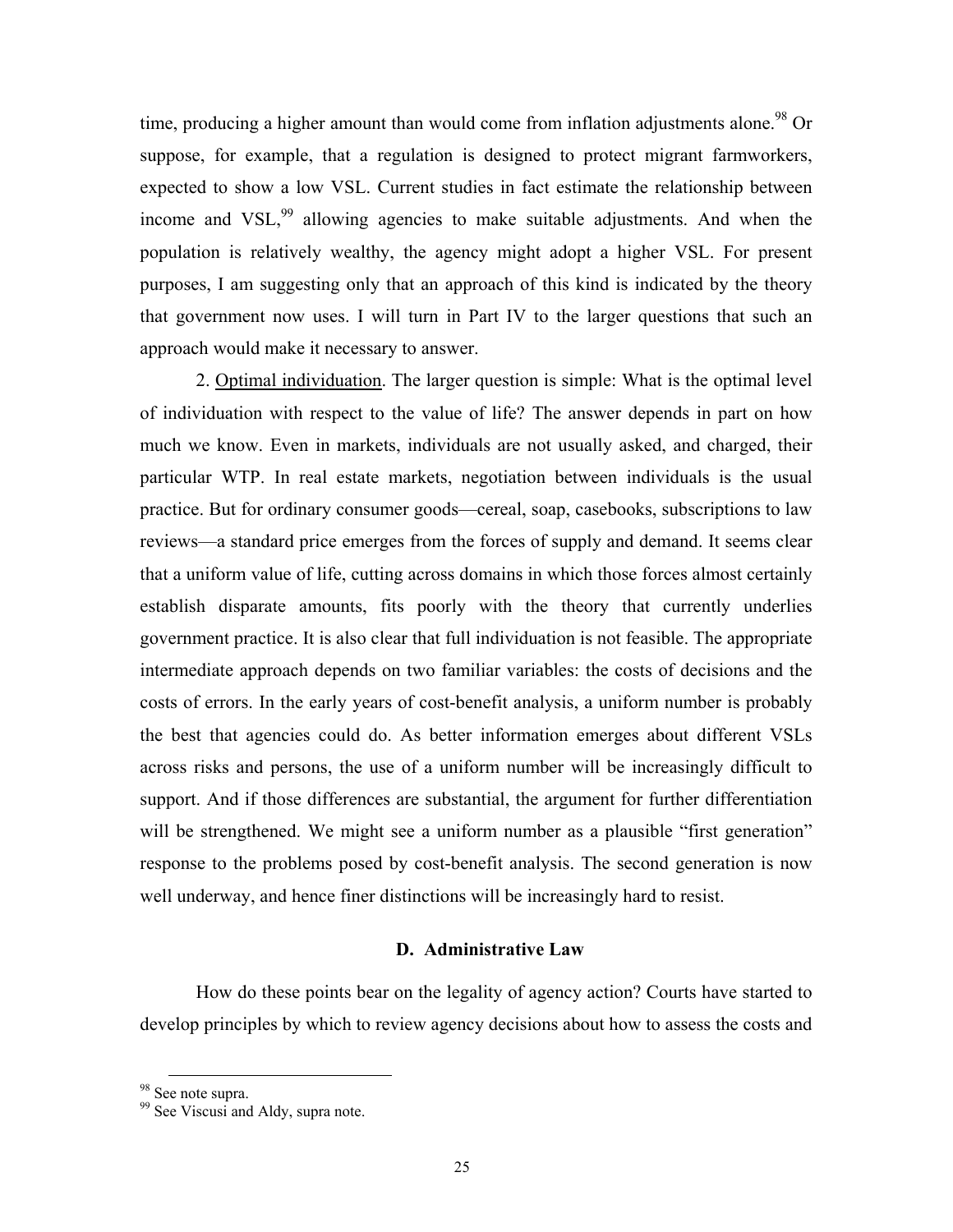time, producing a higher amount than would come from inflation adjustments alone.[98] Or suppose, for example, that a regulation is designed to protect migrant farmworkers, expected to show a low VSL. Current studies in fact estimate the relationship between income and VSL,[99] allowing agencies to make suitable adjustments. And when the population is relatively wealthy, the agency might adopt a higher VSL. For present purposes, I am suggesting only that an approach of this kind is indicated by the theory that government now uses. I will turn in Part IV to the larger questions that such an approach would make it necessary to answer.

2. Optimal individuation. The larger question is simple: What is the optimal level of individuation with respect to the value of life? The answer depends in part on how much we know. Even in markets, individuals are not usually asked, and charged, their particular WTP. In real estate markets, negotiation between individuals is the usual practice. But for ordinary consumer goods—cereal, soap, casebooks, subscriptions to law reviews—a standard price emerges from the forces of supply and demand. It seems clear that a uniform value of life, cutting across domains in which those forces almost certainly establish disparate amounts, fits poorly with the theory that currently underlies government practice. It is also clear that full individuation is not feasible. The appropriate intermediate approach depends on two familiar variables: the costs of decisions and the costs of errors. In the early years of cost-benefit analysis, a uniform number is probably the best that agencies could do. As better information emerges about different VSLs across risks and persons, the use of a uniform number will be increasingly difficult to support. And if those differences are substantial, the argument for further differentiation will be strengthened. We might see a uniform number as a plausible "first generation" response to the problems posed by cost-benefit analysis. The second generation is now well underway, and hence finer distinctions will be increasingly hard to resist.

### D. Administrative Law

How do these points bear on the legality of agency action? Courts have started to develop principles by which to review agency decisions about how to assess the costs and

---

[98] See note supra.

[99] See Viscusi and Aldy, supra note.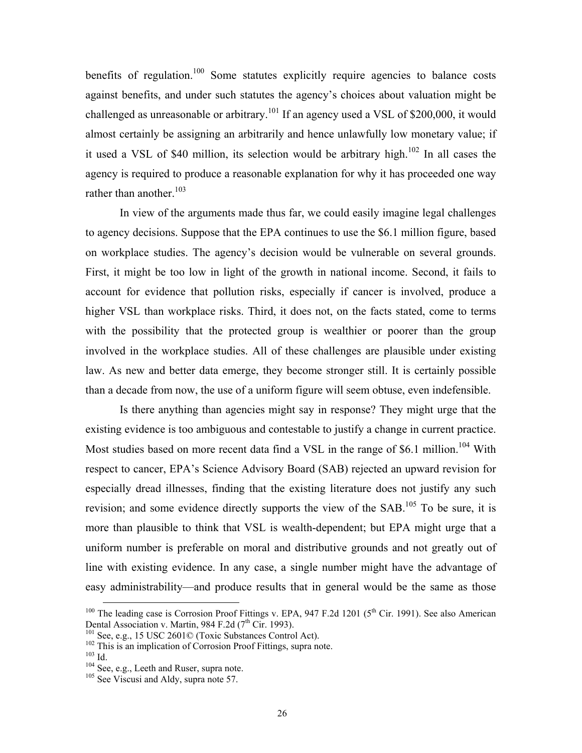benefits of regulation.[100] Some statutes explicitly require agencies to balance costs against benefits, and under such statutes the agency's choices about valuation might be challenged as unreasonable or arbitrary.[101] If an agency used a VSL of $200,000, it would almost certainly be assigning an arbitrarily and hence unlawfully low monetary value; if it used a VSL of $40 million, its selection would be arbitrary high.[102] In all cases the agency is required to produce a reasonable explanation for why it has proceeded one way rather than another.[103]

In view of the arguments made thus far, we could easily imagine legal challenges to agency decisions. Suppose that the EPA continues to use the $6.1 million figure, based on workplace studies. The agency's decision would be vulnerable on several grounds. First, it might be too low in light of the growth in national income. Second, it fails to account for evidence that pollution risks, especially if cancer is involved, produce a higher VSL than workplace risks. Third, it does not, on the facts stated, come to terms with the possibility that the protected group is wealthier or poorer than the group involved in the workplace studies. All of these challenges are plausible under existing law. As new and better data emerge, they become stronger still. It is certainly possible than a decade from now, the use of a uniform figure will seem obtuse, even indefensible.

Is there anything than agencies might say in response? They might urge that the existing evidence is too ambiguous and contestable to justify a change in current practice. Most studies based on more recent data find a VSL in the range of $6.1 million.[104] With respect to cancer, EPA's Science Advisory Board (SAB) rejected an upward revision for especially dread illnesses, finding that the existing literature does not justify any such revision; and some evidence directly supports the view of the SAB.[105] To be sure, it is more than plausible to think that VSL is wealth-dependent; but EPA might urge that a uniform number is preferable on moral and distributive grounds and not greatly out of line with existing evidence. In any case, a single number might have the advantage of easy administrability—and produce results that in general would be the same as those

---

[100] The leading case is Corrosion Proof Fittings v. EPA, 947 F.2d 1201 (5th Cir. 1991). See also American Dental Association v. Martin, 984 F.2d (7th Cir. 1993).

[101] See, e.g., 15 USC 2601© (Toxic Substances Control Act).

[102] This is an implication of Corrosion Proof Fittings, supra note.

[103] Id.

[104] See, e.g., Leeth and Ruser, supra note.

[105] See Viscusi and Aldy, supra note 57.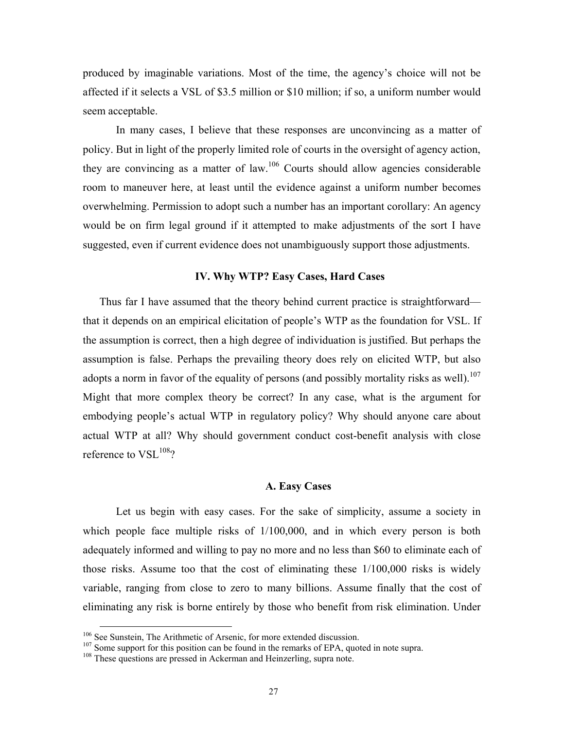produced by imaginable variations. Most of the time, the agency's choice will not be affected if it selects a VSL of $3.5 million or $10 million; if so, a uniform number would seem acceptable.

In many cases, I believe that these responses are unconvincing as a matter of policy. But in light of the properly limited role of courts in the oversight of agency action, they are convincing as a matter of law.[106] Courts should allow agencies considerable room to maneuver here, at least until the evidence against a uniform number becomes overwhelming. Permission to adopt such a number has an important corollary: An agency would be on firm legal ground if it attempted to make adjustments of the sort I have suggested, even if current evidence does not unambiguously support those adjustments.

## IV. Why WTP? Easy Cases, Hard Cases

Thus far I have assumed that the theory behind current practice is straightforward—that it depends on an empirical elicitation of people's WTP as the foundation for VSL. If the assumption is correct, then a high degree of individuation is justified. But perhaps the assumption is false. Perhaps the prevailing theory does rely on elicited WTP, but also adopts a norm in favor of the equality of persons (and possibly mortality risks as well).[107] Might that more complex theory be correct? In any case, what is the argument for embodying people's actual WTP in regulatory policy? Why should anyone care about actual WTP at all? Why should government conduct cost-benefit analysis with close reference to VSL[108]?

### A. Easy Cases

Let us begin with easy cases. For the sake of simplicity, assume a society in which people face multiple risks of 1/100,000, and in which every person is both adequately informed and willing to pay no more and no less than $60 to eliminate each of those risks. Assume too that the cost of eliminating these 1/100,000 risks is widely variable, ranging from close to zero to many billions. Assume finally that the cost of eliminating any risk is borne entirely by those who benefit from risk elimination. Under

[106] See Sunstein, The Arithmetic of Arsenic, for more extended discussion.

[107] Some support for this position can be found in the remarks of EPA, quoted in note supra.

[108] These questions are pressed in Ackerman and Heinzerling, supra note.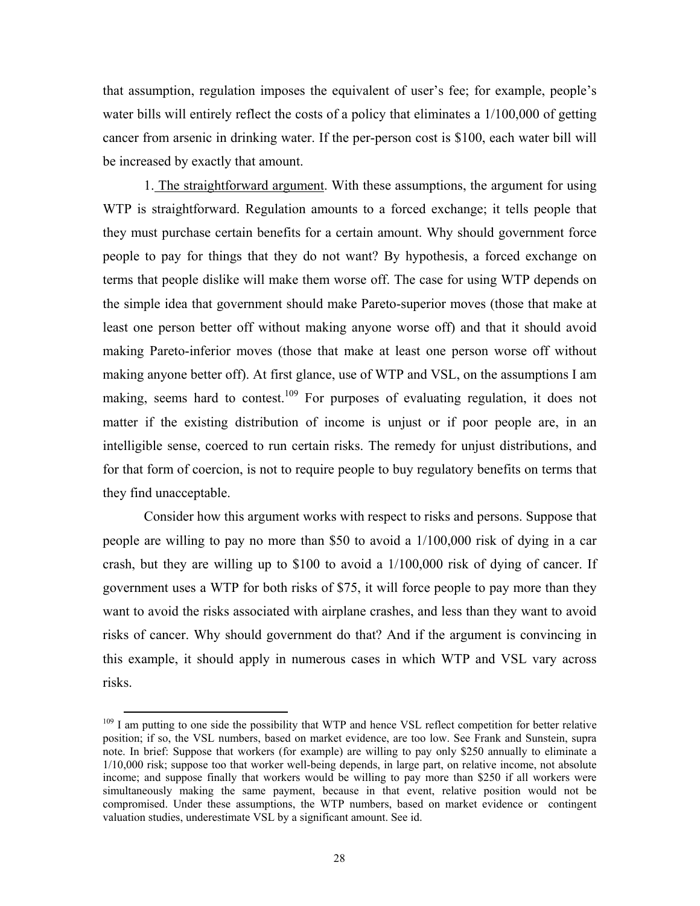that assumption, regulation imposes the equivalent of user's fee; for example, people's water bills will entirely reflect the costs of a policy that eliminates a 1/100,000 of getting cancer from arsenic in drinking water. If the per-person cost is $100, each water bill will be increased by exactly that amount.

1. The straightforward argument. With these assumptions, the argument for using WTP is straightforward. Regulation amounts to a forced exchange; it tells people that they must purchase certain benefits for a certain amount. Why should government force people to pay for things that they do not want? By hypothesis, a forced exchange on terms that people dislike will make them worse off. The case for using WTP depends on the simple idea that government should make Pareto-superior moves (those that make at least one person better off without making anyone worse off) and that it should avoid making Pareto-inferior moves (those that make at least one person worse off without making anyone better off). At first glance, use of WTP and VSL, on the assumptions I am making, seems hard to contest.[109] For purposes of evaluating regulation, it does not matter if the existing distribution of income is unjust or if poor people are, in an intelligible sense, coerced to run certain risks. The remedy for unjust distributions, and for that form of coercion, is not to require people to buy regulatory benefits on terms that they find unacceptable.

Consider how this argument works with respect to risks and persons. Suppose that people are willing to pay no more than $50 to avoid a 1/100,000 risk of dying in a car crash, but they are willing up to $100 to avoid a 1/100,000 risk of dying of cancer. If government uses a WTP for both risks of $75, it will force people to pay more than they want to avoid the risks associated with airplane crashes, and less than they want to avoid risks of cancer. Why should government do that? And if the argument is convincing in this example, it should apply in numerous cases in which WTP and VSL vary across risks.

[109] I am putting to one side the possibility that WTP and hence VSL reflect competition for better relative position; if so, the VSL numbers, based on market evidence, are too low. See Frank and Sunstein, supra note. In brief: Suppose that workers (for example) are willing to pay only $250 annually to eliminate a 1/10,000 risk; suppose too that worker well-being depends, in large part, on relative income, not absolute income; and suppose finally that workers would be willing to pay more than $250 if all workers were simultaneously making the same payment, because in that event, relative position would not be compromised. Under these assumptions, the WTP numbers, based on market evidence or contingent valuation studies, underestimate VSL by a significant amount. See id.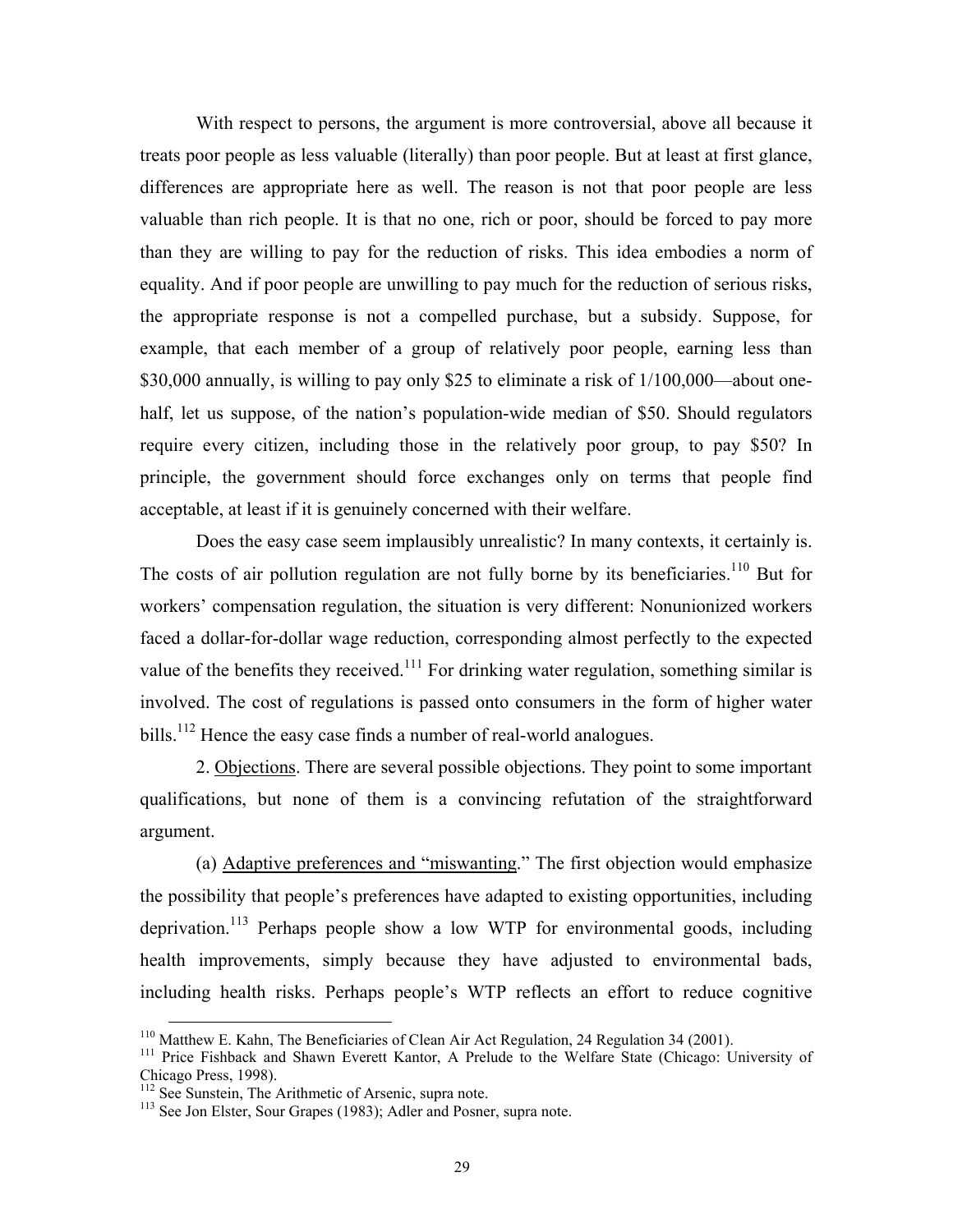With respect to persons, the argument is more controversial, above all because it treats poor people as less valuable (literally) than poor people. But at least at first glance, differences are appropriate here as well. The reason is not that poor people are less valuable than rich people. It is that no one, rich or poor, should be forced to pay more than they are willing to pay for the reduction of risks. This idea embodies a norm of equality. And if poor people are unwilling to pay much for the reduction of serious risks, the appropriate response is not a compelled purchase, but a subsidy. Suppose, for example, that each member of a group of relatively poor people, earning less than $30,000 annually, is willing to pay only $25 to eliminate a risk of 1/100,000—about one-half, let us suppose, of the nation's population-wide median of $50. Should regulators require every citizen, including those in the relatively poor group, to pay $50? In principle, the government should force exchanges only on terms that people find acceptable, at least if it is genuinely concerned with their welfare.

Does the easy case seem implausibly unrealistic? In many contexts, it certainly is. The costs of air pollution regulation are not fully borne by its beneficiaries.[110] But for workers' compensation regulation, the situation is very different: Nonunionized workers faced a dollar-for-dollar wage reduction, corresponding almost perfectly to the expected value of the benefits they received.[111] For drinking water regulation, something similar is involved. The cost of regulations is passed onto consumers in the form of higher water bills.[112] Hence the easy case finds a number of real-world analogues.

2. Objections. There are several possible objections. They point to some important qualifications, but none of them is a convincing refutation of the straightforward argument.

(a) Adaptive preferences and "miswanting." The first objection would emphasize the possibility that people's preferences have adapted to existing opportunities, including deprivation.[113] Perhaps people show a low WTP for environmental goods, including health improvements, simply because they have adjusted to environmental bads, including health risks. Perhaps people's WTP reflects an effort to reduce cognitive

---

[110] Matthew E. Kahn, The Beneficiaries of Clean Air Act Regulation, 24 Regulation 34 (2001).

[111] Price Fishback and Shawn Everett Kantor, A Prelude to the Welfare State (Chicago: University of Chicago Press, 1998).

[112] See Sunstein, The Arithmetic of Arsenic, supra note.

[113] See Jon Elster, Sour Grapes (1983); Adler and Posner, supra note.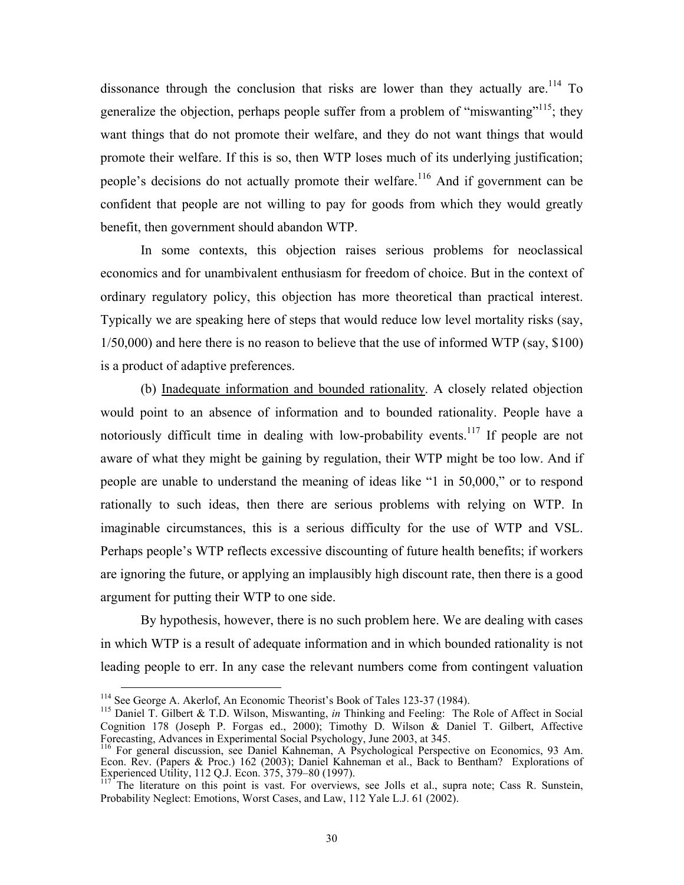dissonance through the conclusion that risks are lower than they actually are.[114] To generalize the objection, perhaps people suffer from a problem of "miswanting"[115]; they want things that do not promote their welfare, and they do not want things that would promote their welfare. If this is so, then WTP loses much of its underlying justification; people's decisions do not actually promote their welfare.[116] And if government can be confident that people are not willing to pay for goods from which they would greatly benefit, then government should abandon WTP.

In some contexts, this objection raises serious problems for neoclassical economics and for unambivalent enthusiasm for freedom of choice. But in the context of ordinary regulatory policy, this objection has more theoretical than practical interest. Typically we are speaking here of steps that would reduce low level mortality risks (say, 1/50,000) and here there is no reason to believe that the use of informed WTP (say, $100) is a product of adaptive preferences.

(b) Inadequate information and bounded rationality. A closely related objection would point to an absence of information and to bounded rationality. People have a notoriously difficult time in dealing with low-probability events.[117] If people are not aware of what they might be gaining by regulation, their WTP might be too low. And if people are unable to understand the meaning of ideas like "1 in 50,000," or to respond rationally to such ideas, then there are serious problems with relying on WTP. In imaginable circumstances, this is a serious difficulty for the use of WTP and VSL. Perhaps people's WTP reflects excessive discounting of future health benefits; if workers are ignoring the future, or applying an implausibly high discount rate, then there is a good argument for putting their WTP to one side.

By hypothesis, however, there is no such problem here. We are dealing with cases in which WTP is a result of adequate information and in which bounded rationality is not leading people to err. In any case the relevant numbers come from contingent valuation

---

[114] See George A. Akerlof, An Economic Theorist's Book of Tales 123-37 (1984).

[115] Daniel T. Gilbert & T.D. Wilson, Miswanting, *in* Thinking and Feeling: The Role of Affect in Social Cognition 178 (Joseph P. Forgas ed., 2000); Timothy D. Wilson & Daniel T. Gilbert, Affective Forecasting, Advances in Experimental Social Psychology, June 2003, at 345.

[116] For general discussion, see Daniel Kahneman, A Psychological Perspective on Economics, 93 Am. Econ. Rev. (Papers & Proc.) 162 (2003); Daniel Kahneman et al., Back to Bentham? Explorations of Experienced Utility, 112 Q.J. Econ. 375, 379–80 (1997).

[117] The literature on this point is vast. For overviews, see Jolls et al., supra note; Cass R. Sunstein, Probability Neglect: Emotions, Worst Cases, and Law, 112 Yale L.J. 61 (2002).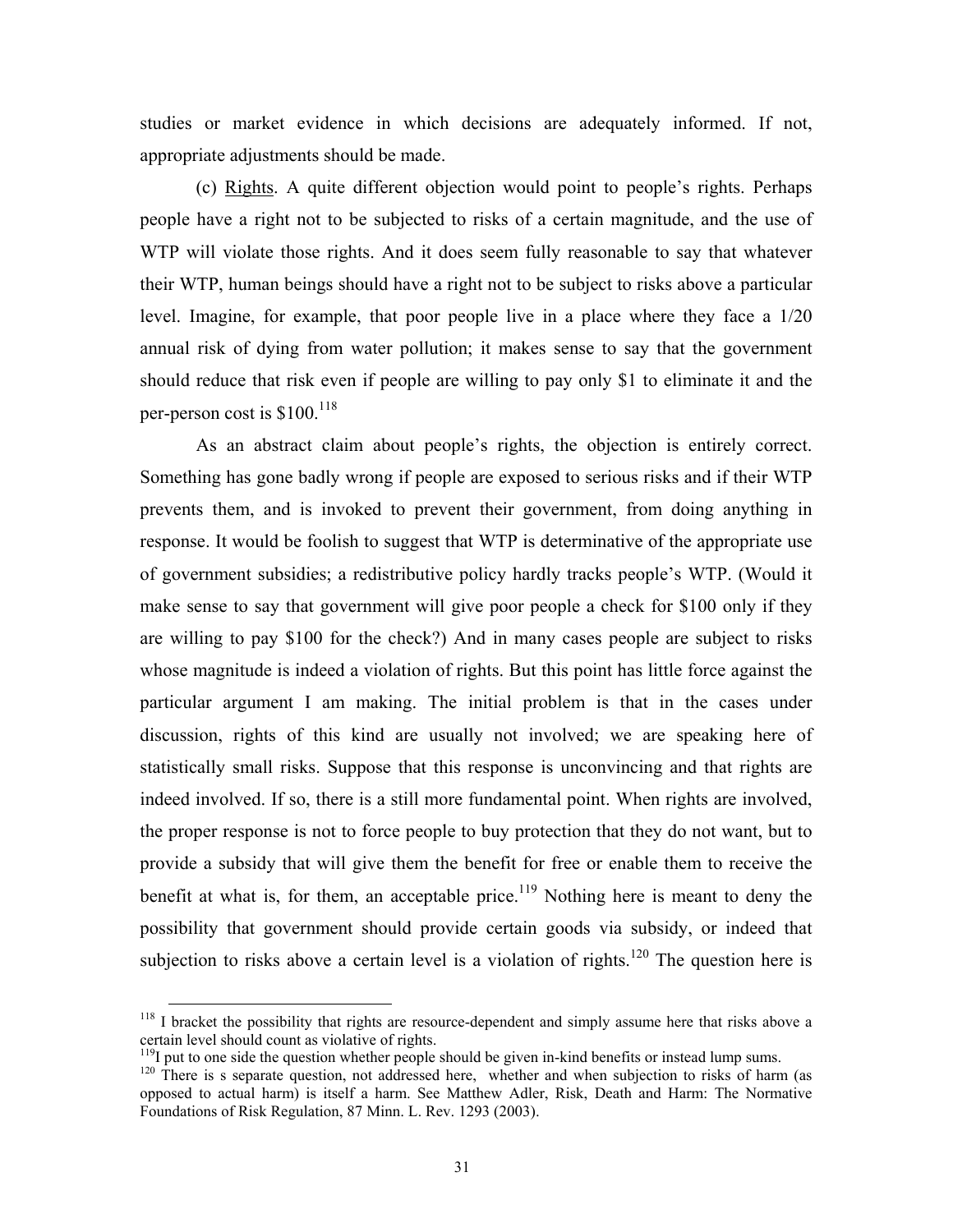studies or market evidence in which decisions are adequately informed. If not, appropriate adjustments should be made.

(c) Rights. A quite different objection would point to people's rights. Perhaps people have a right not to be subjected to risks of a certain magnitude, and the use of WTP will violate those rights. And it does seem fully reasonable to say that whatever their WTP, human beings should have a right not to be subject to risks above a particular level. Imagine, for example, that poor people live in a place where they face a 1/20 annual risk of dying from water pollution; it makes sense to say that the government should reduce that risk even if people are willing to pay only $1 to eliminate it and the per-person cost is $100.[118]

As an abstract claim about people's rights, the objection is entirely correct. Something has gone badly wrong if people are exposed to serious risks and if their WTP prevents them, and is invoked to prevent their government, from doing anything in response. It would be foolish to suggest that WTP is determinative of the appropriate use of government subsidies; a redistributive policy hardly tracks people's WTP. (Would it make sense to say that government will give poor people a check for $100 only if they are willing to pay $100 for the check?) And in many cases people are subject to risks whose magnitude is indeed a violation of rights. But this point has little force against the particular argument I am making. The initial problem is that in the cases under discussion, rights of this kind are usually not involved; we are speaking here of statistically small risks. Suppose that this response is unconvincing and that rights are indeed involved. If so, there is a still more fundamental point. When rights are involved, the proper response is not to force people to buy protection that they do not want, but to provide a subsidy that will give them the benefit for free or enable them to receive the benefit at what is, for them, an acceptable price.[119] Nothing here is meant to deny the possibility that government should provide certain goods via subsidy, or indeed that subjection to risks above a certain level is a violation of rights.[120] The question here is

---

[118] I bracket the possibility that rights are resource-dependent and simply assume here that risks above a certain level should count as violative of rights.

[119] I put to one side the question whether people should be given in-kind benefits or instead lump sums.

[120] There is s separate question, not addressed here, whether and when subjection to risks of harm (as opposed to actual harm) is itself a harm. See Matthew Adler, Risk, Death and Harm: The Normative Foundations of Risk Regulation, 87 Minn. L. Rev. 1293 (2003).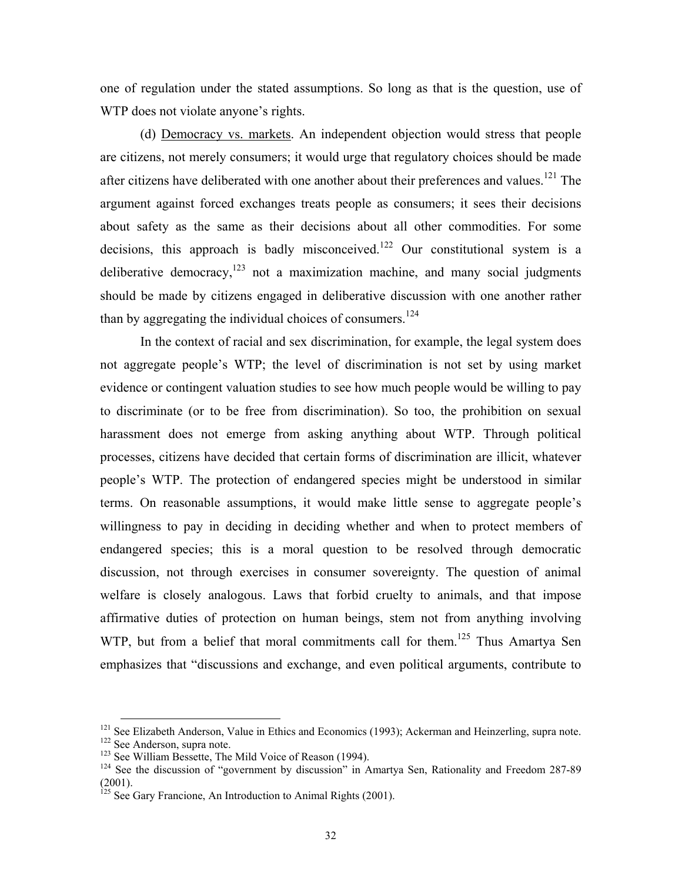one of regulation under the stated assumptions. So long as that is the question, use of WTP does not violate anyone's rights.

(d) Democracy vs. markets. An independent objection would stress that people are citizens, not merely consumers; it would urge that regulatory choices should be made after citizens have deliberated with one another about their preferences and values.[121] The argument against forced exchanges treats people as consumers; it sees their decisions about safety as the same as their decisions about all other commodities. For some decisions, this approach is badly misconceived.[122] Our constitutional system is a deliberative democracy,[123] not a maximization machine, and many social judgments should be made by citizens engaged in deliberative discussion with one another rather than by aggregating the individual choices of consumers.[124]

In the context of racial and sex discrimination, for example, the legal system does not aggregate people's WTP; the level of discrimination is not set by using market evidence or contingent valuation studies to see how much people would be willing to pay to discriminate (or to be free from discrimination). So too, the prohibition on sexual harassment does not emerge from asking anything about WTP. Through political processes, citizens have decided that certain forms of discrimination are illicit, whatever people's WTP. The protection of endangered species might be understood in similar terms. On reasonable assumptions, it would make little sense to aggregate people's willingness to pay in deciding in deciding whether and when to protect members of endangered species; this is a moral question to be resolved through democratic discussion, not through exercises in consumer sovereignty. The question of animal welfare is closely analogous. Laws that forbid cruelty to animals, and that impose affirmative duties of protection on human beings, stem not from anything involving WTP, but from a belief that moral commitments call for them.[125] Thus Amartya Sen emphasizes that "discussions and exchange, and even political arguments, contribute to

---

[121] See Elizabeth Anderson, Value in Ethics and Economics (1993); Ackerman and Heinzerling, supra note.

[122] See Anderson, supra note.

[123] See William Bessette, The Mild Voice of Reason (1994).

[124] See the discussion of "government by discussion" in Amartya Sen, Rationality and Freedom 287-89 (2001).

[125] See Gary Francione, An Introduction to Animal Rights (2001).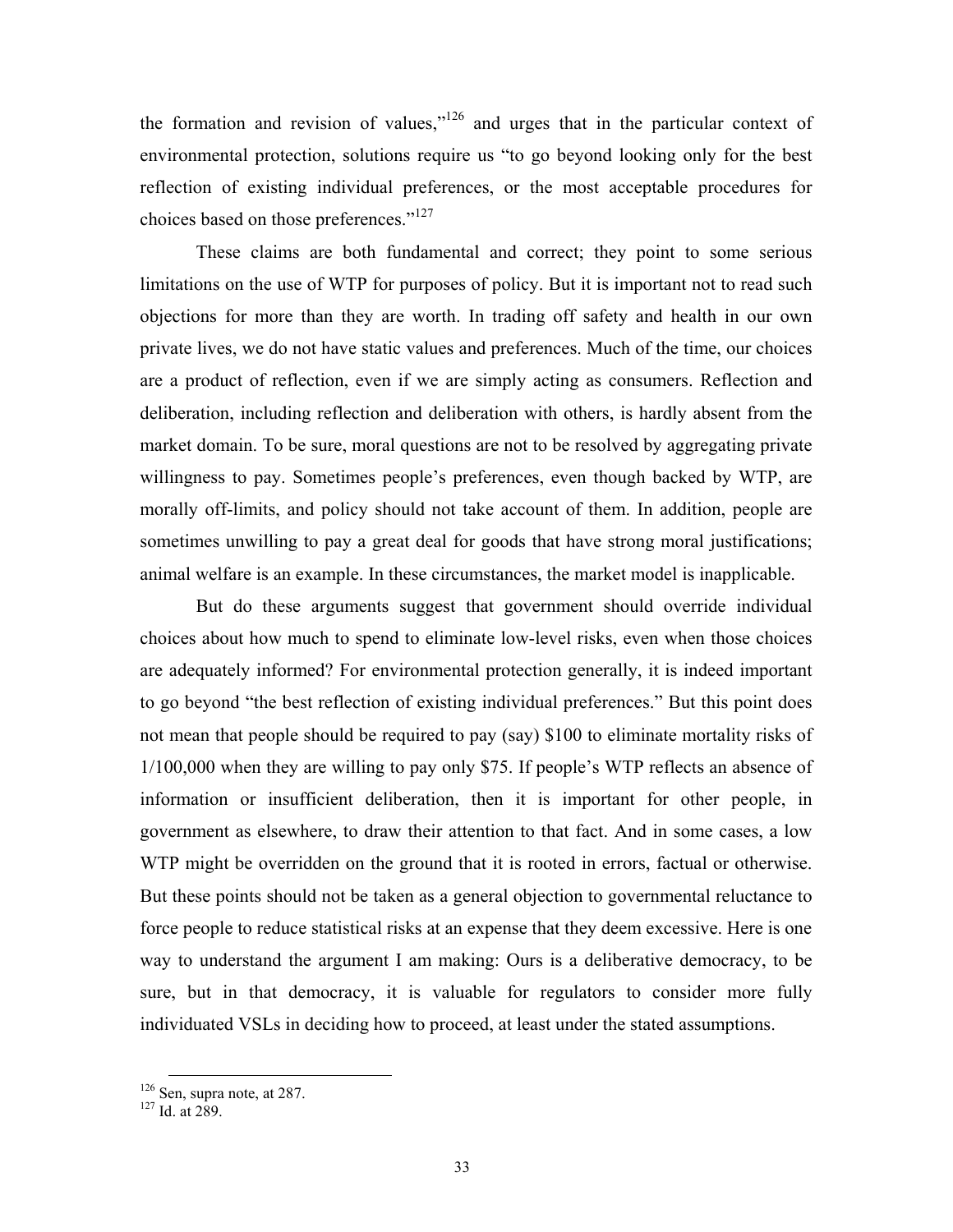the formation and revision of values,"[126] and urges that in the particular context of environmental protection, solutions require us "to go beyond looking only for the best reflection of existing individual preferences, or the most acceptable procedures for choices based on those preferences."[127]

These claims are both fundamental and correct; they point to some serious limitations on the use of WTP for purposes of policy. But it is important not to read such objections for more than they are worth. In trading off safety and health in our own private lives, we do not have static values and preferences. Much of the time, our choices are a product of reflection, even if we are simply acting as consumers. Reflection and deliberation, including reflection and deliberation with others, is hardly absent from the market domain. To be sure, moral questions are not to be resolved by aggregating private willingness to pay. Sometimes people's preferences, even though backed by WTP, are morally off-limits, and policy should not take account of them. In addition, people are sometimes unwilling to pay a great deal for goods that have strong moral justifications; animal welfare is an example. In these circumstances, the market model is inapplicable.

But do these arguments suggest that government should override individual choices about how much to spend to eliminate low-level risks, even when those choices are adequately informed? For environmental protection generally, it is indeed important to go beyond "the best reflection of existing individual preferences." But this point does not mean that people should be required to pay (say) $100 to eliminate mortality risks of 1/100,000 when they are willing to pay only $75. If people's WTP reflects an absence of information or insufficient deliberation, then it is important for other people, in government as elsewhere, to draw their attention to that fact. And in some cases, a low WTP might be overridden on the ground that it is rooted in errors, factual or otherwise. But these points should not be taken as a general objection to governmental reluctance to force people to reduce statistical risks at an expense that they deem excessive. Here is one way to understand the argument I am making: Ours is a deliberative democracy, to be sure, but in that democracy, it is valuable for regulators to consider more fully individuated VSLs in deciding how to proceed, at least under the stated assumptions.

[126] Sen, supra note, at 287.
[127] Id. at 289.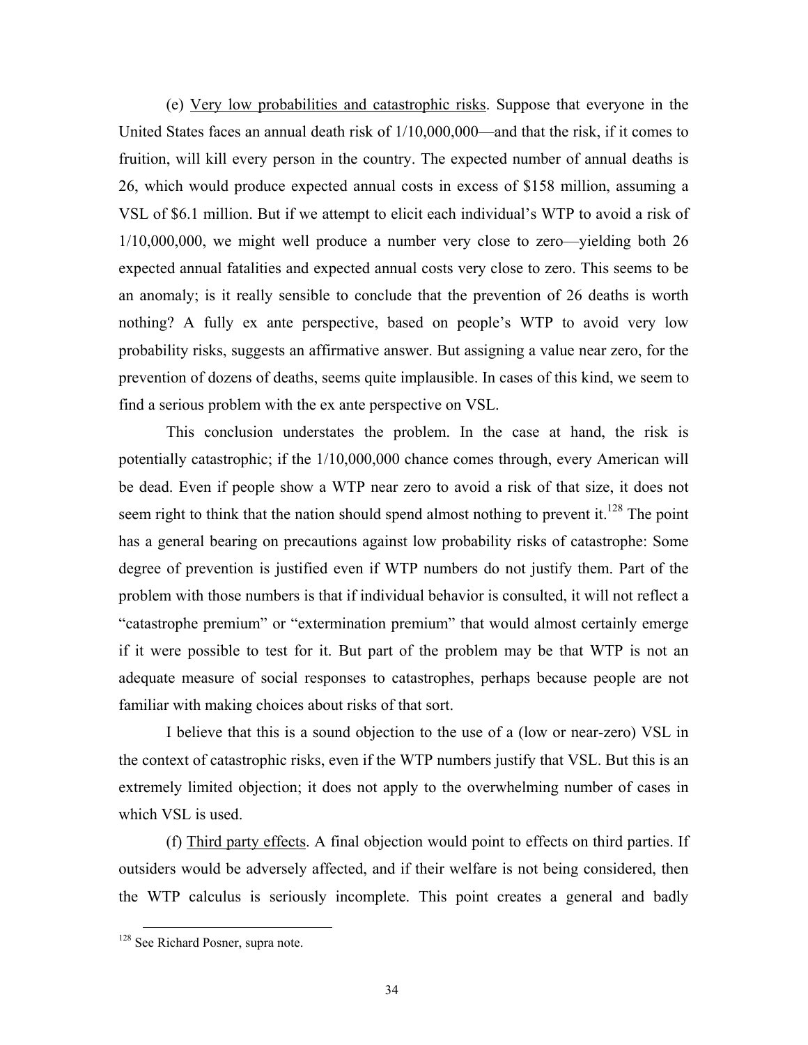(e) Very low probabilities and catastrophic risks. Suppose that everyone in the United States faces an annual death risk of 1/10,000,000—and that the risk, if it comes to fruition, will kill every person in the country. The expected number of annual deaths is 26, which would produce expected annual costs in excess of $158 million, assuming a VSL of $6.1 million. But if we attempt to elicit each individual's WTP to avoid a risk of 1/10,000,000, we might well produce a number very close to zero—yielding both 26 expected annual fatalities and expected annual costs very close to zero. This seems to be an anomaly; is it really sensible to conclude that the prevention of 26 deaths is worth nothing? A fully ex ante perspective, based on people's WTP to avoid very low probability risks, suggests an affirmative answer. But assigning a value near zero, for the prevention of dozens of deaths, seems quite implausible. In cases of this kind, we seem to find a serious problem with the ex ante perspective on VSL.

This conclusion understates the problem. In the case at hand, the risk is potentially catastrophic; if the 1/10,000,000 chance comes through, every American will be dead. Even if people show a WTP near zero to avoid a risk of that size, it does not seem right to think that the nation should spend almost nothing to prevent it.[128] The point has a general bearing on precautions against low probability risks of catastrophe: Some degree of prevention is justified even if WTP numbers do not justify them. Part of the problem with those numbers is that if individual behavior is consulted, it will not reflect a "catastrophe premium" or "extermination premium" that would almost certainly emerge if it were possible to test for it. But part of the problem may be that WTP is not an adequate measure of social responses to catastrophes, perhaps because people are not familiar with making choices about risks of that sort.

I believe that this is a sound objection to the use of a (low or near-zero) VSL in the context of catastrophic risks, even if the WTP numbers justify that VSL. But this is an extremely limited objection; it does not apply to the overwhelming number of cases in which VSL is used.

(f) Third party effects. A final objection would point to effects on third parties. If outsiders would be adversely affected, and if their welfare is not being considered, then the WTP calculus is seriously incomplete. This point creates a general and badly

---

[128] See Richard Posner, supra note.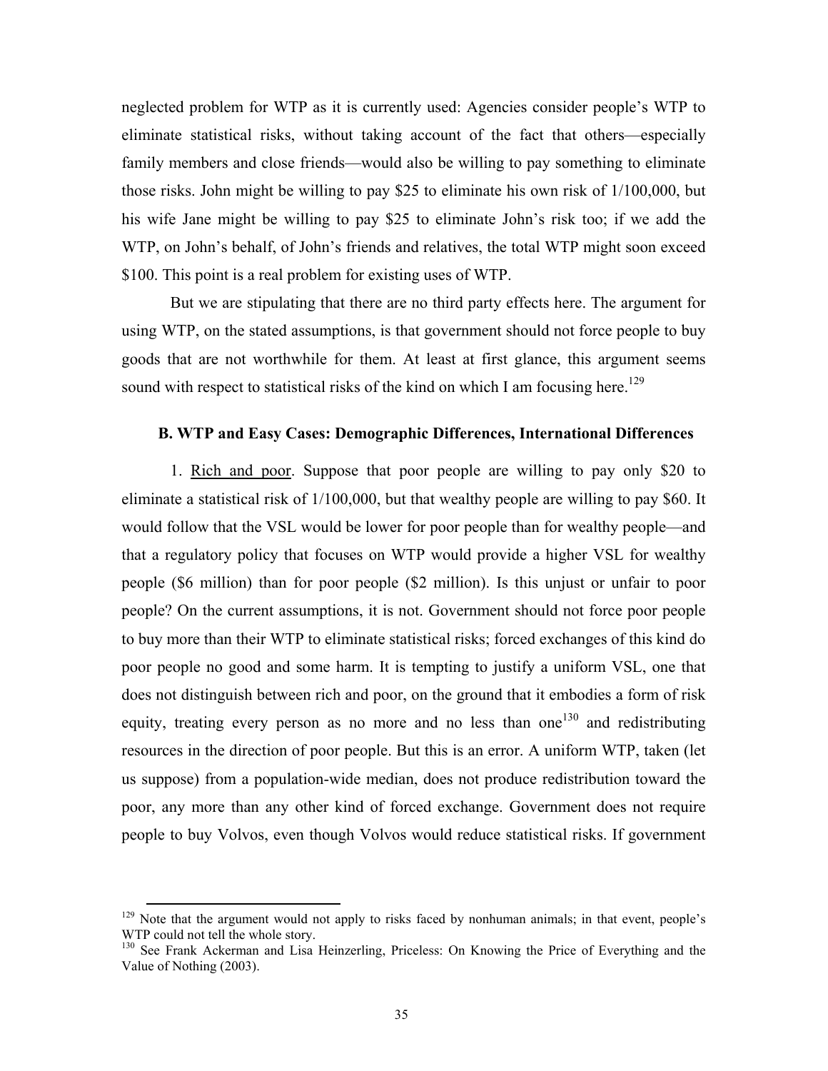neglected problem for WTP as it is currently used: Agencies consider people's WTP to eliminate statistical risks, without taking account of the fact that others—especially family members and close friends—would also be willing to pay something to eliminate those risks. John might be willing to pay $25 to eliminate his own risk of 1/100,000, but his wife Jane might be willing to pay $25 to eliminate John's risk too; if we add the WTP, on John's behalf, of John's friends and relatives, the total WTP might soon exceed $100. This point is a real problem for existing uses of WTP.

But we are stipulating that there are no third party effects here. The argument for using WTP, on the stated assumptions, is that government should not force people to buy goods that are not worthwhile for them. At least at first glance, this argument seems sound with respect to statistical risks of the kind on which I am focusing here.[129]

### B. WTP and Easy Cases: Demographic Differences, International Differences

1. Rich and poor. Suppose that poor people are willing to pay only $20 to eliminate a statistical risk of 1/100,000, but that wealthy people are willing to pay $60. It would follow that the VSL would be lower for poor people than for wealthy people—and that a regulatory policy that focuses on WTP would provide a higher VSL for wealthy people ($6 million) than for poor people ($2 million). Is this unjust or unfair to poor people? On the current assumptions, it is not. Government should not force poor people to buy more than their WTP to eliminate statistical risks; forced exchanges of this kind do poor people no good and some harm. It is tempting to justify a uniform VSL, one that does not distinguish between rich and poor, on the ground that it embodies a form of risk equity, treating every person as no more and no less than one[130] and redistributing resources in the direction of poor people. But this is an error. A uniform WTP, taken (let us suppose) from a population-wide median, does not produce redistribution toward the poor, any more than any other kind of forced exchange. Government does not require people to buy Volvos, even though Volvos would reduce statistical risks. If government

---

[129] Note that the argument would not apply to risks faced by nonhuman animals; in that event, people's WTP could not tell the whole story.

[130] See Frank Ackerman and Lisa Heinzerling, Priceless: On Knowing the Price of Everything and the Value of Nothing (2003).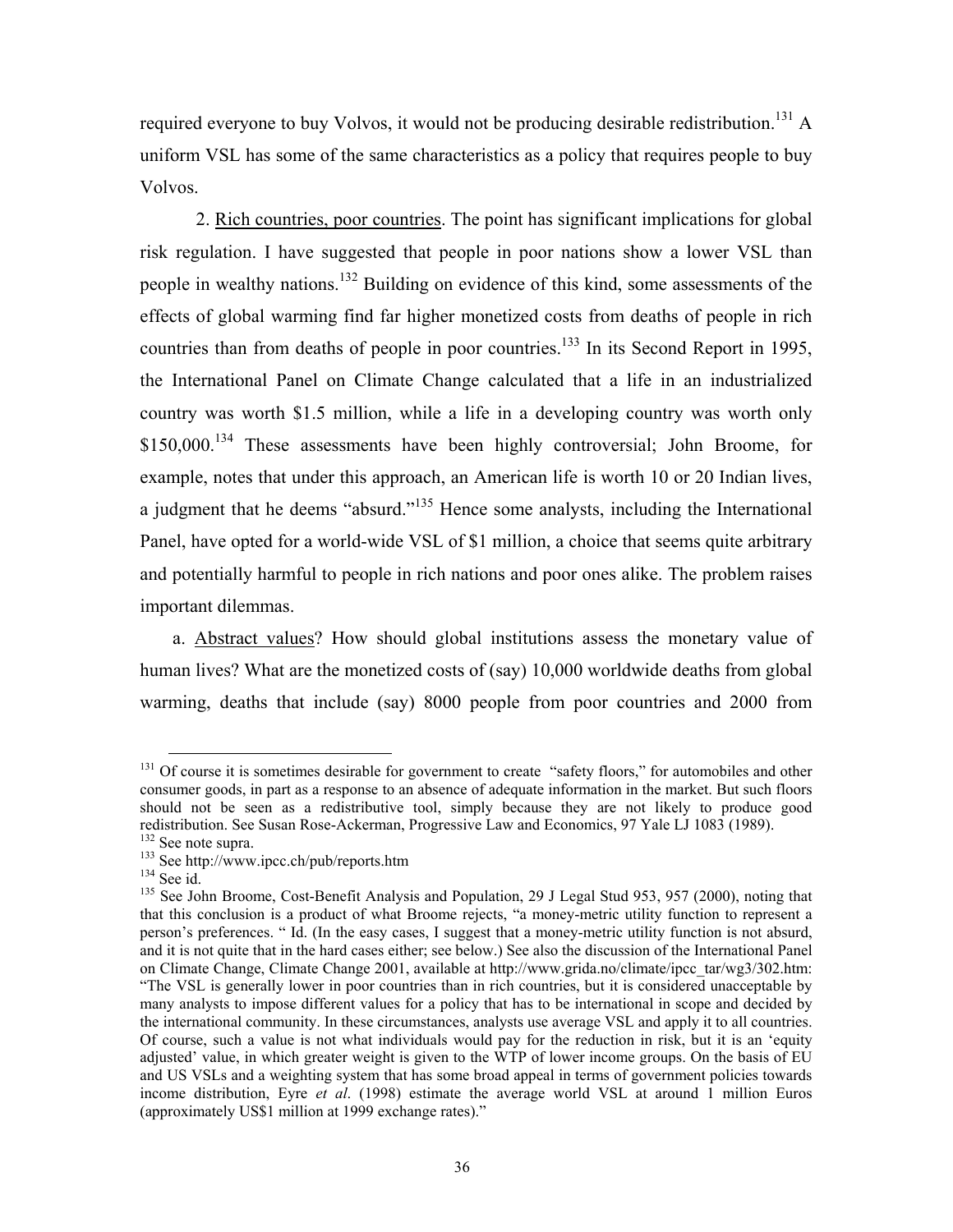required everyone to buy Volvos, it would not be producing desirable redistribution.[131] A uniform VSL has some of the same characteristics as a policy that requires people to buy Volvos.

2. Rich countries, poor countries. The point has significant implications for global risk regulation. I have suggested that people in poor nations show a lower VSL than people in wealthy nations.[132] Building on evidence of this kind, some assessments of the effects of global warming find far higher monetized costs from deaths of people in rich countries than from deaths of people in poor countries.[133] In its Second Report in 1995, the International Panel on Climate Change calculated that a life in an industrialized country was worth \$1.5 million, while a life in a developing country was worth only \$150,000.[134] These assessments have been highly controversial; John Broome, for example, notes that under this approach, an American life is worth 10 or 20 Indian lives, a judgment that he deems "absurd."[135] Hence some analysts, including the International Panel, have opted for a world-wide VSL of \$1 million, a choice that seems quite arbitrary and potentially harmful to people in rich nations and poor ones alike. The problem raises important dilemmas.

a. Abstract values? How should global institutions assess the monetary value of human lives? What are the monetized costs of (say) 10,000 worldwide deaths from global warming, deaths that include (say) 8000 people from poor countries and 2000 from

---

[131] Of course it is sometimes desirable for government to create "safety floors," for automobiles and other consumer goods, in part as a response to an absence of adequate information in the market. But such floors should not be seen as a redistributive tool, simply because they are not likely to produce good redistribution. See Susan Rose-Ackerman, Progressive Law and Economics, 97 Yale LJ 1083 (1989).

[132] See note supra.

[133] See http://www.ipcc.ch/pub/reports.htm

[134] See id.

[135] See John Broome, Cost-Benefit Analysis and Population, 29 J Legal Stud 953, 957 (2000), noting that that this conclusion is a product of what Broome rejects, "a money-metric utility function to represent a person's preferences. " Id. (In the easy cases, I suggest that a money-metric utility function is not absurd, and it is not quite that in the hard cases either; see below.) See also the discussion of the International Panel on Climate Change, Climate Change 2001, available at http://www.grida.no/climate/ipcc_tar/wg3/302.htm: "The VSL is generally lower in poor countries than in rich countries, but it is considered unacceptable by many analysts to impose different values for a policy that has to be international in scope and decided by the international community. In these circumstances, analysts use average VSL and apply it to all countries. Of course, such a value is not what individuals would pay for the reduction in risk, but it is an 'equity adjusted' value, in which greater weight is given to the WTP of lower income groups. On the basis of EU and US VSLs and a weighting system that has some broad appeal in terms of government policies towards income distribution, Eyre *et al*. (1998) estimate the average world VSL at around 1 million Euros (approximately US\$1 million at 1999 exchange rates)."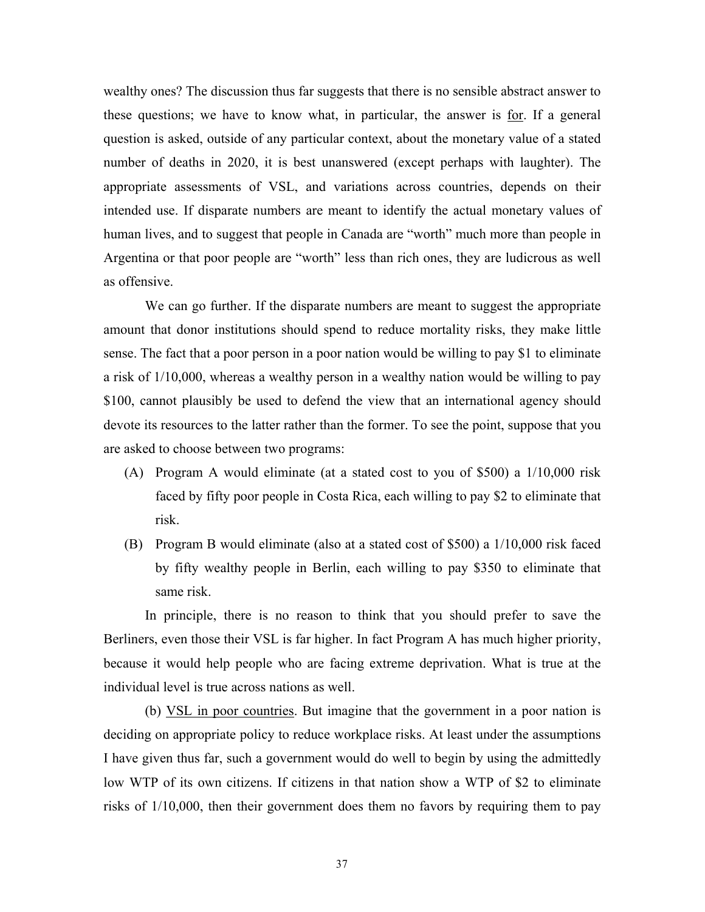wealthy ones? The discussion thus far suggests that there is no sensible abstract answer to these questions; we have to know what, in particular, the answer is <u>for</u>. If a general question is asked, outside of any particular context, about the monetary value of a stated number of deaths in 2020, it is best unanswered (except perhaps with laughter). The appropriate assessments of VSL, and variations across countries, depends on their intended use. If disparate numbers are meant to identify the actual monetary values of human lives, and to suggest that people in Canada are "worth" much more than people in Argentina or that poor people are "worth" less than rich ones, they are ludicrous as well as offensive.

We can go further. If the disparate numbers are meant to suggest the appropriate amount that donor institutions should spend to reduce mortality risks, they make little sense. The fact that a poor person in a poor nation would be willing to pay $1 to eliminate a risk of 1/10,000, whereas a wealthy person in a wealthy nation would be willing to pay $100, cannot plausibly be used to defend the view that an international agency should devote its resources to the latter rather than the former. To see the point, suppose that you are asked to choose between two programs:

(A) Program A would eliminate (at a stated cost to you of $500) a 1/10,000 risk faced by fifty poor people in Costa Rica, each willing to pay $2 to eliminate that risk.

(B) Program B would eliminate (also at a stated cost of $500) a 1/10,000 risk faced by fifty wealthy people in Berlin, each willing to pay $350 to eliminate that same risk.

In principle, there is no reason to think that you should prefer to save the Berliners, even those their VSL is far higher. In fact Program A has much higher priority, because it would help people who are facing extreme deprivation. What is true at the individual level is true across nations as well.

(b) <u>VSL in poor countries</u>. But imagine that the government in a poor nation is deciding on appropriate policy to reduce workplace risks. At least under the assumptions I have given thus far, such a government would do well to begin by using the admittedly low WTP of its own citizens. If citizens in that nation show a WTP of $2 to eliminate risks of 1/10,000, then their government does them no favors by requiring them to pay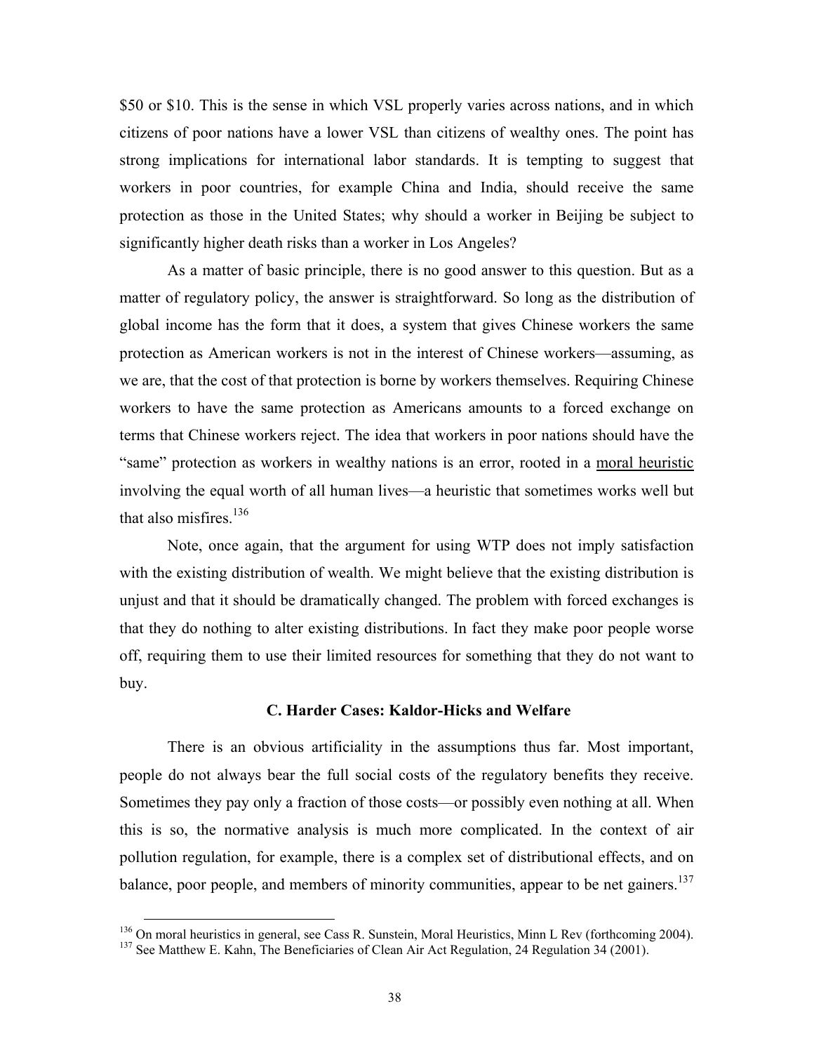$50 or $10. This is the sense in which VSL properly varies across nations, and in which citizens of poor nations have a lower VSL than citizens of wealthy ones. The point has strong implications for international labor standards. It is tempting to suggest that workers in poor countries, for example China and India, should receive the same protection as those in the United States; why should a worker in Beijing be subject to significantly higher death risks than a worker in Los Angeles?

As a matter of basic principle, there is no good answer to this question. But as a matter of regulatory policy, the answer is straightforward. So long as the distribution of global income has the form that it does, a system that gives Chinese workers the same protection as American workers is not in the interest of Chinese workers—assuming, as we are, that the cost of that protection is borne by workers themselves. Requiring Chinese workers to have the same protection as Americans amounts to a forced exchange on terms that Chinese workers reject. The idea that workers in poor nations should have the "same" protection as workers in wealthy nations is an error, rooted in a moral heuristic involving the equal worth of all human lives—a heuristic that sometimes works well but that also misfires.[136]

Note, once again, that the argument for using WTP does not imply satisfaction with the existing distribution of wealth. We might believe that the existing distribution is unjust and that it should be dramatically changed. The problem with forced exchanges is that they do nothing to alter existing distributions. In fact they make poor people worse off, requiring them to use their limited resources for something that they do not want to buy.

### C. Harder Cases: Kaldor-Hicks and Welfare

There is an obvious artificiality in the assumptions thus far. Most important, people do not always bear the full social costs of the regulatory benefits they receive. Sometimes they pay only a fraction of those costs—or possibly even nothing at all. When this is so, the normative analysis is much more complicated. In the context of air pollution regulation, for example, there is a complex set of distributional effects, and on balance, poor people, and members of minority communities, appear to be net gainers.[137]

---

[136] On moral heuristics in general, see Cass R. Sunstein, Moral Heuristics, Minn L Rev (forthcoming 2004).

[137] See Matthew E. Kahn, The Beneficiaries of Clean Air Act Regulation, 24 Regulation 34 (2001).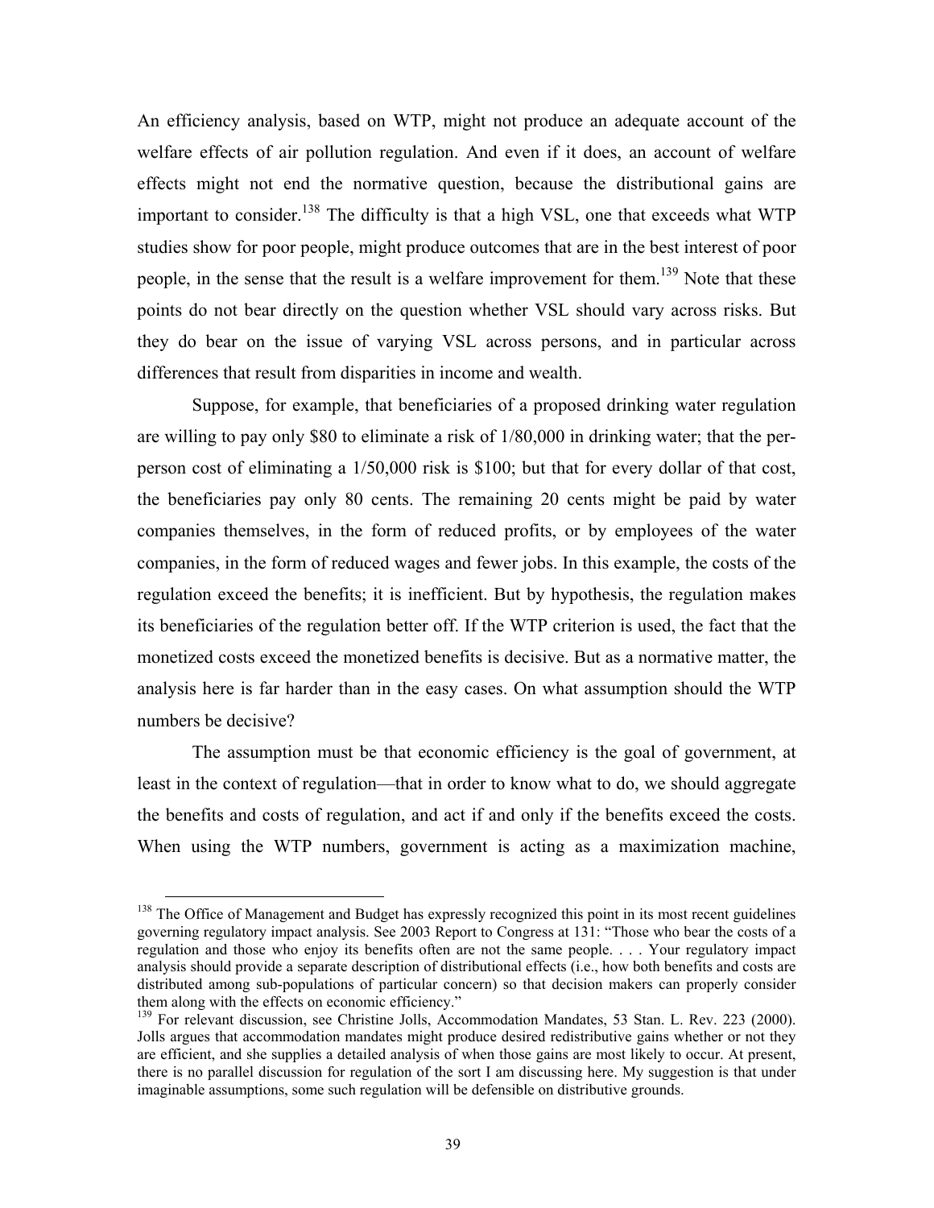An efficiency analysis, based on WTP, might not produce an adequate account of the welfare effects of air pollution regulation. And even if it does, an account of welfare effects might not end the normative question, because the distributional gains are important to consider.[138] The difficulty is that a high VSL, one that exceeds what WTP studies show for poor people, might produce outcomes that are in the best interest of poor people, in the sense that the result is a welfare improvement for them.[139] Note that these points do not bear directly on the question whether VSL should vary across risks. But they do bear on the issue of varying VSL across persons, and in particular across differences that result from disparities in income and wealth.

Suppose, for example, that beneficiaries of a proposed drinking water regulation are willing to pay only $80 to eliminate a risk of 1/80,000 in drinking water; that the per-person cost of eliminating a 1/50,000 risk is $100; but that for every dollar of that cost, the beneficiaries pay only 80 cents. The remaining 20 cents might be paid by water companies themselves, in the form of reduced profits, or by employees of the water companies, in the form of reduced wages and fewer jobs. In this example, the costs of the regulation exceed the benefits; it is inefficient. But by hypothesis, the regulation makes its beneficiaries of the regulation better off. If the WTP criterion is used, the fact that the monetized costs exceed the monetized benefits is decisive. But as a normative matter, the analysis here is far harder than in the easy cases. On what assumption should the WTP numbers be decisive?

The assumption must be that economic efficiency is the goal of government, at least in the context of regulation—that in order to know what to do, we should aggregate the benefits and costs of regulation, and act if and only if the benefits exceed the costs. When using the WTP numbers, government is acting as a maximization machine,

---

[138] The Office of Management and Budget has expressly recognized this point in its most recent guidelines governing regulatory impact analysis. See 2003 Report to Congress at 131: "Those who bear the costs of a regulation and those who enjoy its benefits often are not the same people. . . . Your regulatory impact analysis should provide a separate description of distributional effects (i.e., how both benefits and costs are distributed among sub-populations of particular concern) so that decision makers can properly consider them along with the effects on economic efficiency."

[139] For relevant discussion, see Christine Jolls, Accommodation Mandates, 53 Stan. L. Rev. 223 (2000). Jolls argues that accommodation mandates might produce desired redistributive gains whether or not they are efficient, and she supplies a detailed analysis of when those gains are most likely to occur. At present, there is no parallel discussion for regulation of the sort I am discussing here. My suggestion is that under imaginable assumptions, some such regulation will be defensible on distributive grounds.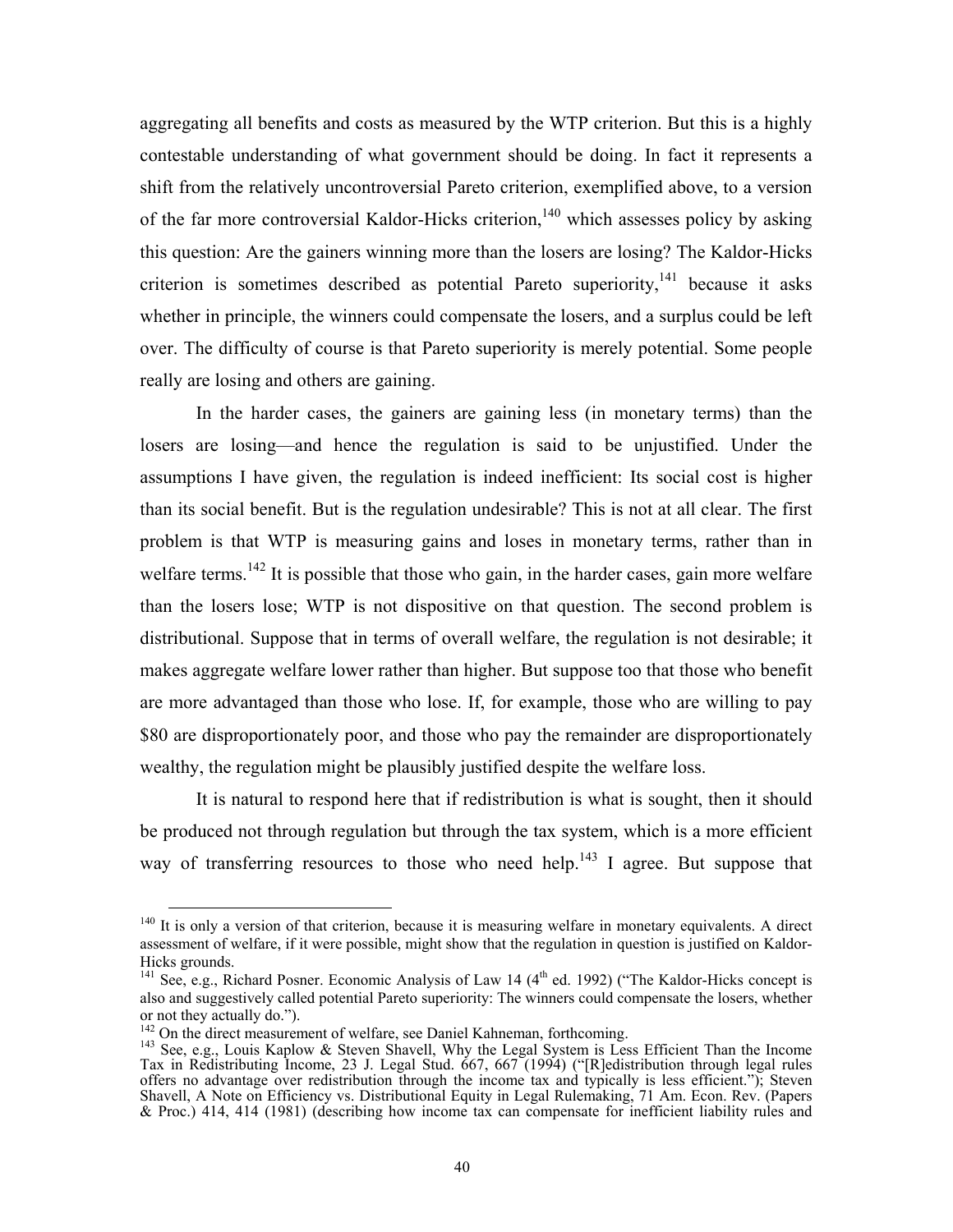aggregating all benefits and costs as measured by the WTP criterion. But this is a highly contestable understanding of what government should be doing. In fact it represents a shift from the relatively uncontroversial Pareto criterion, exemplified above, to a version of the far more controversial Kaldor-Hicks criterion,[140] which assesses policy by asking this question: Are the gainers winning more than the losers are losing? The Kaldor-Hicks criterion is sometimes described as potential Pareto superiority,[141] because it asks whether in principle, the winners could compensate the losers, and a surplus could be left over. The difficulty of course is that Pareto superiority is merely potential. Some people really are losing and others are gaining.

In the harder cases, the gainers are gaining less (in monetary terms) than the losers are losing—and hence the regulation is said to be unjustified. Under the assumptions I have given, the regulation is indeed inefficient: Its social cost is higher than its social benefit. But is the regulation undesirable? This is not at all clear. The first problem is that WTP is measuring gains and loses in monetary terms, rather than in welfare terms.[142] It is possible that those who gain, in the harder cases, gain more welfare than the losers lose; WTP is not dispositive on that question. The second problem is distributional. Suppose that in terms of overall welfare, the regulation is not desirable; it makes aggregate welfare lower rather than higher. But suppose too that those who benefit are more advantaged than those who lose. If, for example, those who are willing to pay $80 are disproportionately poor, and those who pay the remainder are disproportionately wealthy, the regulation might be plausibly justified despite the welfare loss.

It is natural to respond here that if redistribution is what is sought, then it should be produced not through regulation but through the tax system, which is a more efficient way of transferring resources to those who need help.[143] I agree. But suppose that

---

[140] It is only a version of that criterion, because it is measuring welfare in monetary equivalents. A direct assessment of welfare, if it were possible, might show that the regulation in question is justified on Kaldor-Hicks grounds.

[141] See, e.g., Richard Posner. Economic Analysis of Law 14 (4th ed. 1992) ("The Kaldor-Hicks concept is also and suggestively called potential Pareto superiority: The winners could compensate the losers, whether or not they actually do.").

[142] On the direct measurement of welfare, see Daniel Kahneman, forthcoming.

[143] See, e.g., Louis Kaplow & Steven Shavell, Why the Legal System is Less Efficient Than the Income Tax in Redistributing Income, 23 J. Legal Stud. 667, 667 (1994) ("[R]edistribution through legal rules offers no advantage over redistribution through the income tax and typically is less efficient."); Steven Shavell, A Note on Efficiency vs. Distributional Equity in Legal Rulemaking, 71 Am. Econ. Rev. (Papers & Proc.) 414, 414 (1981) (describing how income tax can compensate for inefficient liability rules and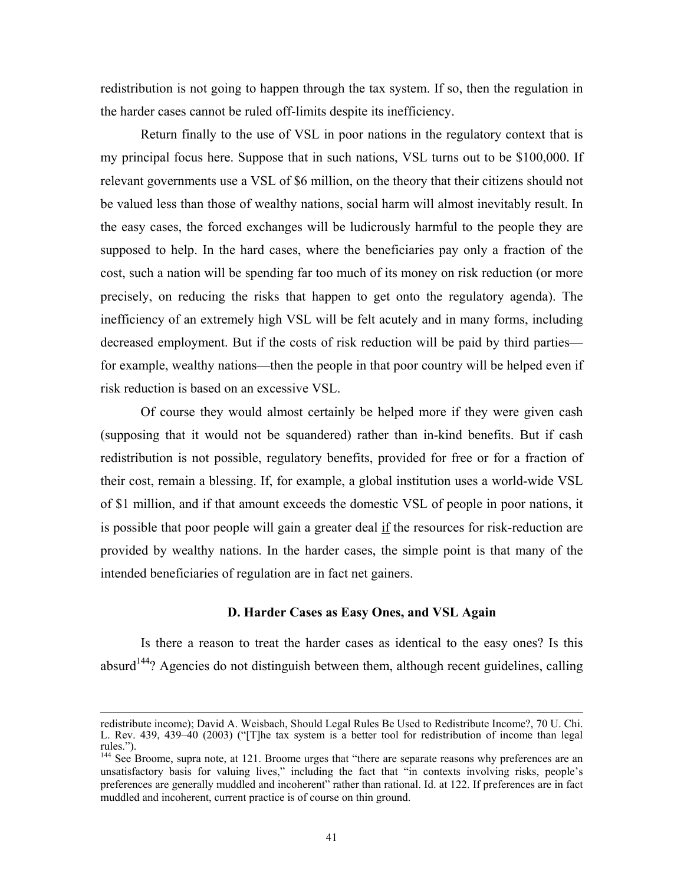redistribution is not going to happen through the tax system. If so, then the regulation in the harder cases cannot be ruled off-limits despite its inefficiency.

Return finally to the use of VSL in poor nations in the regulatory context that is my principal focus here. Suppose that in such nations, VSL turns out to be $100,000. If relevant governments use a VSL of $6 million, on the theory that their citizens should not be valued less than those of wealthy nations, social harm will almost inevitably result. In the easy cases, the forced exchanges will be ludicrously harmful to the people they are supposed to help. In the hard cases, where the beneficiaries pay only a fraction of the cost, such a nation will be spending far too much of its money on risk reduction (or more precisely, on reducing the risks that happen to get onto the regulatory agenda). The inefficiency of an extremely high VSL will be felt acutely and in many forms, including decreased employment. But if the costs of risk reduction will be paid by third parties—for example, wealthy nations—then the people in that poor country will be helped even if risk reduction is based on an excessive VSL.

Of course they would almost certainly be helped more if they were given cash (supposing that it would not be squandered) rather than in-kind benefits. But if cash redistribution is not possible, regulatory benefits, provided for free or for a fraction of their cost, remain a blessing. If, for example, a global institution uses a world-wide VSL of $1 million, and if that amount exceeds the domestic VSL of people in poor nations, it is possible that poor people will gain a greater deal <u>if</u> the resources for risk-reduction are provided by wealthy nations. In the harder cases, the simple point is that many of the intended beneficiaries of regulation are in fact net gainers.

### D. Harder Cases as Easy Ones, and VSL Again

Is there a reason to treat the harder cases as identical to the easy ones? Is this absurd[144]? Agencies do not distinguish between them, although recent guidelines, calling

---

redistribute income); David A. Weisbach, Should Legal Rules Be Used to Redistribute Income?, 70 U. Chi. L. Rev. 439, 439–40 (2003) ("[T]he tax system is a better tool for redistribution of income than legal rules.").

[144] See Broome, supra note, at 121. Broome urges that "there are separate reasons why preferences are an unsatisfactory basis for valuing lives," including the fact that "in contexts involving risks, people's preferences are generally muddled and incoherent" rather than rational. Id. at 122. If preferences are in fact muddled and incoherent, current practice is of course on thin ground.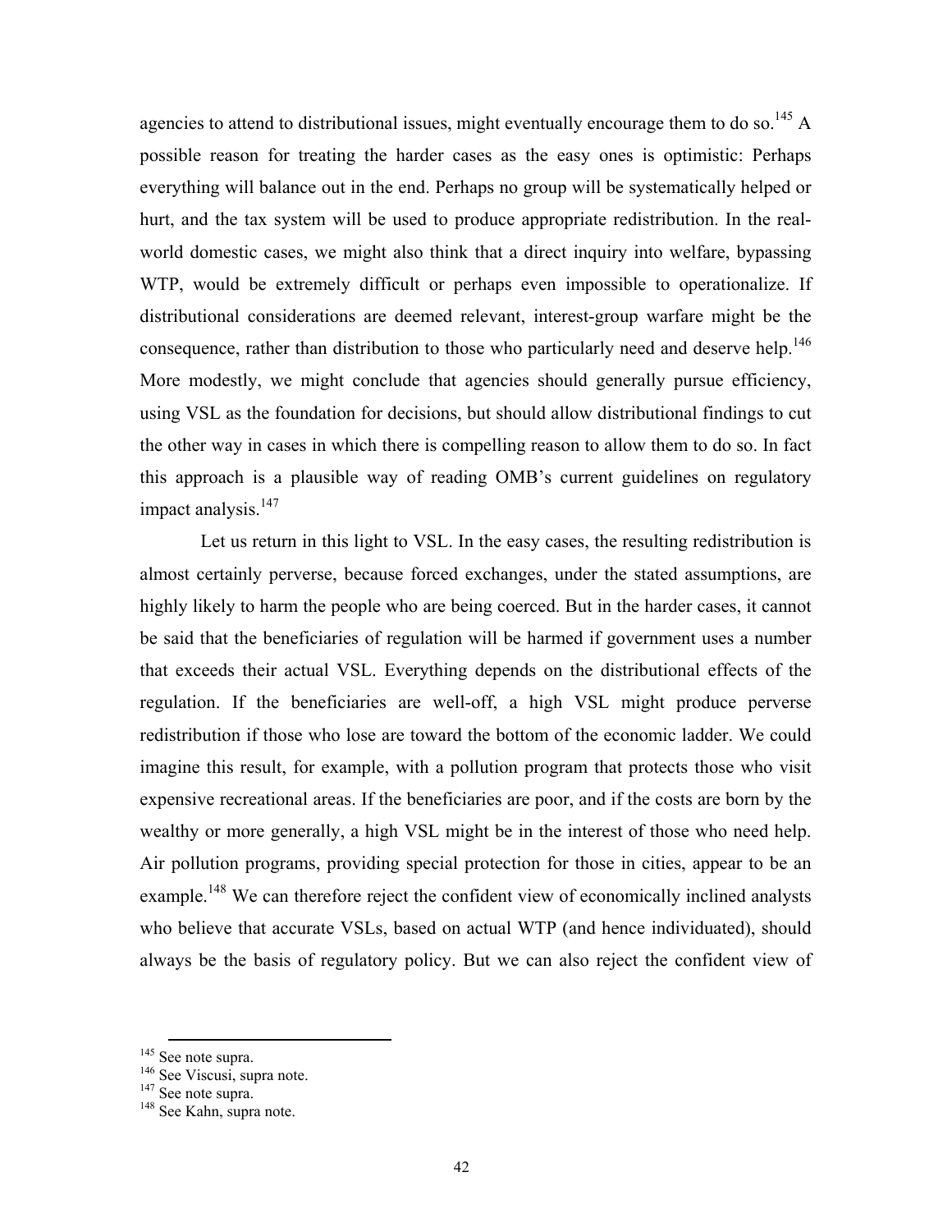agencies to attend to distributional issues, might eventually encourage them to do so.[145] A possible reason for treating the harder cases as the easy ones is optimistic: Perhaps everything will balance out in the end. Perhaps no group will be systematically helped or hurt, and the tax system will be used to produce appropriate redistribution. In the real-world domestic cases, we might also think that a direct inquiry into welfare, bypassing WTP, would be extremely difficult or perhaps even impossible to operationalize. If distributional considerations are deemed relevant, interest-group warfare might be the consequence, rather than distribution to those who particularly need and deserve help.[146] More modestly, we might conclude that agencies should generally pursue efficiency, using VSL as the foundation for decisions, but should allow distributional findings to cut the other way in cases in which there is compelling reason to allow them to do so. In fact this approach is a plausible way of reading OMB's current guidelines on regulatory impact analysis.[147]

Let us return in this light to VSL. In the easy cases, the resulting redistribution is almost certainly perverse, because forced exchanges, under the stated assumptions, are highly likely to harm the people who are being coerced. But in the harder cases, it cannot be said that the beneficiaries of regulation will be harmed if government uses a number that exceeds their actual VSL. Everything depends on the distributional effects of the regulation. If the beneficiaries are well-off, a high VSL might produce perverse redistribution if those who lose are toward the bottom of the economic ladder. We could imagine this result, for example, with a pollution program that protects those who visit expensive recreational areas. If the beneficiaries are poor, and if the costs are born by the wealthy or more generally, a high VSL might be in the interest of those who need help. Air pollution programs, providing special protection for those in cities, appear to be an example.[148] We can therefore reject the confident view of economically inclined analysts who believe that accurate VSLs, based on actual WTP (and hence individuated), should always be the basis of regulatory policy. But we can also reject the confident view of

---

[145] See note supra.

[146] See Viscusi, supra note.

[147] See note supra.

[148] See Kahn, supra note.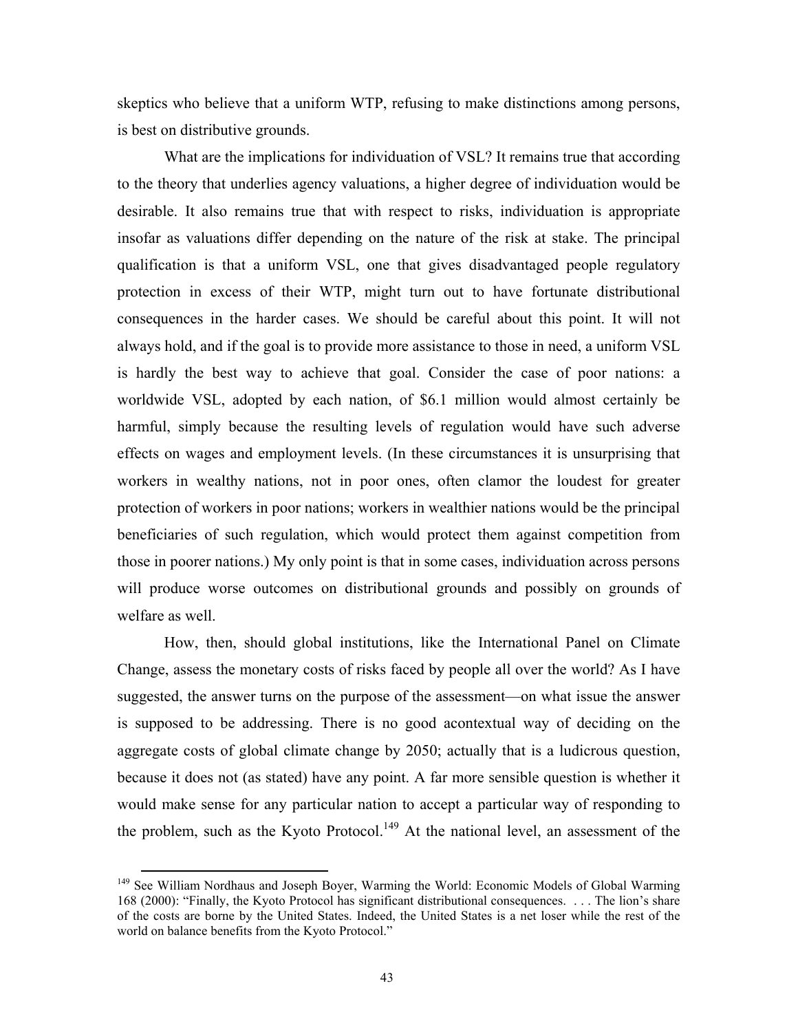skeptics who believe that a uniform WTP, refusing to make distinctions among persons, is best on distributive grounds.

What are the implications for individuation of VSL? It remains true that according to the theory that underlies agency valuations, a higher degree of individuation would be desirable. It also remains true that with respect to risks, individuation is appropriate insofar as valuations differ depending on the nature of the risk at stake. The principal qualification is that a uniform VSL, one that gives disadvantaged people regulatory protection in excess of their WTP, might turn out to have fortunate distributional consequences in the harder cases. We should be careful about this point. It will not always hold, and if the goal is to provide more assistance to those in need, a uniform VSL is hardly the best way to achieve that goal. Consider the case of poor nations: a worldwide VSL, adopted by each nation, of $6.1 million would almost certainly be harmful, simply because the resulting levels of regulation would have such adverse effects on wages and employment levels. (In these circumstances it is unsurprising that workers in wealthy nations, not in poor ones, often clamor the loudest for greater protection of workers in poor nations; workers in wealthier nations would be the principal beneficiaries of such regulation, which would protect them against competition from those in poorer nations.) My only point is that in some cases, individuation across persons will produce worse outcomes on distributional grounds and possibly on grounds of welfare as well.

How, then, should global institutions, like the International Panel on Climate Change, assess the monetary costs of risks faced by people all over the world? As I have suggested, the answer turns on the purpose of the assessment—on what issue the answer is supposed to be addressing. There is no good acontextual way of deciding on the aggregate costs of global climate change by 2050; actually that is a ludicrous question, because it does not (as stated) have any point. A far more sensible question is whether it would make sense for any particular nation to accept a particular way of responding to the problem, such as the Kyoto Protocol.[149] At the national level, an assessment of the

[149] See William Nordhaus and Joseph Boyer, Warming the World: Economic Models of Global Warming 168 (2000): "Finally, the Kyoto Protocol has significant distributional consequences. . . . The lion's share of the costs are borne by the United States. Indeed, the United States is a net loser while the rest of the world on balance benefits from the Kyoto Protocol."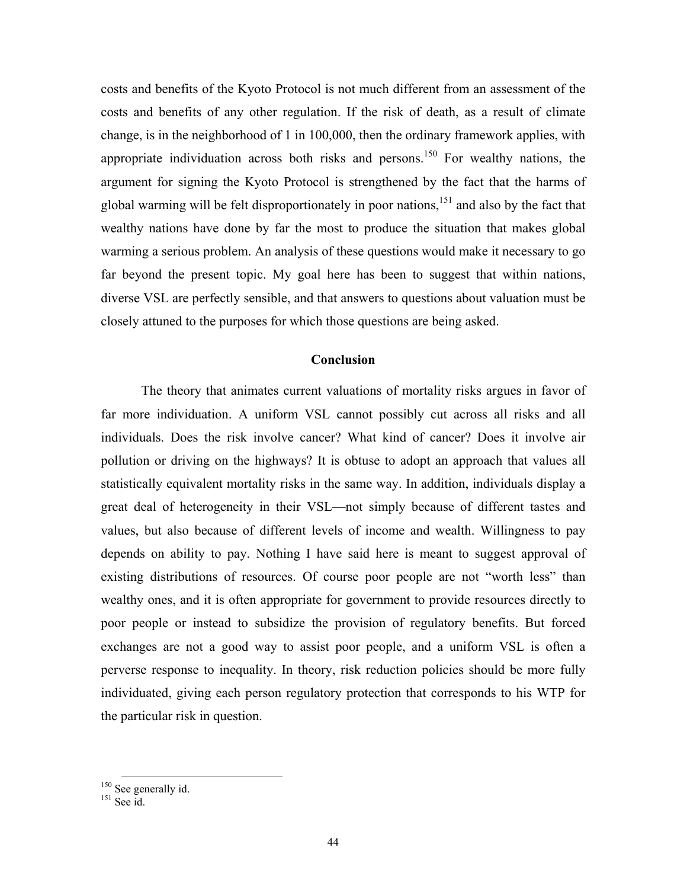costs and benefits of the Kyoto Protocol is not much different from an assessment of the costs and benefits of any other regulation. If the risk of death, as a result of climate change, is in the neighborhood of 1 in 100,000, then the ordinary framework applies, with appropriate individuation across both risks and persons.[150] For wealthy nations, the argument for signing the Kyoto Protocol is strengthened by the fact that the harms of global warming will be felt disproportionately in poor nations,[151] and also by the fact that wealthy nations have done by far the most to produce the situation that makes global warming a serious problem. An analysis of these questions would make it necessary to go far beyond the present topic. My goal here has been to suggest that within nations, diverse VSL are perfectly sensible, and that answers to questions about valuation must be closely attuned to the purposes for which those questions are being asked.

## Conclusion

The theory that animates current valuations of mortality risks argues in favor of far more individuation. A uniform VSL cannot possibly cut across all risks and all individuals. Does the risk involve cancer? What kind of cancer? Does it involve air pollution or driving on the highways? It is obtuse to adopt an approach that values all statistically equivalent mortality risks in the same way. In addition, individuals display a great deal of heterogeneity in their VSL—not simply because of different tastes and values, but also because of different levels of income and wealth. Willingness to pay depends on ability to pay. Nothing I have said here is meant to suggest approval of existing distributions of resources. Of course poor people are not "worth less" than wealthy ones, and it is often appropriate for government to provide resources directly to poor people or instead to subsidize the provision of regulatory benefits. But forced exchanges are not a good way to assist poor people, and a uniform VSL is often a perverse response to inequality. In theory, risk reduction policies should be more fully individuated, giving each person regulatory protection that corresponds to his WTP for the particular risk in question.

---

[150] See generally id.

[151] See id.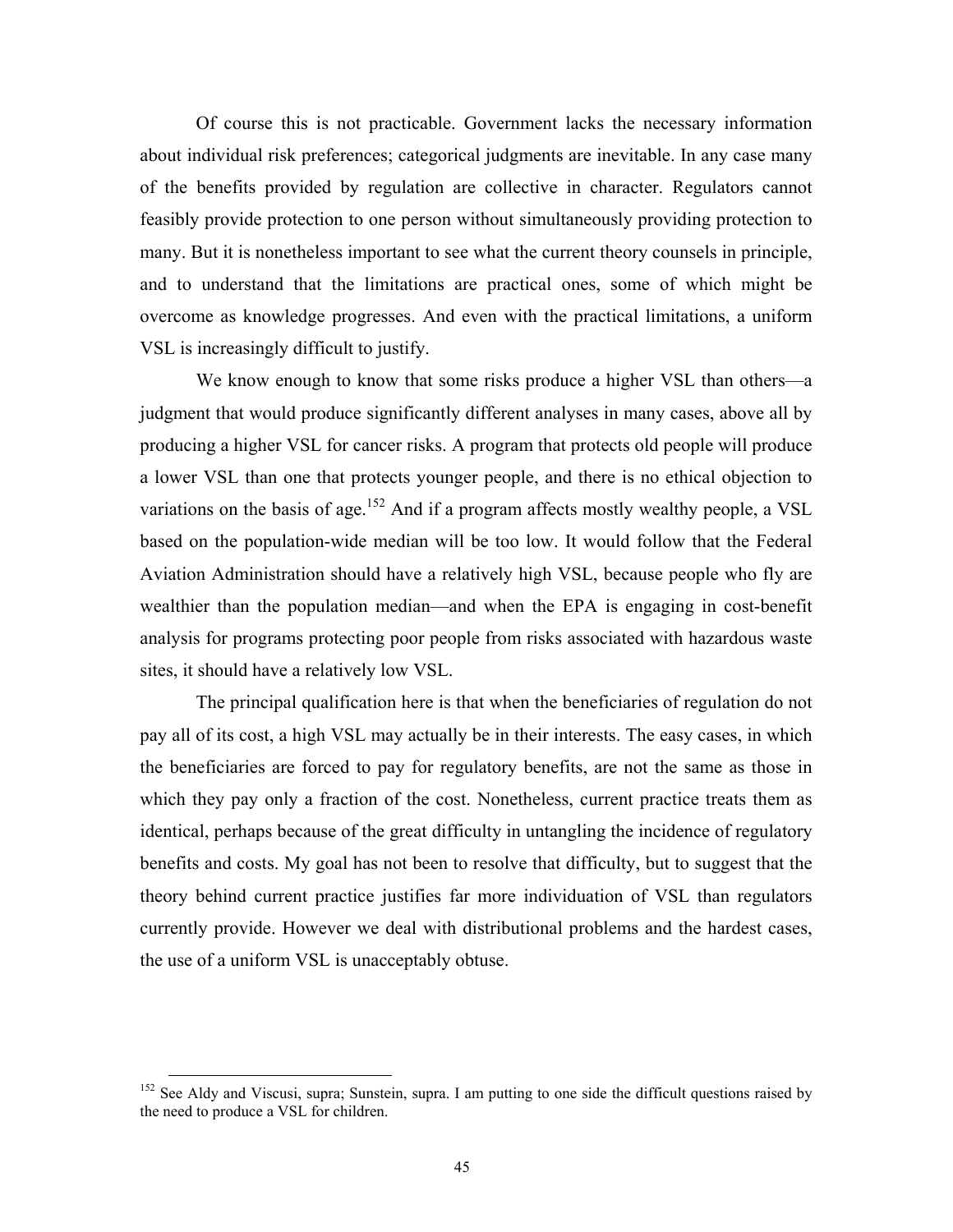Of course this is not practicable. Government lacks the necessary information about individual risk preferences; categorical judgments are inevitable. In any case many of the benefits provided by regulation are collective in character. Regulators cannot feasibly provide protection to one person without simultaneously providing protection to many. But it is nonetheless important to see what the current theory counsels in principle, and to understand that the limitations are practical ones, some of which might be overcome as knowledge progresses. And even with the practical limitations, a uniform VSL is increasingly difficult to justify.

We know enough to know that some risks produce a higher VSL than others—a judgment that would produce significantly different analyses in many cases, above all by producing a higher VSL for cancer risks. A program that protects old people will produce a lower VSL than one that protects younger people, and there is no ethical objection to variations on the basis of age.[152] And if a program affects mostly wealthy people, a VSL based on the population-wide median will be too low. It would follow that the Federal Aviation Administration should have a relatively high VSL, because people who fly are wealthier than the population median—and when the EPA is engaging in cost-benefit analysis for programs protecting poor people from risks associated with hazardous waste sites, it should have a relatively low VSL.

The principal qualification here is that when the beneficiaries of regulation do not pay all of its cost, a high VSL may actually be in their interests. The easy cases, in which the beneficiaries are forced to pay for regulatory benefits, are not the same as those in which they pay only a fraction of the cost. Nonetheless, current practice treats them as identical, perhaps because of the great difficulty in untangling the incidence of regulatory benefits and costs. My goal has not been to resolve that difficulty, but to suggest that the theory behind current practice justifies far more individuation of VSL than regulators currently provide. However we deal with distributional problems and the hardest cases, the use of a uniform VSL is unacceptably obtuse.

[152] See Aldy and Viscusi, supra; Sunstein, supra. I am putting to one side the difficult questions raised by the need to produce a VSL for children.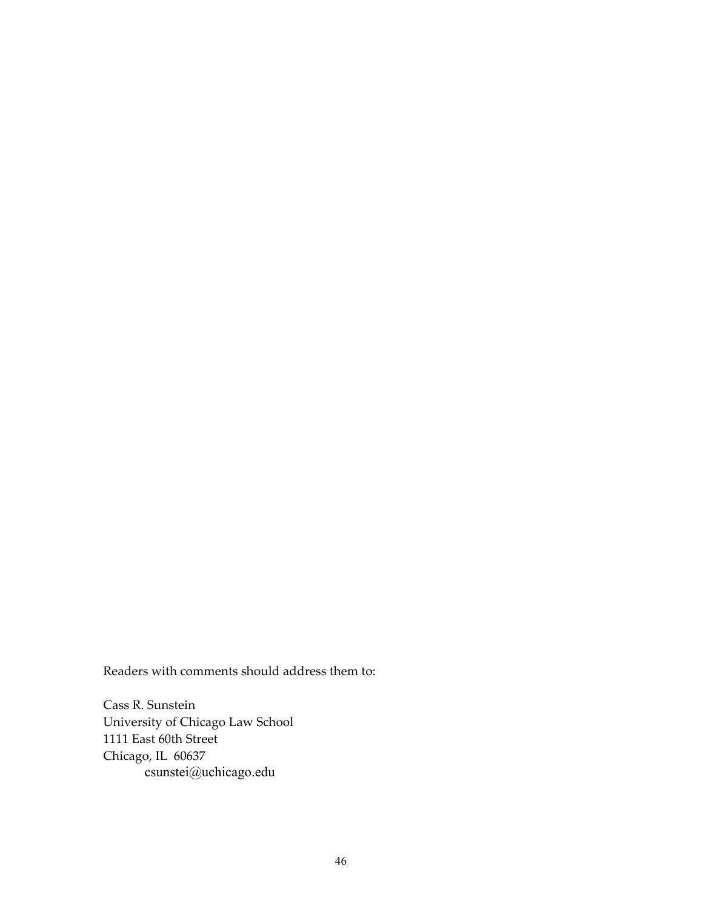Readers with comments should address them to:

Cass R. Sunstein
University of Chicago Law School
1111 East 60th Street
Chicago, IL 60637
csunstei@uchicago.edu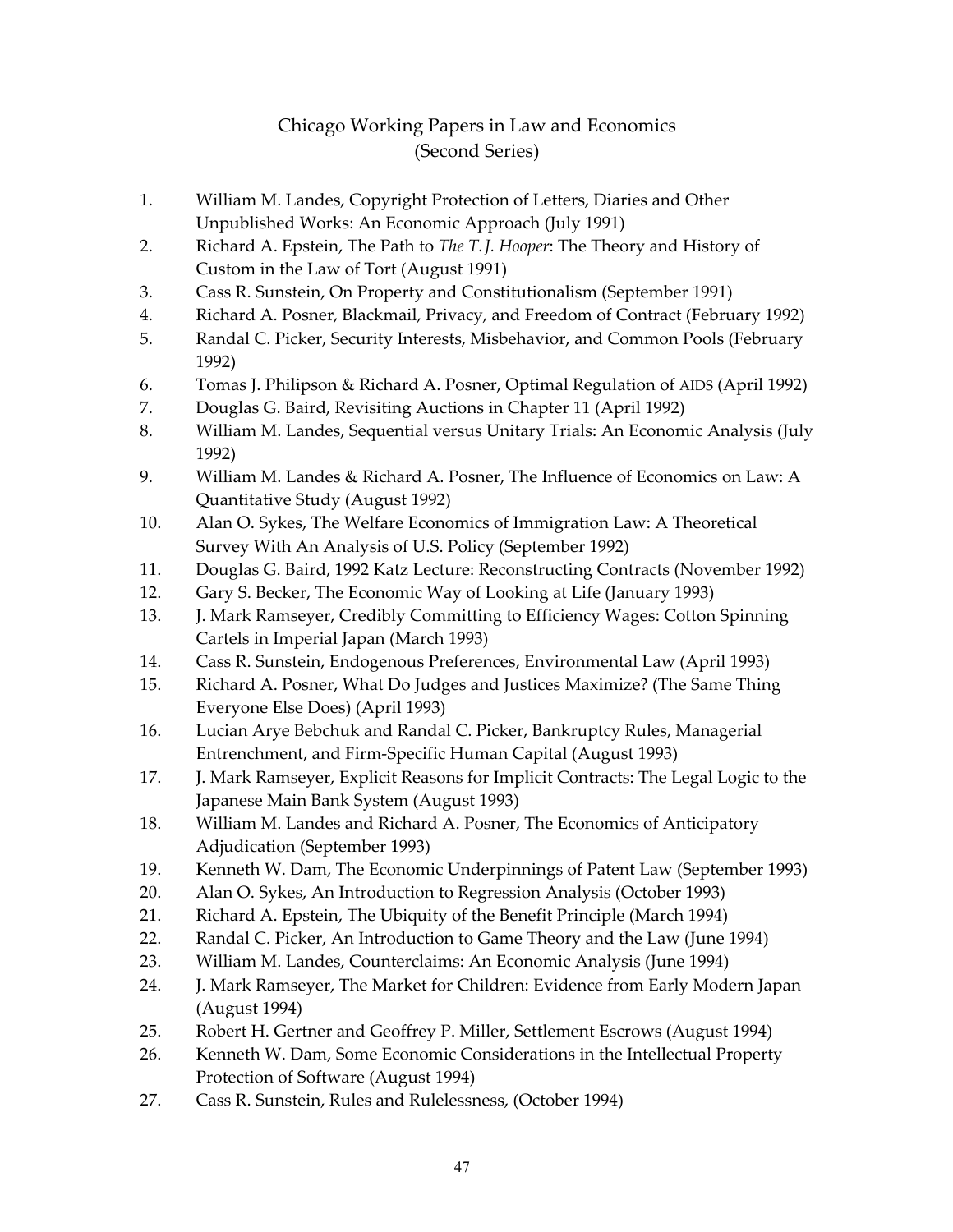# Chicago Working Papers in Law and Economics (Second Series)

1. William M. Landes, Copyright Protection of Letters, Diaries and Other Unpublished Works: An Economic Approach (July 1991)
2. Richard A. Epstein, The Path to *The T. J. Hooper*: The Theory and History of Custom in the Law of Tort (August 1991)
3. Cass R. Sunstein, On Property and Constitutionalism (September 1991)
4. Richard A. Posner, Blackmail, Privacy, and Freedom of Contract (February 1992)
5. Randal C. Picker, Security Interests, Misbehavior, and Common Pools (February 1992)
6. Tomas J. Philipson & Richard A. Posner, Optimal Regulation of AIDS (April 1992)
7. Douglas G. Baird, Revisiting Auctions in Chapter 11 (April 1992)
8. William M. Landes, Sequential versus Unitary Trials: An Economic Analysis (July 1992)
9. William M. Landes & Richard A. Posner, The Influence of Economics on Law: A Quantitative Study (August 1992)
10. Alan O. Sykes, The Welfare Economics of Immigration Law: A Theoretical Survey With An Analysis of U.S. Policy (September 1992)
11. Douglas G. Baird, 1992 Katz Lecture: Reconstructing Contracts (November 1992)
12. Gary S. Becker, The Economic Way of Looking at Life (January 1993)
13. J. Mark Ramseyer, Credibly Committing to Efficiency Wages: Cotton Spinning Cartels in Imperial Japan (March 1993)
14. Cass R. Sunstein, Endogenous Preferences, Environmental Law (April 1993)
15. Richard A. Posner, What Do Judges and Justices Maximize? (The Same Thing Everyone Else Does) (April 1993)
16. Lucian Arye Bebchuk and Randal C. Picker, Bankruptcy Rules, Managerial Entrenchment, and Firm-Specific Human Capital (August 1993)
17. J. Mark Ramseyer, Explicit Reasons for Implicit Contracts: The Legal Logic to the Japanese Main Bank System (August 1993)
18. William M. Landes and Richard A. Posner, The Economics of Anticipatory Adjudication (September 1993)
19. Kenneth W. Dam, The Economic Underpinnings of Patent Law (September 1993)
20. Alan O. Sykes, An Introduction to Regression Analysis (October 1993)
21. Richard A. Epstein, The Ubiquity of the Benefit Principle (March 1994)
22. Randal C. Picker, An Introduction to Game Theory and the Law (June 1994)
23. William M. Landes, Counterclaims: An Economic Analysis (June 1994)
24. J. Mark Ramseyer, The Market for Children: Evidence from Early Modern Japan (August 1994)
25. Robert H. Gertner and Geoffrey P. Miller, Settlement Escrows (August 1994)
26. Kenneth W. Dam, Some Economic Considerations in the Intellectual Property Protection of Software (August 1994)
27. Cass R. Sunstein, Rules and Rulelessness, (October 1994)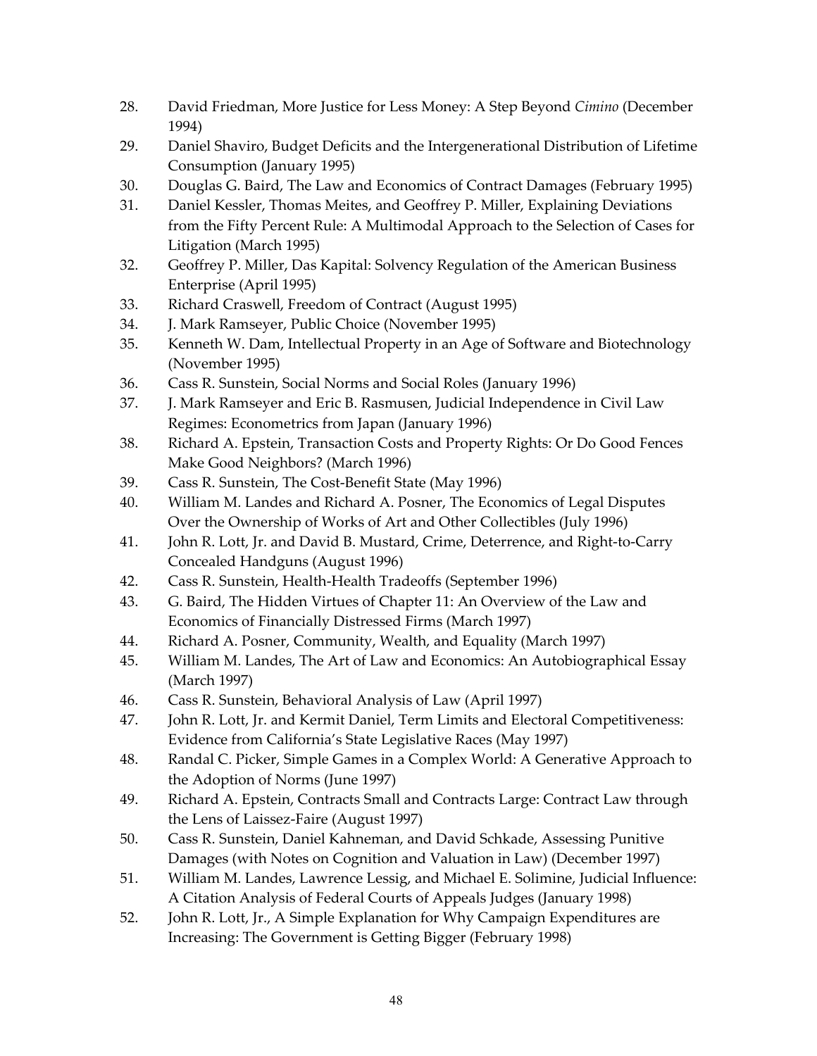28. David Friedman, More Justice for Less Money: A Step Beyond *Cimino* (December 1994)
29. Daniel Shaviro, Budget Deficits and the Intergenerational Distribution of Lifetime Consumption (January 1995)
30. Douglas G. Baird, The Law and Economics of Contract Damages (February 1995)
31. Daniel Kessler, Thomas Meites, and Geoffrey P. Miller, Explaining Deviations from the Fifty Percent Rule: A Multimodal Approach to the Selection of Cases for Litigation (March 1995)
32. Geoffrey P. Miller, Das Kapital: Solvency Regulation of the American Business Enterprise (April 1995)
33. Richard Craswell, Freedom of Contract (August 1995)
34. J. Mark Ramseyer, Public Choice (November 1995)
35. Kenneth W. Dam, Intellectual Property in an Age of Software and Biotechnology (November 1995)
36. Cass R. Sunstein, Social Norms and Social Roles (January 1996)
37. J. Mark Ramseyer and Eric B. Rasmusen, Judicial Independence in Civil Law Regimes: Econometrics from Japan (January 1996)
38. Richard A. Epstein, Transaction Costs and Property Rights: Or Do Good Fences Make Good Neighbors? (March 1996)
39. Cass R. Sunstein, The Cost-Benefit State (May 1996)
40. William M. Landes and Richard A. Posner, The Economics of Legal Disputes Over the Ownership of Works of Art and Other Collectibles (July 1996)
41. John R. Lott, Jr. and David B. Mustard, Crime, Deterrence, and Right-to-Carry Concealed Handguns (August 1996)
42. Cass R. Sunstein, Health-Health Tradeoffs (September 1996)
43. G. Baird, The Hidden Virtues of Chapter 11: An Overview of the Law and Economics of Financially Distressed Firms (March 1997)
44. Richard A. Posner, Community, Wealth, and Equality (March 1997)
45. William M. Landes, The Art of Law and Economics: An Autobiographical Essay (March 1997)
46. Cass R. Sunstein, Behavioral Analysis of Law (April 1997)
47. John R. Lott, Jr. and Kermit Daniel, Term Limits and Electoral Competitiveness: Evidence from California's State Legislative Races (May 1997)
48. Randal C. Picker, Simple Games in a Complex World: A Generative Approach to the Adoption of Norms (June 1997)
49. Richard A. Epstein, Contracts Small and Contracts Large: Contract Law through the Lens of Laissez-Faire (August 1997)
50. Cass R. Sunstein, Daniel Kahneman, and David Schkade, Assessing Punitive Damages (with Notes on Cognition and Valuation in Law) (December 1997)
51. William M. Landes, Lawrence Lessig, and Michael E. Solimine, Judicial Influence: A Citation Analysis of Federal Courts of Appeals Judges (January 1998)
52. John R. Lott, Jr., A Simple Explanation for Why Campaign Expenditures are Increasing: The Government is Getting Bigger (February 1998)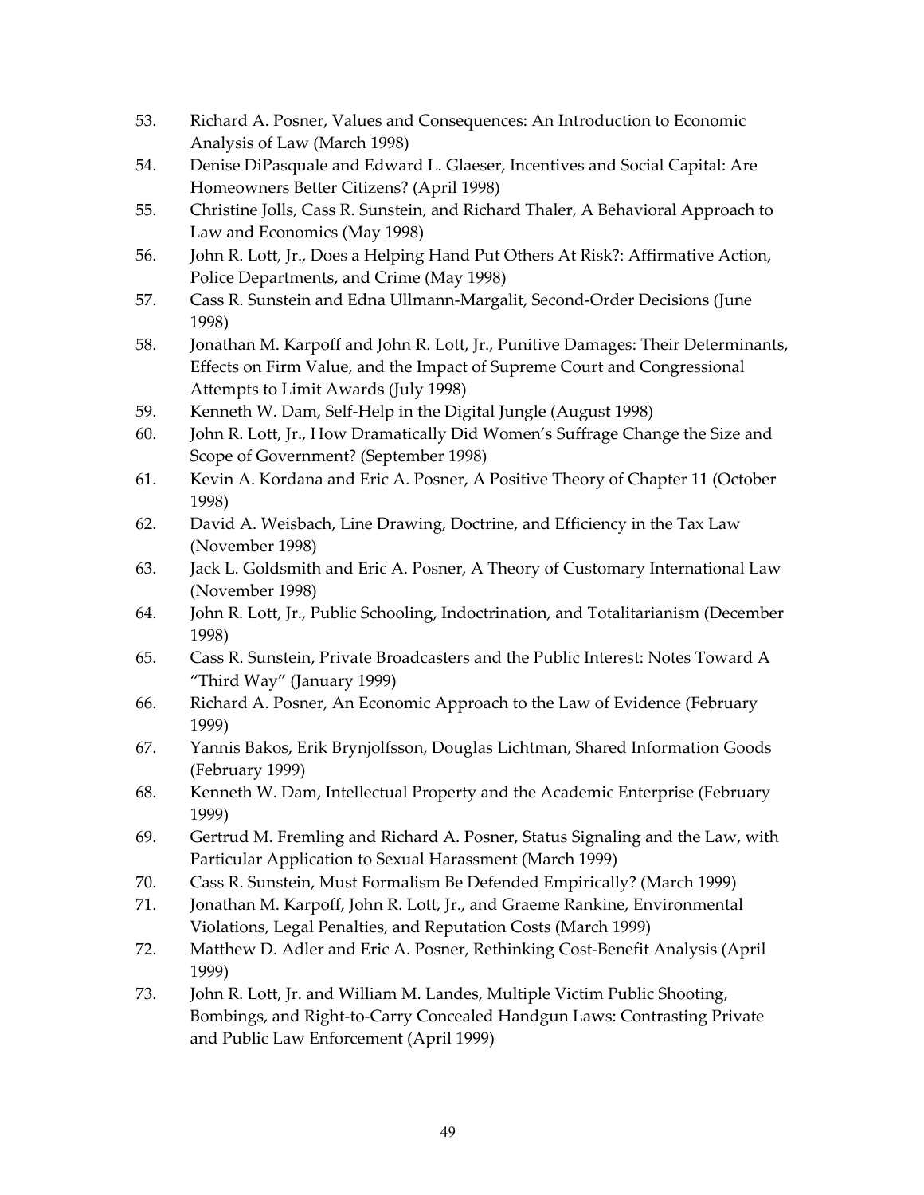53. Richard A. Posner, Values and Consequences: An Introduction to Economic Analysis of Law (March 1998)
54. Denise DiPasquale and Edward L. Glaeser, Incentives and Social Capital: Are Homeowners Better Citizens? (April 1998)
55. Christine Jolls, Cass R. Sunstein, and Richard Thaler, A Behavioral Approach to Law and Economics (May 1998)
56. John R. Lott, Jr., Does a Helping Hand Put Others At Risk?: Affirmative Action, Police Departments, and Crime (May 1998)
57. Cass R. Sunstein and Edna Ullmann-Margalit, Second-Order Decisions (June 1998)
58. Jonathan M. Karpoff and John R. Lott, Jr., Punitive Damages: Their Determinants, Effects on Firm Value, and the Impact of Supreme Court and Congressional Attempts to Limit Awards (July 1998)
59. Kenneth W. Dam, Self-Help in the Digital Jungle (August 1998)
60. John R. Lott, Jr., How Dramatically Did Women's Suffrage Change the Size and Scope of Government? (September 1998)
61. Kevin A. Kordana and Eric A. Posner, A Positive Theory of Chapter 11 (October 1998)
62. David A. Weisbach, Line Drawing, Doctrine, and Efficiency in the Tax Law (November 1998)
63. Jack L. Goldsmith and Eric A. Posner, A Theory of Customary International Law (November 1998)
64. John R. Lott, Jr., Public Schooling, Indoctrination, and Totalitarianism (December 1998)
65. Cass R. Sunstein, Private Broadcasters and the Public Interest: Notes Toward A "Third Way" (January 1999)
66. Richard A. Posner, An Economic Approach to the Law of Evidence (February 1999)
67. Yannis Bakos, Erik Brynjolfsson, Douglas Lichtman, Shared Information Goods (February 1999)
68. Kenneth W. Dam, Intellectual Property and the Academic Enterprise (February 1999)
69. Gertrud M. Fremling and Richard A. Posner, Status Signaling and the Law, with Particular Application to Sexual Harassment (March 1999)
70. Cass R. Sunstein, Must Formalism Be Defended Empirically? (March 1999)
71. Jonathan M. Karpoff, John R. Lott, Jr., and Graeme Rankine, Environmental Violations, Legal Penalties, and Reputation Costs (March 1999)
72. Matthew D. Adler and Eric A. Posner, Rethinking Cost-Benefit Analysis (April 1999)
73. John R. Lott, Jr. and William M. Landes, Multiple Victim Public Shooting, Bombings, and Right-to-Carry Concealed Handgun Laws: Contrasting Private and Public Law Enforcement (April 1999)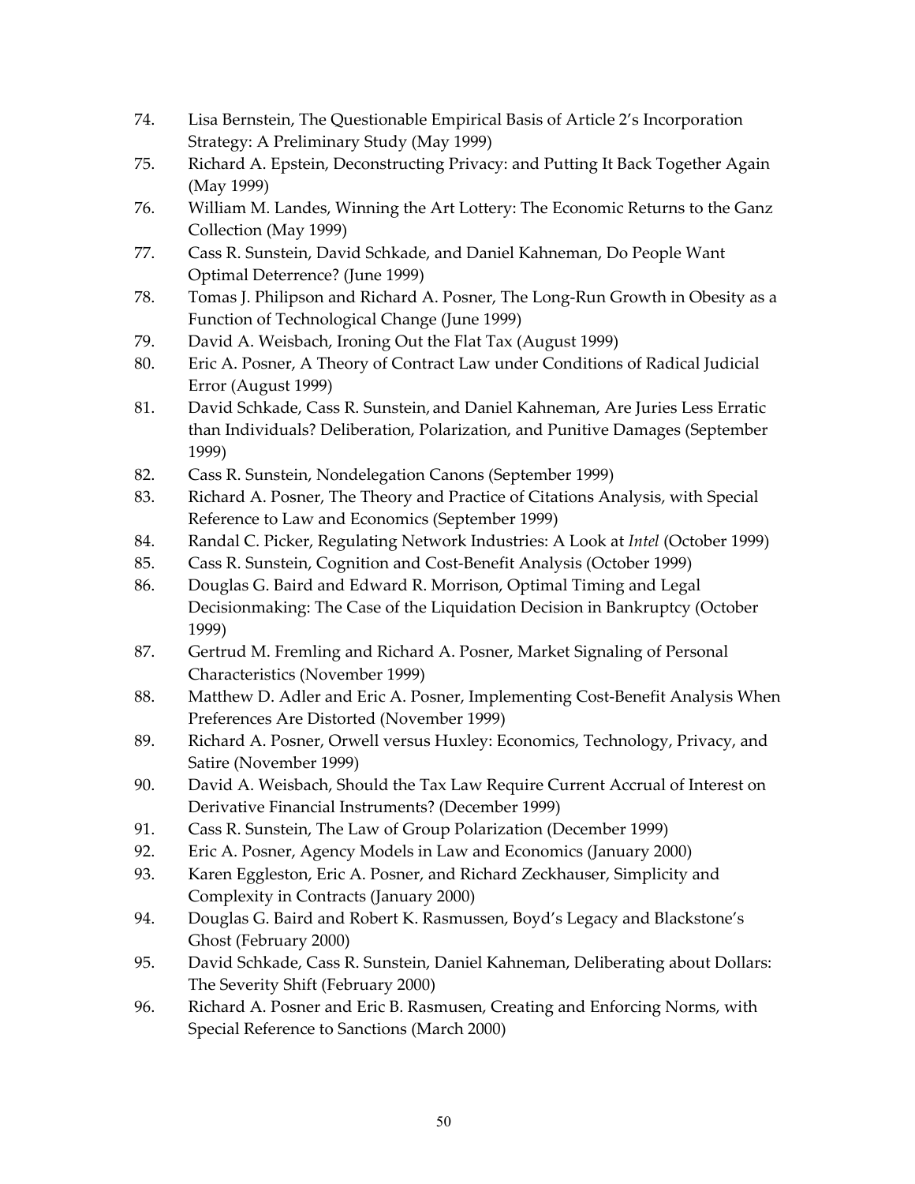74. Lisa Bernstein, The Questionable Empirical Basis of Article 2's Incorporation Strategy: A Preliminary Study (May 1999)
75. Richard A. Epstein, Deconstructing Privacy: and Putting It Back Together Again (May 1999)
76. William M. Landes, Winning the Art Lottery: The Economic Returns to the Ganz Collection (May 1999)
77. Cass R. Sunstein, David Schkade, and Daniel Kahneman, Do People Want Optimal Deterrence? (June 1999)
78. Tomas J. Philipson and Richard A. Posner, The Long-Run Growth in Obesity as a Function of Technological Change (June 1999)
79. David A. Weisbach, Ironing Out the Flat Tax (August 1999)
80. Eric A. Posner, A Theory of Contract Law under Conditions of Radical Judicial Error (August 1999)
81. David Schkade, Cass R. Sunstein, and Daniel Kahneman, Are Juries Less Erratic than Individuals? Deliberation, Polarization, and Punitive Damages (September 1999)
82. Cass R. Sunstein, Nondelegation Canons (September 1999)
83. Richard A. Posner, The Theory and Practice of Citations Analysis, with Special Reference to Law and Economics (September 1999)
84. Randal C. Picker, Regulating Network Industries: A Look at *Intel* (October 1999)
85. Cass R. Sunstein, Cognition and Cost-Benefit Analysis (October 1999)
86. Douglas G. Baird and Edward R. Morrison, Optimal Timing and Legal Decisionmaking: The Case of the Liquidation Decision in Bankruptcy (October 1999)
87. Gertrud M. Fremling and Richard A. Posner, Market Signaling of Personal Characteristics (November 1999)
88. Matthew D. Adler and Eric A. Posner, Implementing Cost-Benefit Analysis When Preferences Are Distorted (November 1999)
89. Richard A. Posner, Orwell versus Huxley: Economics, Technology, Privacy, and Satire (November 1999)
90. David A. Weisbach, Should the Tax Law Require Current Accrual of Interest on Derivative Financial Instruments? (December 1999)
91. Cass R. Sunstein, The Law of Group Polarization (December 1999)
92. Eric A. Posner, Agency Models in Law and Economics (January 2000)
93. Karen Eggleston, Eric A. Posner, and Richard Zeckhauser, Simplicity and Complexity in Contracts (January 2000)
94. Douglas G. Baird and Robert K. Rasmussen, Boyd's Legacy and Blackstone's Ghost (February 2000)
95. David Schkade, Cass R. Sunstein, Daniel Kahneman, Deliberating about Dollars: The Severity Shift (February 2000)
96. Richard A. Posner and Eric B. Rasmusen, Creating and Enforcing Norms, with Special Reference to Sanctions (March 2000)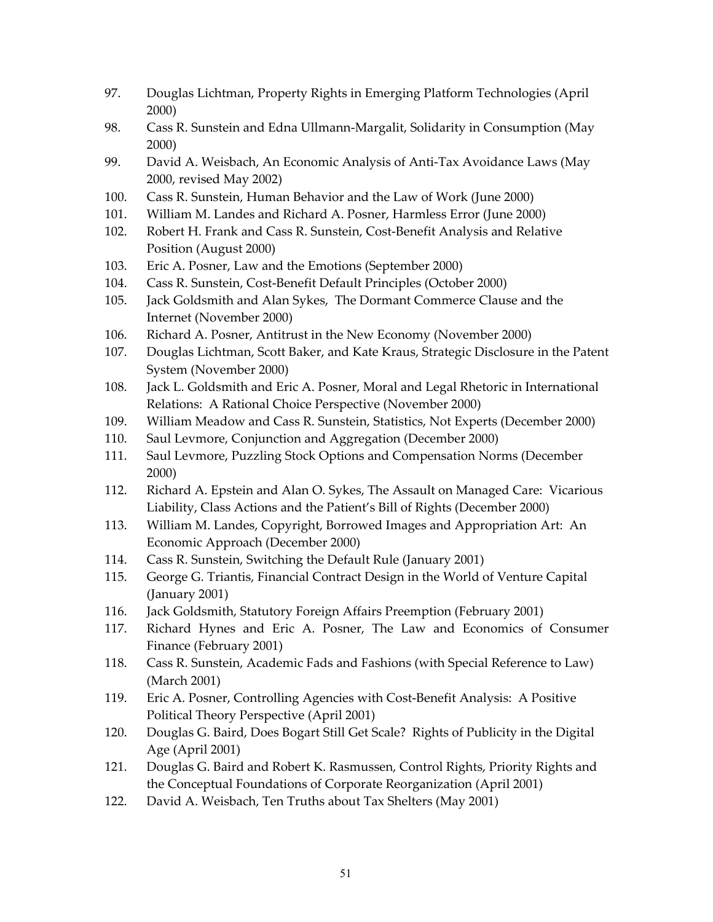97. Douglas Lichtman, Property Rights in Emerging Platform Technologies (April 2000)
98. Cass R. Sunstein and Edna Ullmann-Margalit, Solidarity in Consumption (May 2000)
99. David A. Weisbach, An Economic Analysis of Anti-Tax Avoidance Laws (May 2000, revised May 2002)
100. Cass R. Sunstein, Human Behavior and the Law of Work (June 2000)
101. William M. Landes and Richard A. Posner, Harmless Error (June 2000)
102. Robert H. Frank and Cass R. Sunstein, Cost-Benefit Analysis and Relative Position (August 2000)
103. Eric A. Posner, Law and the Emotions (September 2000)
104. Cass R. Sunstein, Cost-Benefit Default Principles (October 2000)
105. Jack Goldsmith and Alan Sykes, The Dormant Commerce Clause and the Internet (November 2000)
106. Richard A. Posner, Antitrust in the New Economy (November 2000)
107. Douglas Lichtman, Scott Baker, and Kate Kraus, Strategic Disclosure in the Patent System (November 2000)
108. Jack L. Goldsmith and Eric A. Posner, Moral and Legal Rhetoric in International Relations: A Rational Choice Perspective (November 2000)
109. William Meadow and Cass R. Sunstein, Statistics, Not Experts (December 2000)
110. Saul Levmore, Conjunction and Aggregation (December 2000)
111. Saul Levmore, Puzzling Stock Options and Compensation Norms (December 2000)
112. Richard A. Epstein and Alan O. Sykes, The Assault on Managed Care: Vicarious Liability, Class Actions and the Patient's Bill of Rights (December 2000)
113. William M. Landes, Copyright, Borrowed Images and Appropriation Art: An Economic Approach (December 2000)
114. Cass R. Sunstein, Switching the Default Rule (January 2001)
115. George G. Triantis, Financial Contract Design in the World of Venture Capital (January 2001)
116. Jack Goldsmith, Statutory Foreign Affairs Preemption (February 2001)
117. Richard Hynes and Eric A. Posner, The Law and Economics of Consumer Finance (February 2001)
118. Cass R. Sunstein, Academic Fads and Fashions (with Special Reference to Law) (March 2001)
119. Eric A. Posner, Controlling Agencies with Cost-Benefit Analysis: A Positive Political Theory Perspective (April 2001)
120. Douglas G. Baird, Does Bogart Still Get Scale? Rights of Publicity in the Digital Age (April 2001)
121. Douglas G. Baird and Robert K. Rasmussen, Control Rights, Priority Rights and the Conceptual Foundations of Corporate Reorganization (April 2001)
122. David A. Weisbach, Ten Truths about Tax Shelters (May 2001)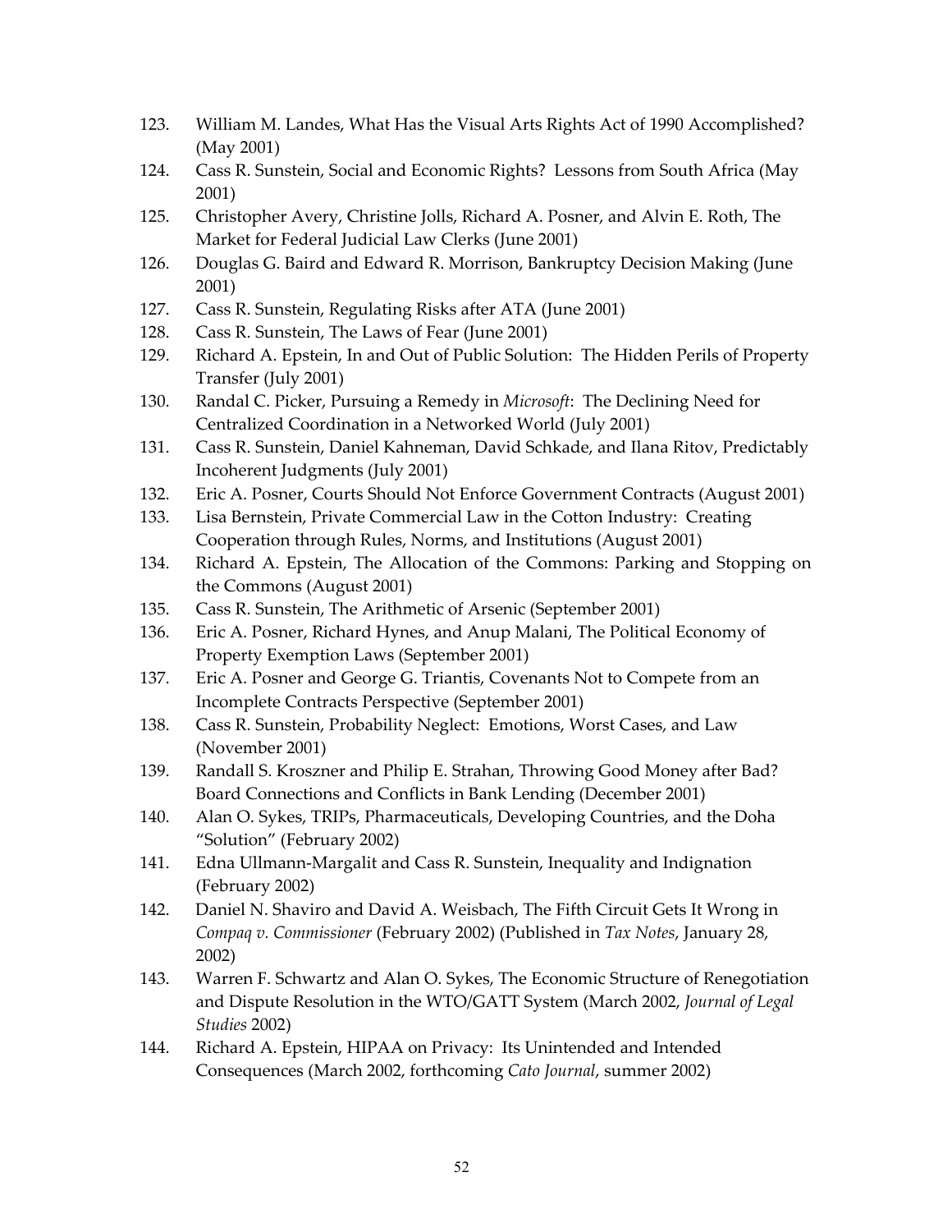123. William M. Landes, What Has the Visual Arts Rights Act of 1990 Accomplished? (May 2001)
124. Cass R. Sunstein, Social and Economic Rights? Lessons from South Africa (May 2001)
125. Christopher Avery, Christine Jolls, Richard A. Posner, and Alvin E. Roth, The Market for Federal Judicial Law Clerks (June 2001)
126. Douglas G. Baird and Edward R. Morrison, Bankruptcy Decision Making (June 2001)
127. Cass R. Sunstein, Regulating Risks after ATA (June 2001)
128. Cass R. Sunstein, The Laws of Fear (June 2001)
129. Richard A. Epstein, In and Out of Public Solution: The Hidden Perils of Property Transfer (July 2001)
130. Randal C. Picker, Pursuing a Remedy in *Microsoft*: The Declining Need for Centralized Coordination in a Networked World (July 2001)
131. Cass R. Sunstein, Daniel Kahneman, David Schkade, and Ilana Ritov, Predictably Incoherent Judgments (July 2001)
132. Eric A. Posner, Courts Should Not Enforce Government Contracts (August 2001)
133. Lisa Bernstein, Private Commercial Law in the Cotton Industry: Creating Cooperation through Rules, Norms, and Institutions (August 2001)
134. Richard A. Epstein, The Allocation of the Commons: Parking and Stopping on the Commons (August 2001)
135. Cass R. Sunstein, The Arithmetic of Arsenic (September 2001)
136. Eric A. Posner, Richard Hynes, and Anup Malani, The Political Economy of Property Exemption Laws (September 2001)
137. Eric A. Posner and George G. Triantis, Covenants Not to Compete from an Incomplete Contracts Perspective (September 2001)
138. Cass R. Sunstein, Probability Neglect: Emotions, Worst Cases, and Law (November 2001)
139. Randall S. Kroszner and Philip E. Strahan, Throwing Good Money after Bad? Board Connections and Conflicts in Bank Lending (December 2001)
140. Alan O. Sykes, TRIPs, Pharmaceuticals, Developing Countries, and the Doha "Solution" (February 2002)
141. Edna Ullmann-Margalit and Cass R. Sunstein, Inequality and Indignation (February 2002)
142. Daniel N. Shaviro and David A. Weisbach, The Fifth Circuit Gets It Wrong in *Compaq v. Commissioner* (February 2002) (Published in *Tax Notes*, January 28, 2002)
143. Warren F. Schwartz and Alan O. Sykes, The Economic Structure of Renegotiation and Dispute Resolution in the WTO/GATT System (March 2002, *Journal of Legal Studies* 2002)
144. Richard A. Epstein, HIPAA on Privacy: Its Unintended and Intended Consequences (March 2002, forthcoming *Cato Journal*, summer 2002)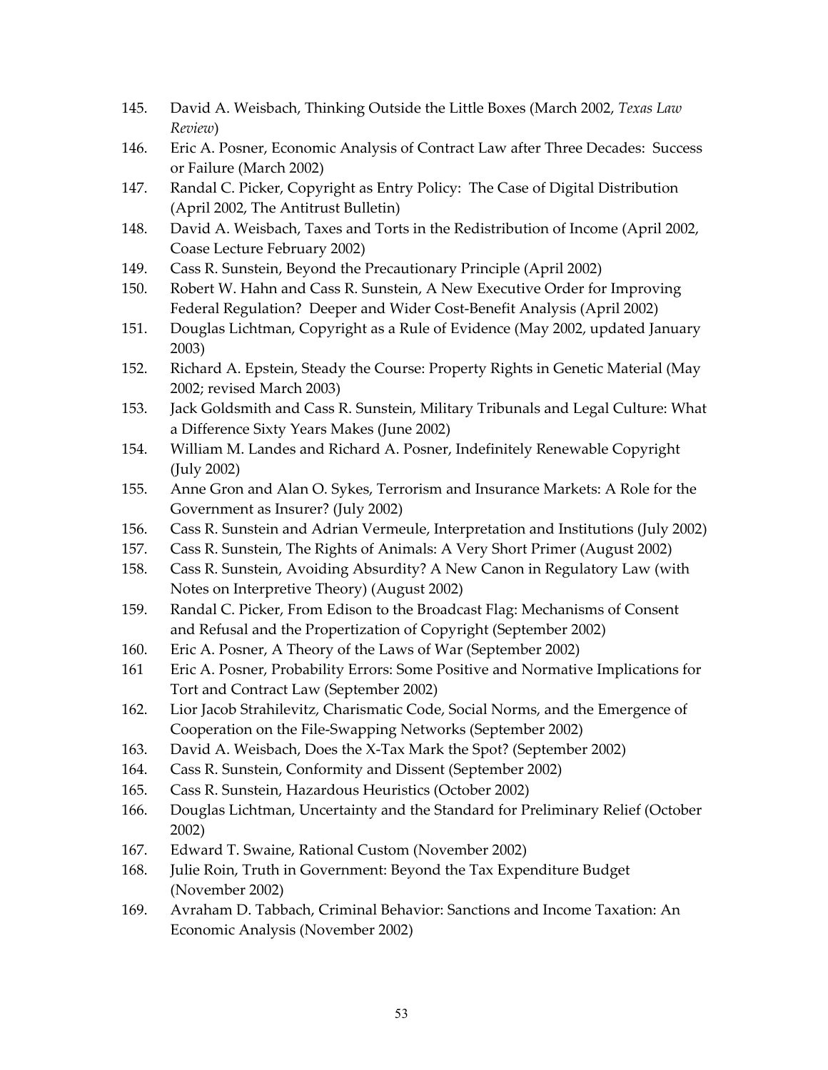145. David A. Weisbach, Thinking Outside the Little Boxes (March 2002, *Texas Law Review*)
146. Eric A. Posner, Economic Analysis of Contract Law after Three Decades: Success or Failure (March 2002)
147. Randal C. Picker, Copyright as Entry Policy: The Case of Digital Distribution (April 2002, The Antitrust Bulletin)
148. David A. Weisbach, Taxes and Torts in the Redistribution of Income (April 2002, Coase Lecture February 2002)
149. Cass R. Sunstein, Beyond the Precautionary Principle (April 2002)
150. Robert W. Hahn and Cass R. Sunstein, A New Executive Order for Improving Federal Regulation? Deeper and Wider Cost-Benefit Analysis (April 2002)
151. Douglas Lichtman, Copyright as a Rule of Evidence (May 2002, updated January 2003)
152. Richard A. Epstein, Steady the Course: Property Rights in Genetic Material (May 2002; revised March 2003)
153. Jack Goldsmith and Cass R. Sunstein, Military Tribunals and Legal Culture: What a Difference Sixty Years Makes (June 2002)
154. William M. Landes and Richard A. Posner, Indefinitely Renewable Copyright (July 2002)
155. Anne Gron and Alan O. Sykes, Terrorism and Insurance Markets: A Role for the Government as Insurer? (July 2002)
156. Cass R. Sunstein and Adrian Vermeule, Interpretation and Institutions (July 2002)
157. Cass R. Sunstein, The Rights of Animals: A Very Short Primer (August 2002)
158. Cass R. Sunstein, Avoiding Absurdity? A New Canon in Regulatory Law (with Notes on Interpretive Theory) (August 2002)
159. Randal C. Picker, From Edison to the Broadcast Flag: Mechanisms of Consent and Refusal and the Propertization of Copyright (September 2002)
160. Eric A. Posner, A Theory of the Laws of War (September 2002)
161 Eric A. Posner, Probability Errors: Some Positive and Normative Implications for Tort and Contract Law (September 2002)
162. Lior Jacob Strahilevitz, Charismatic Code, Social Norms, and the Emergence of Cooperation on the File-Swapping Networks (September 2002)
163. David A. Weisbach, Does the X-Tax Mark the Spot? (September 2002)
164. Cass R. Sunstein, Conformity and Dissent (September 2002)
165. Cass R. Sunstein, Hazardous Heuristics (October 2002)
166. Douglas Lichtman, Uncertainty and the Standard for Preliminary Relief (October 2002)
167. Edward T. Swaine, Rational Custom (November 2002)
168. Julie Roin, Truth in Government: Beyond the Tax Expenditure Budget (November 2002)
169. Avraham D. Tabbach, Criminal Behavior: Sanctions and Income Taxation: An Economic Analysis (November 2002)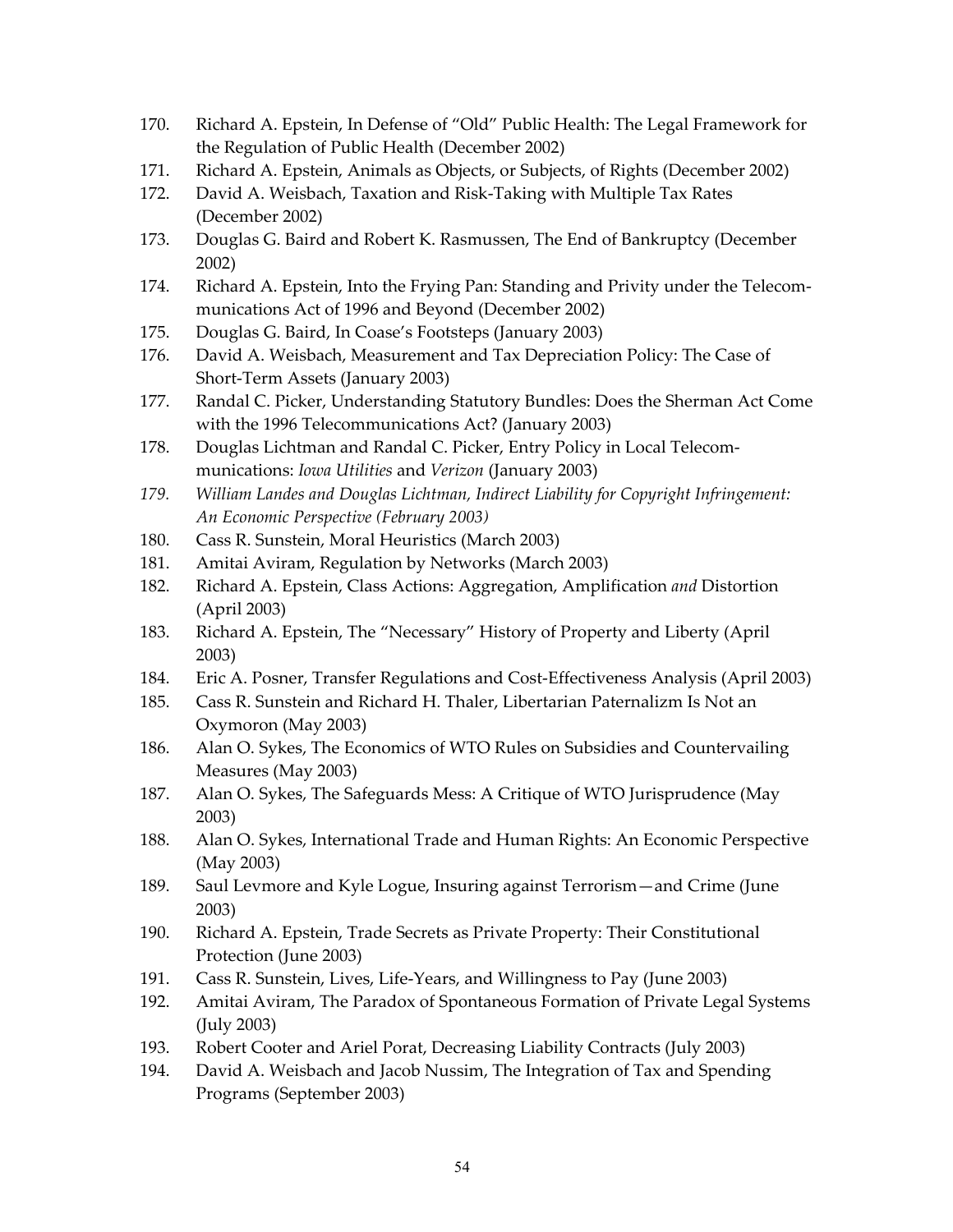170. Richard A. Epstein, In Defense of "Old" Public Health: The Legal Framework for the Regulation of Public Health (December 2002)
171. Richard A. Epstein, Animals as Objects, or Subjects, of Rights (December 2002)
172. David A. Weisbach, Taxation and Risk-Taking with Multiple Tax Rates (December 2002)
173. Douglas G. Baird and Robert K. Rasmussen, The End of Bankruptcy (December 2002)
174. Richard A. Epstein, Into the Frying Pan: Standing and Privity under the Telecommunications Act of 1996 and Beyond (December 2002)
175. Douglas G. Baird, In Coase's Footsteps (January 2003)
176. David A. Weisbach, Measurement and Tax Depreciation Policy: The Case of Short-Term Assets (January 2003)
177. Randal C. Picker, Understanding Statutory Bundles: Does the Sherman Act Come with the 1996 Telecommunications Act? (January 2003)
178. Douglas Lichtman and Randal C. Picker, Entry Policy in Local Telecommunications: *Iowa Utilities* and *Verizon* (January 2003)
179. *William Landes and Douglas Lichtman, Indirect Liability for Copyright Infringement: An Economic Perspective (February 2003)*
180. Cass R. Sunstein, Moral Heuristics (March 2003)
181. Amitai Aviram, Regulation by Networks (March 2003)
182. Richard A. Epstein, Class Actions: Aggregation, Amplification *and* Distortion (April 2003)
183. Richard A. Epstein, The "Necessary" History of Property and Liberty (April 2003)
184. Eric A. Posner, Transfer Regulations and Cost-Effectiveness Analysis (April 2003)
185. Cass R. Sunstein and Richard H. Thaler, Libertarian Paternalizm Is Not an Oxymoron (May 2003)
186. Alan O. Sykes, The Economics of WTO Rules on Subsidies and Countervailing Measures (May 2003)
187. Alan O. Sykes, The Safeguards Mess: A Critique of WTO Jurisprudence (May 2003)
188. Alan O. Sykes, International Trade and Human Rights: An Economic Perspective (May 2003)
189. Saul Levmore and Kyle Logue, Insuring against Terrorism—and Crime (June 2003)
190. Richard A. Epstein, Trade Secrets as Private Property: Their Constitutional Protection (June 2003)
191. Cass R. Sunstein, Lives, Life-Years, and Willingness to Pay (June 2003)
192. Amitai Aviram, The Paradox of Spontaneous Formation of Private Legal Systems (July 2003)
193. Robert Cooter and Ariel Porat, Decreasing Liability Contracts (July 2003)
194. David A. Weisbach and Jacob Nussim, The Integration of Tax and Spending Programs (September 2003)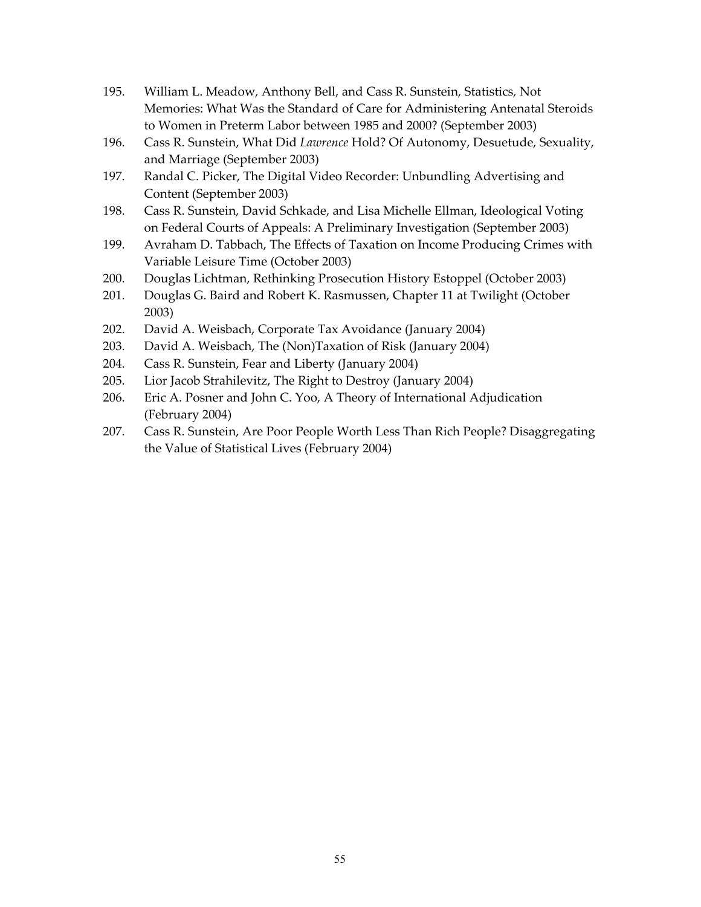195. William L. Meadow, Anthony Bell, and Cass R. Sunstein, Statistics, Not Memories: What Was the Standard of Care for Administering Antenatal Steroids to Women in Preterm Labor between 1985 and 2000? (September 2003)
196. Cass R. Sunstein, What Did *Lawrence* Hold? Of Autonomy, Desuetude, Sexuality, and Marriage (September 2003)
197. Randal C. Picker, The Digital Video Recorder: Unbundling Advertising and Content (September 2003)
198. Cass R. Sunstein, David Schkade, and Lisa Michelle Ellman, Ideological Voting on Federal Courts of Appeals: A Preliminary Investigation (September 2003)
199. Avraham D. Tabbach, The Effects of Taxation on Income Producing Crimes with Variable Leisure Time (October 2003)
200. Douglas Lichtman, Rethinking Prosecution History Estoppel (October 2003)
201. Douglas G. Baird and Robert K. Rasmussen, Chapter 11 at Twilight (October 2003)
202. David A. Weisbach, Corporate Tax Avoidance (January 2004)
203. David A. Weisbach, The (Non)Taxation of Risk (January 2004)
204. Cass R. Sunstein, Fear and Liberty (January 2004)
205. Lior Jacob Strahilevitz, The Right to Destroy (January 2004)
206. Eric A. Posner and John C. Yoo, A Theory of International Adjudication (February 2004)
207. Cass R. Sunstein, Are Poor People Worth Less Than Rich People? Disaggregating the Value of Statistical Lives (February 2004)